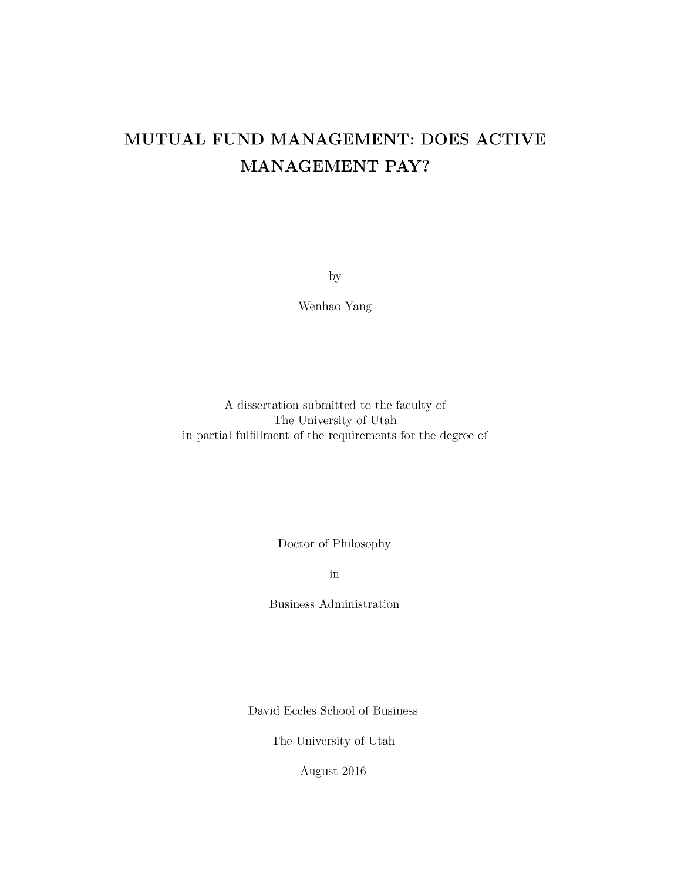# MUTUAL FUND MANAGEMENT: DOES ACTIVE MANAGEMENT PAY?

by

Wenhao Yang

A dissertation submitted to the faculty of
The University of Utah
in partial fulfillment of the requirements for the degree of

Doctor of Philosophy

in

Business Administration

David Eccles School of Business

The University of Utah

August 2016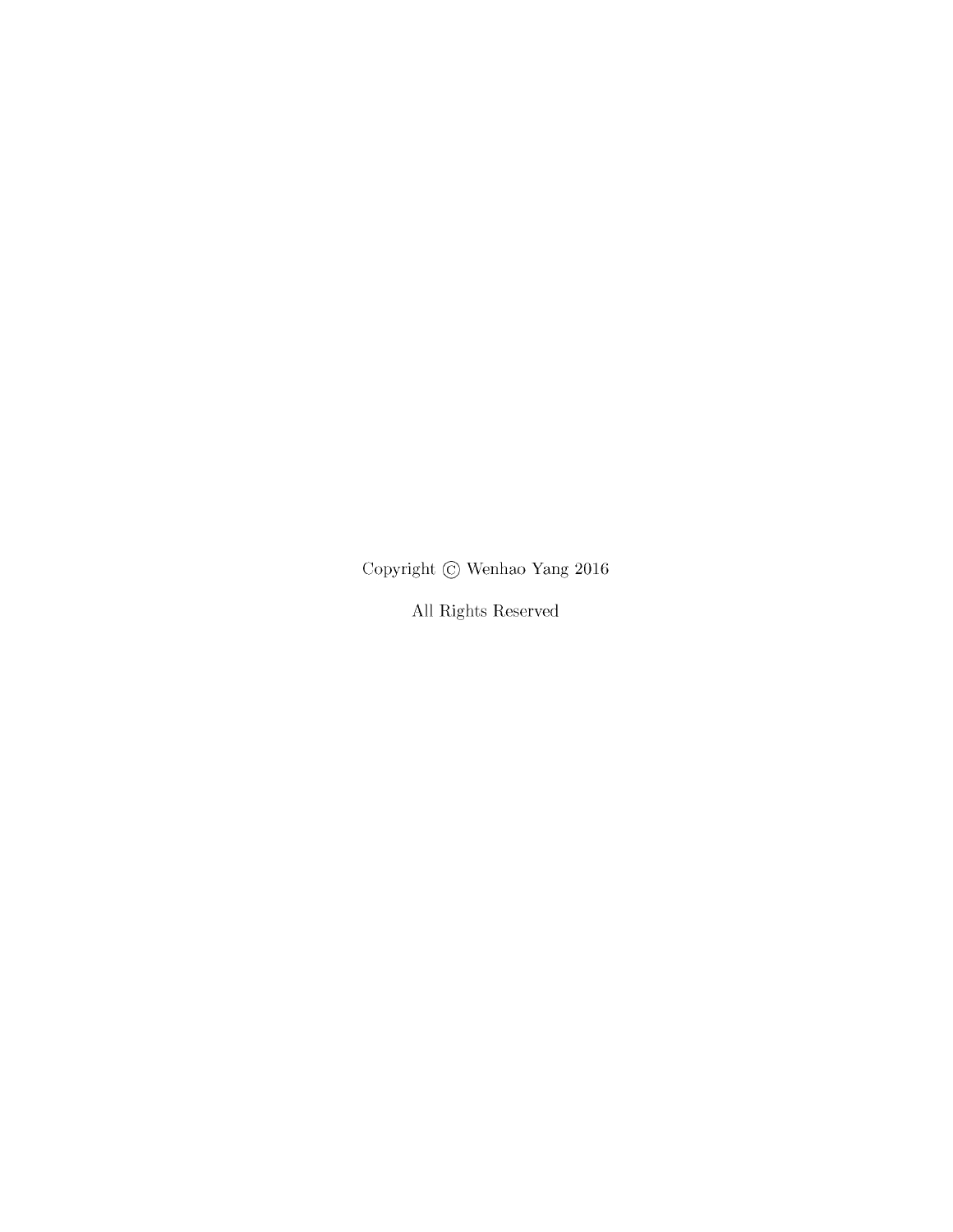Copyright © Wenhao Yang 2016

All Rights Reserved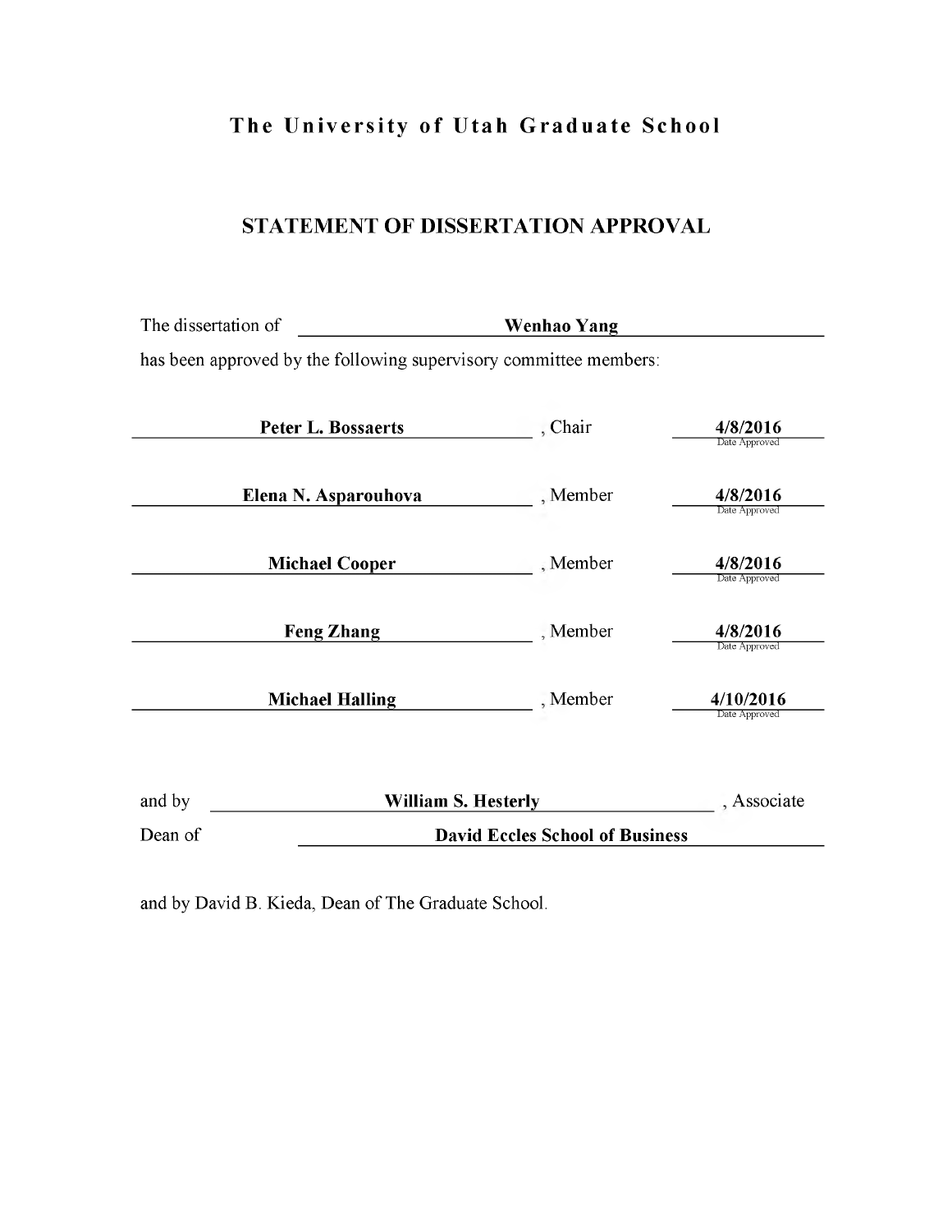# The University of Utah Graduate School

## STATEMENT OF DISSERTATION APPROVAL

The dissertation of **Wenhao Yang**

has been approved by the following supervisory committee members:

| Name | Role | Date Approved |
|---|---|---|
| **Peter L. Bossaerts** | , Chair | **4/8/2016** |
| **Elena N. Asparouhova** | , Member | **4/8/2016** |
| **Michael Cooper** | , Member | **4/8/2016** |
| **Feng Zhang** | , Member | **4/8/2016** |
| **Michael Halling** | , Member | **4/10/2016** |

and by **William S. Hesterly**, Associate Dean of **David Eccles School of Business**

and by David B. Kieda, Dean of The Graduate School.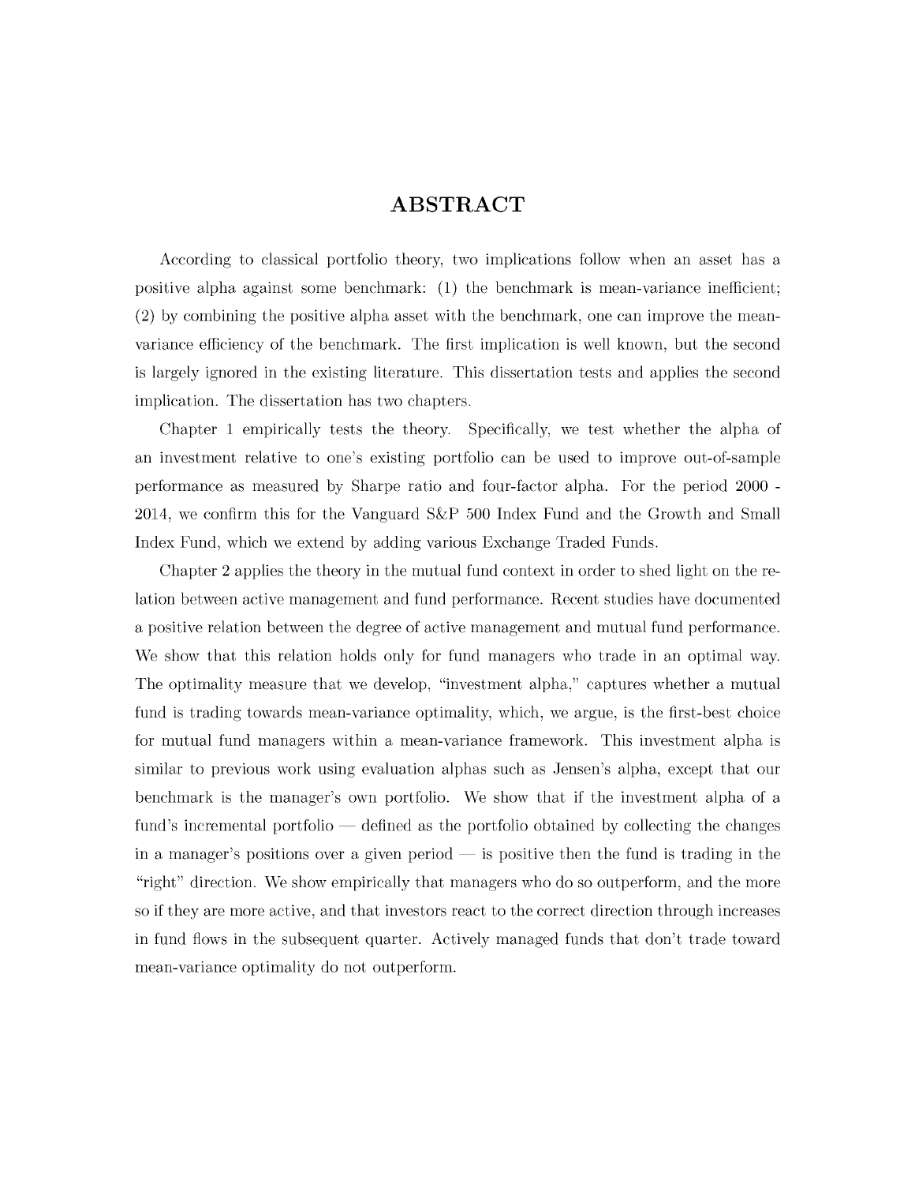# ABSTRACT

According to classical portfolio theory, two implications follow when an asset has a positive alpha against some benchmark: (1) the benchmark is mean-variance inefficient; (2) by combining the positive alpha asset with the benchmark, one can improve the mean-variance efficiency of the benchmark. The first implication is well known, but the second is largely ignored in the existing literature. This dissertation tests and applies the second implication. The dissertation has two chapters.

Chapter 1 empirically tests the theory. Specifically, we test whether the alpha of an investment relative to one's existing portfolio can be used to improve out-of-sample performance as measured by Sharpe ratio and four-factor alpha. For the period 2000 - 2014, we confirm this for the Vanguard S&P 500 Index Fund and the Growth and Small Index Fund, which we extend by adding various Exchange Traded Funds.

Chapter 2 applies the theory in the mutual fund context in order to shed light on the relation between active management and fund performance. Recent studies have documented a positive relation between the degree of active management and mutual fund performance. We show that this relation holds only for fund managers who trade in an optimal way. The optimality measure that we develop, "investment alpha," captures whether a mutual fund is trading towards mean-variance optimality, which, we argue, is the first-best choice for mutual fund managers within a mean-variance framework. This investment alpha is similar to previous work using evaluation alphas such as Jensen's alpha, except that our benchmark is the manager's own portfolio. We show that if the investment alpha of a fund's incremental portfolio — defined as the portfolio obtained by collecting the changes in a manager's positions over a given period — is positive then the fund is trading in the "right" direction. We show empirically that managers who do so outperform, and the more so if they are more active, and that investors react to the correct direction through increases in fund flows in the subsequent quarter. Actively managed funds that don't trade toward mean-variance optimality do not outperform.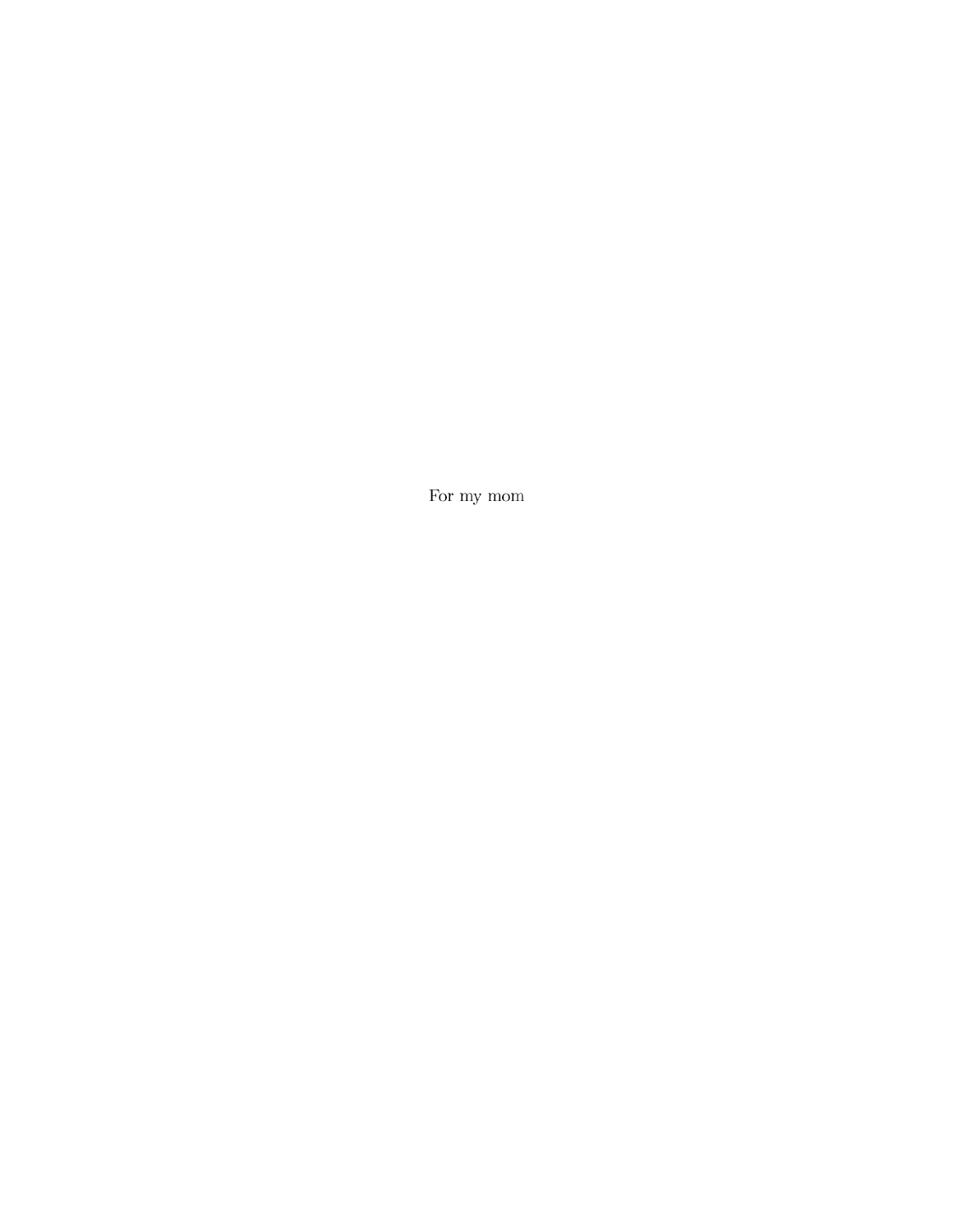For my mom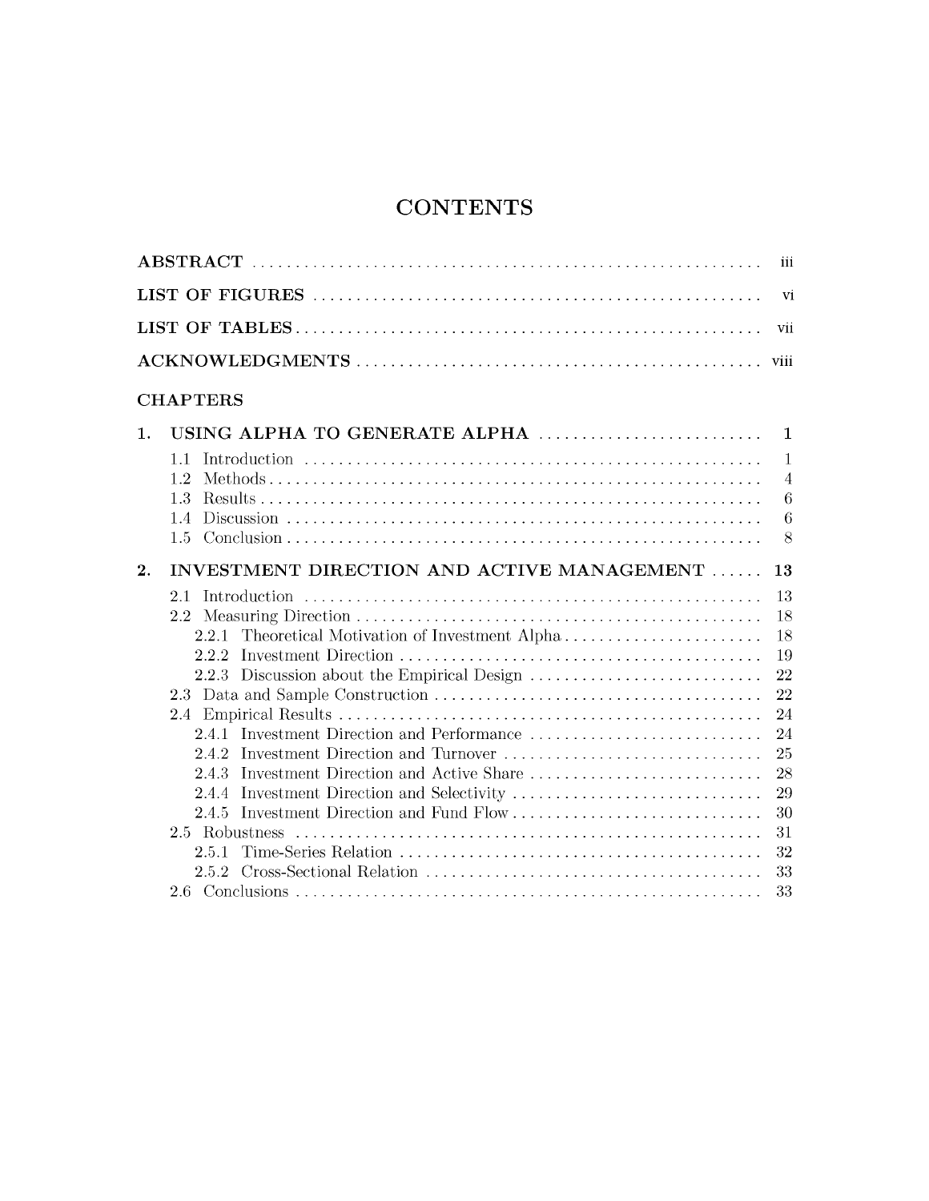# CONTENTS

**ABSTRACT** ........................................................ iii

**LIST OF FIGURES** ........................................................ vi

**LIST OF TABLES** ........................................................ vii

**ACKNOWLEDGMENTS** ........................................................ viii

## CHAPTERS

**1. USING ALPHA TO GENERATE ALPHA** ........................................................ **1**

- 1.1 Introduction ........................................................ 1
- 1.2 Methods ........................................................ 4
- 1.3 Results ........................................................ 6
- 1.4 Discussion ........................................................ 6
- 1.5 Conclusion ........................................................ 8

**2. INVESTMENT DIRECTION AND ACTIVE MANAGEMENT** ...... **13**

- 2.1 Introduction ........................................................ 13
- 2.2 Measuring Direction ........................................................ 18
  - 2.2.1 Theoretical Motivation of Investment Alpha ........................................................ 18
  - 2.2.2 Investment Direction ........................................................ 19
  - 2.2.3 Discussion about the Empirical Design ........................................................ 22
- 2.3 Data and Sample Construction ........................................................ 22
- 2.4 Empirical Results ........................................................ 24
  - 2.4.1 Investment Direction and Performance ........................................................ 24
  - 2.4.2 Investment Direction and Turnover ........................................................ 25
  - 2.4.3 Investment Direction and Active Share ........................................................ 28
  - 2.4.4 Investment Direction and Selectivity ........................................................ 29
  - 2.4.5 Investment Direction and Fund Flow ........................................................ 30
- 2.5 Robustness ........................................................ 31
  - 2.5.1 Time-Series Relation ........................................................ 32
  - 2.5.2 Cross-Sectional Relation ........................................................ 33
- 2.6 Conclusions ........................................................ 33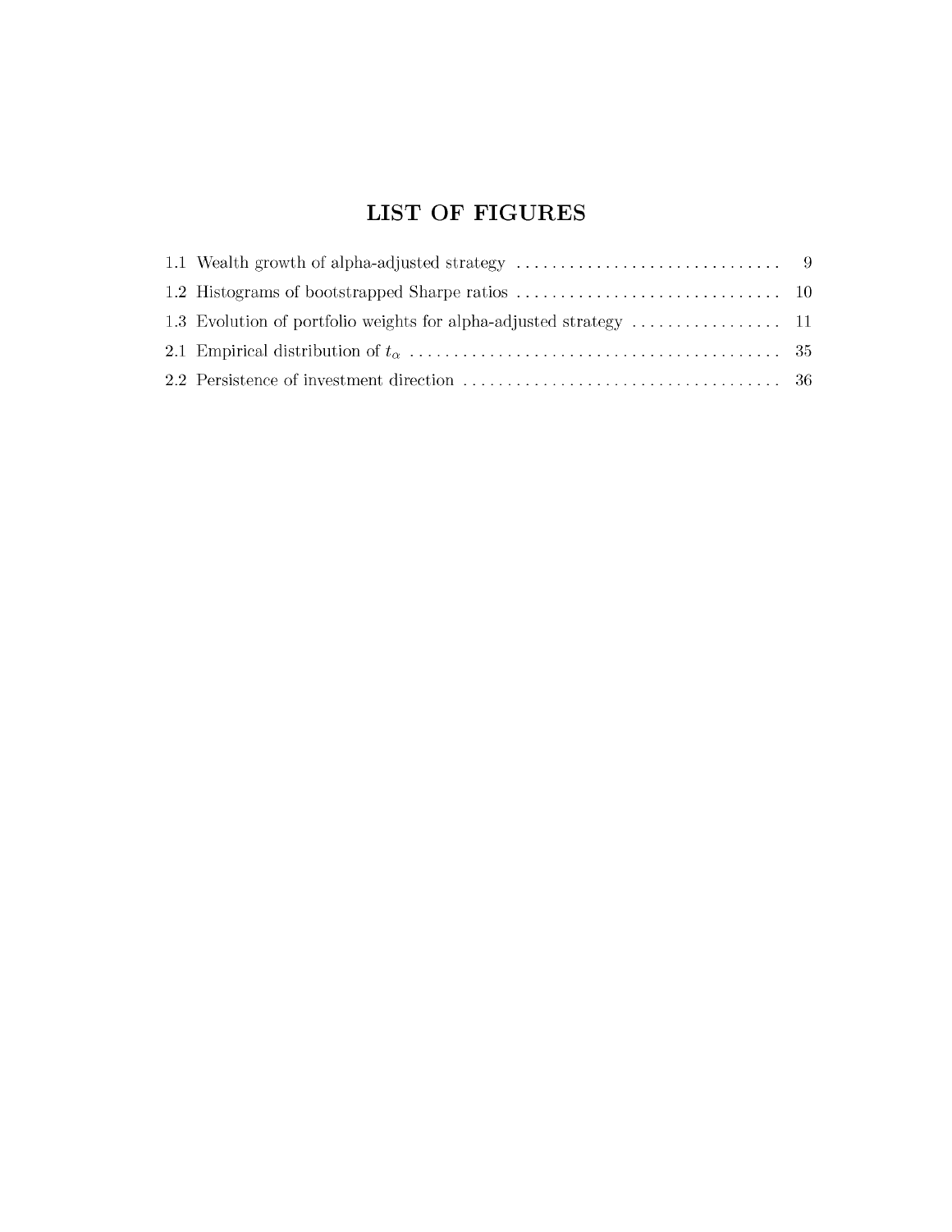# LIST OF FIGURES

1.1 Wealth growth of alpha-adjusted strategy ........ 9

1.2 Histograms of bootstrapped Sharpe ratios ........ 10

1.3 Evolution of portfolio weights for alpha-adjusted strategy ........ 11

2.1 Empirical distribution of $t_\alpha$ ........ 35

2.2 Persistence of investment direction ........ 36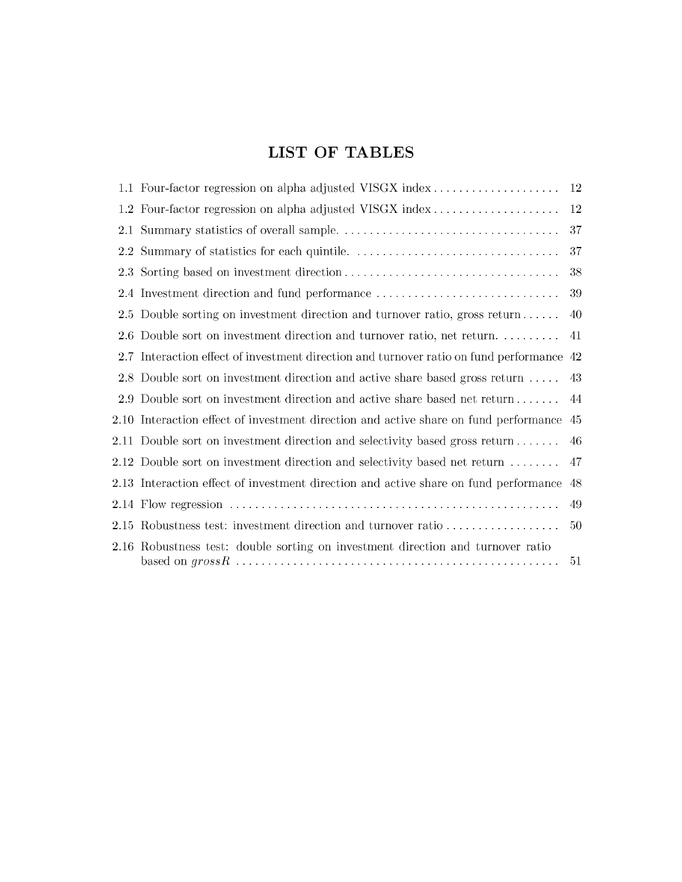# LIST OF TABLES

| | | |
|---|---|---|
| 1.1 | Four-factor regression on alpha adjusted VISGX index | 12 |
| 1.2 | Four-factor regression on alpha adjusted VISGX index | 12 |
| 2.1 | Summary statistics of overall sample. | 37 |
| 2.2 | Summary of statistics for each quintile. | 37 |
| 2.3 | Sorting based on investment direction | 38 |
| 2.4 | Investment direction and fund performance | 39 |
| 2.5 | Double sorting on investment direction and turnover ratio, gross return | 40 |
| 2.6 | Double sort on investment direction and turnover ratio, net return. | 41 |
| 2.7 | Interaction effect of investment direction and turnover ratio on fund performance | 42 |
| 2.8 | Double sort on investment direction and active share based gross return | 43 |
| 2.9 | Double sort on investment direction and active share based net return | 44 |
| 2.10 | Interaction effect of investment direction and active share on fund performance | 45 |
| 2.11 | Double sort on investment direction and selectivity based gross return | 46 |
| 2.12 | Double sort on investment direction and selectivity based net return | 47 |
| 2.13 | Interaction effect of investment direction and active share on fund performance | 48 |
| 2.14 | Flow regression | 49 |
| 2.15 | Robustness test: investment direction and turnover ratio | 50 |
| 2.16 | Robustness test: double sorting on investment direction and turnover ratio based on $grossR$ | 51 |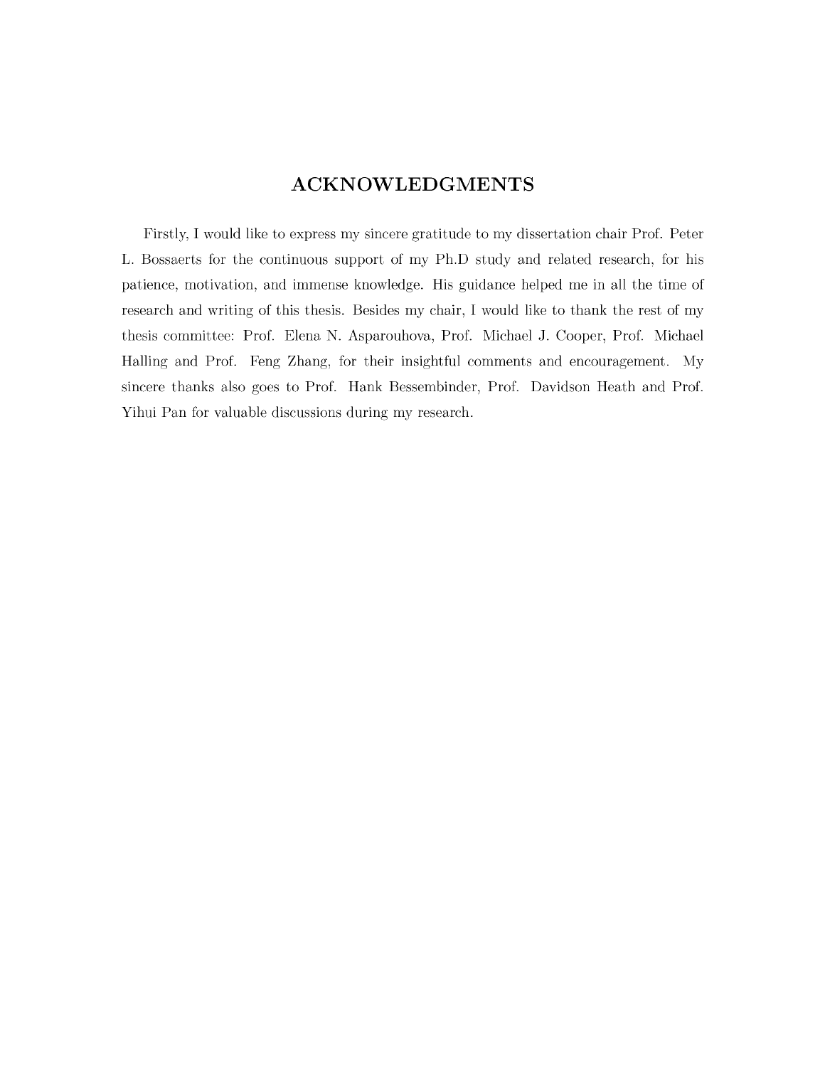# ACKNOWLEDGMENTS

Firstly, I would like to express my sincere gratitude to my dissertation chair Prof. Peter L. Bossaerts for the continuous support of my Ph.D study and related research, for his patience, motivation, and immense knowledge. His guidance helped me in all the time of research and writing of this thesis. Besides my chair, I would like to thank the rest of my thesis committee: Prof. Elena N. Asparouhova, Prof. Michael J. Cooper, Prof. Michael Halling and Prof. Feng Zhang, for their insightful comments and encouragement. My sincere thanks also goes to Prof. Hank Bessembinder, Prof. Davidson Heath and Prof. Yihui Pan for valuable discussions during my research.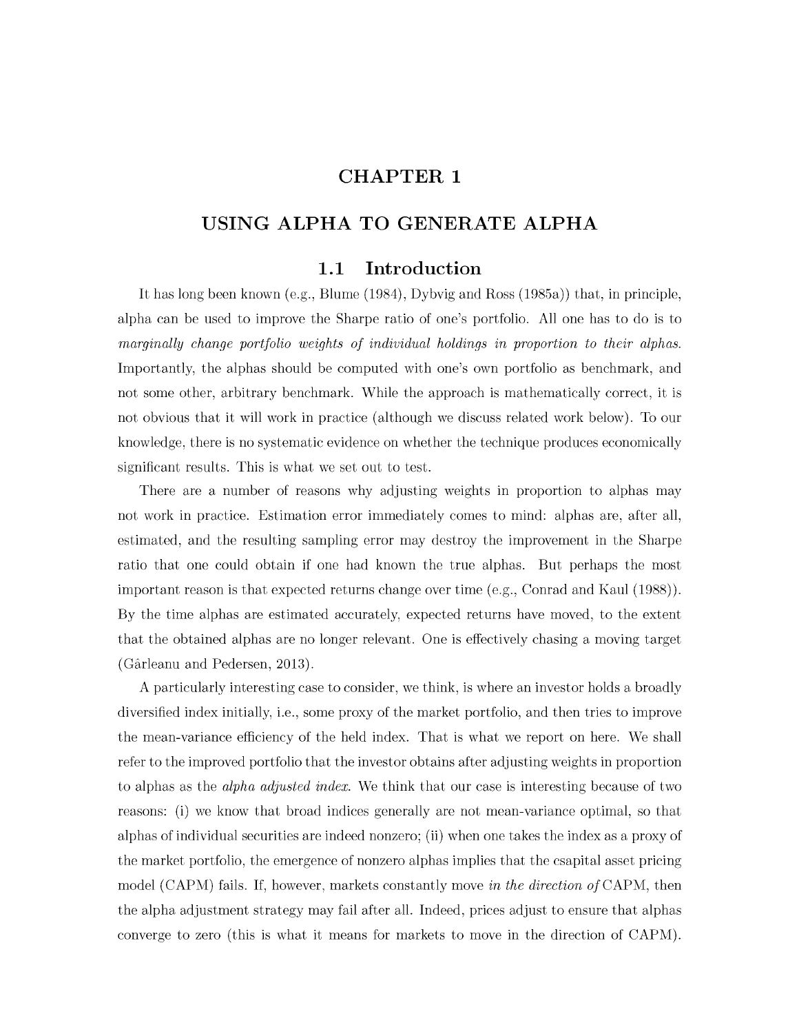# CHAPTER 1

# USING ALPHA TO GENERATE ALPHA

## 1.1 Introduction

It has long been known (e.g., Blume (1984), Dybvig and Ross (1985a)) that, in principle, alpha can be used to improve the Sharpe ratio of one's portfolio. All one has to do is to *marginally change portfolio weights of individual holdings in proportion to their alphas.* Importantly, the alphas should be computed with one's own portfolio as benchmark, and not some other, arbitrary benchmark. While the approach is mathematically correct, it is not obvious that it will work in practice (although we discuss related work below). To our knowledge, there is no systematic evidence on whether the technique produces economically significant results. This is what we set out to test.

There are a number of reasons why adjusting weights in proportion to alphas may not work in practice. Estimation error immediately comes to mind: alphas are, after all, estimated, and the resulting sampling error may destroy the improvement in the Sharpe ratio that one could obtain if one had known the true alphas. But perhaps the most important reason is that expected returns change over time (e.g., Conrad and Kaul (1988)). By the time alphas are estimated accurately, expected returns have moved, to the extent that the obtained alphas are no longer relevant. One is effectively chasing a moving target (Gârleanu and Pedersen, 2013).

A particularly interesting case to consider, we think, is where an investor holds a broadly diversified index initially, i.e., some proxy of the market portfolio, and then tries to improve the mean-variance efficiency of the held index. That is what we report on here. We shall refer to the improved portfolio that the investor obtains after adjusting weights in proportion to alphas as the *alpha adjusted index.* We think that our case is interesting because of two reasons: (i) we know that broad indices generally are not mean-variance optimal, so that alphas of individual securities are indeed nonzero; (ii) when one takes the index as a proxy of the market portfolio, the emergence of nonzero alphas implies that the csapital asset pricing model (CAPM) fails. If, however, markets constantly move *in the direction of* CAPM, then the alpha adjustment strategy may fail after all. Indeed, prices adjust to ensure that alphas converge to zero (this is what it means for markets to move in the direction of CAPM).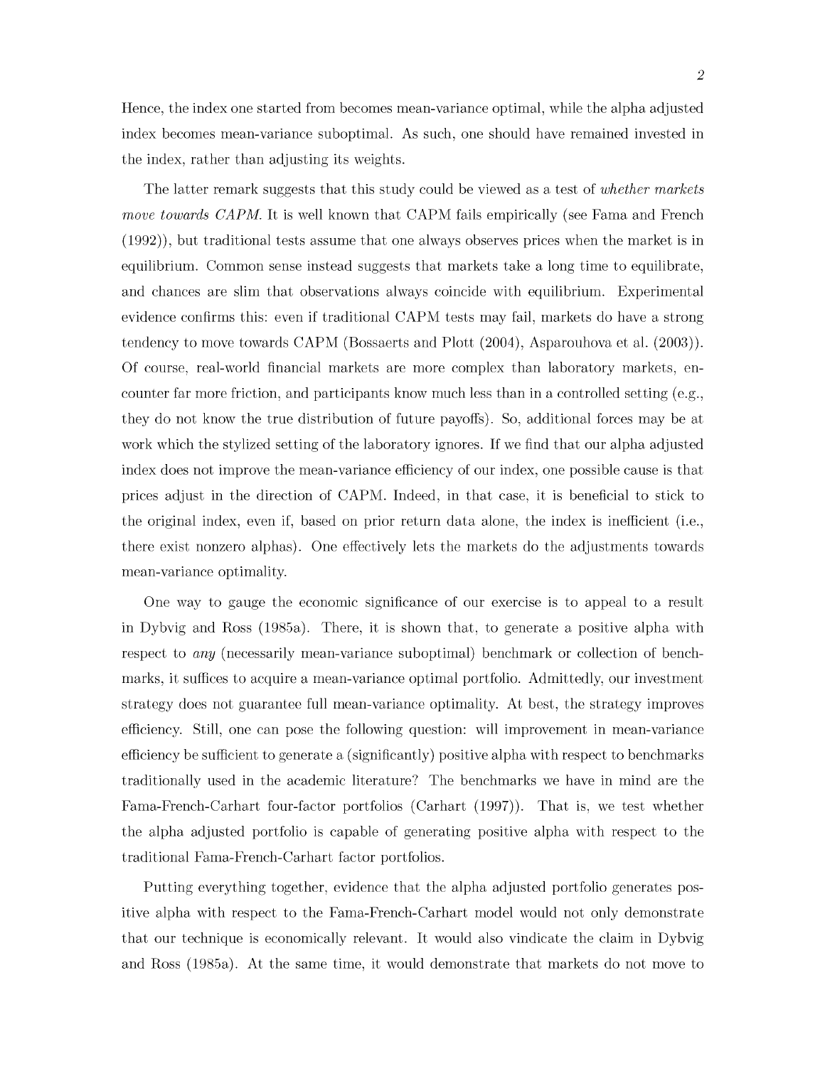Hence, the index one started from becomes mean-variance optimal, while the alpha adjusted index becomes mean-variance suboptimal. As such, one should have remained invested in the index, rather than adjusting its weights.

The latter remark suggests that this study could be viewed as a test of *whether markets move towards CAPM*. It is well known that CAPM fails empirically (see Fama and French (1992)), but traditional tests assume that one always observes prices when the market is in equilibrium. Common sense instead suggests that markets take a long time to equilibrate, and chances are slim that observations always coincide with equilibrium. Experimental evidence confirms this: even if traditional CAPM tests may fail, markets do have a strong tendency to move towards CAPM (Bossaerts and Plott (2004), Asparouhova et al. (2003)). Of course, real-world financial markets are more complex than laboratory markets, encounter far more friction, and participants know much less than in a controlled setting (e.g., they do not know the true distribution of future payoffs). So, additional forces may be at work which the stylized setting of the laboratory ignores. If we find that our alpha adjusted index does not improve the mean-variance efficiency of our index, one possible cause is that prices adjust in the direction of CAPM. Indeed, in that case, it is beneficial to stick to the original index, even if, based on prior return data alone, the index is inefficient (i.e., there exist nonzero alphas). One effectively lets the markets do the adjustments towards mean-variance optimality.

One way to gauge the economic significance of our exercise is to appeal to a result in Dybvig and Ross (1985a). There, it is shown that, to generate a positive alpha with respect to *any* (necessarily mean-variance suboptimal) benchmark or collection of benchmarks, it suffices to acquire a mean-variance optimal portfolio. Admittedly, our investment strategy does not guarantee full mean-variance optimality. At best, the strategy improves efficiency. Still, one can pose the following question: will improvement in mean-variance efficiency be sufficient to generate a (significantly) positive alpha with respect to benchmarks traditionally used in the academic literature? The benchmarks we have in mind are the Fama-French-Carhart four-factor portfolios (Carhart (1997)). That is, we test whether the alpha adjusted portfolio is capable of generating positive alpha with respect to the traditional Fama-French-Carhart factor portfolios.

Putting everything together, evidence that the alpha adjusted portfolio generates positive alpha with respect to the Fama-French-Carhart model would not only demonstrate that our technique is economically relevant. It would also vindicate the claim in Dybvig and Ross (1985a). At the same time, it would demonstrate that markets do not move to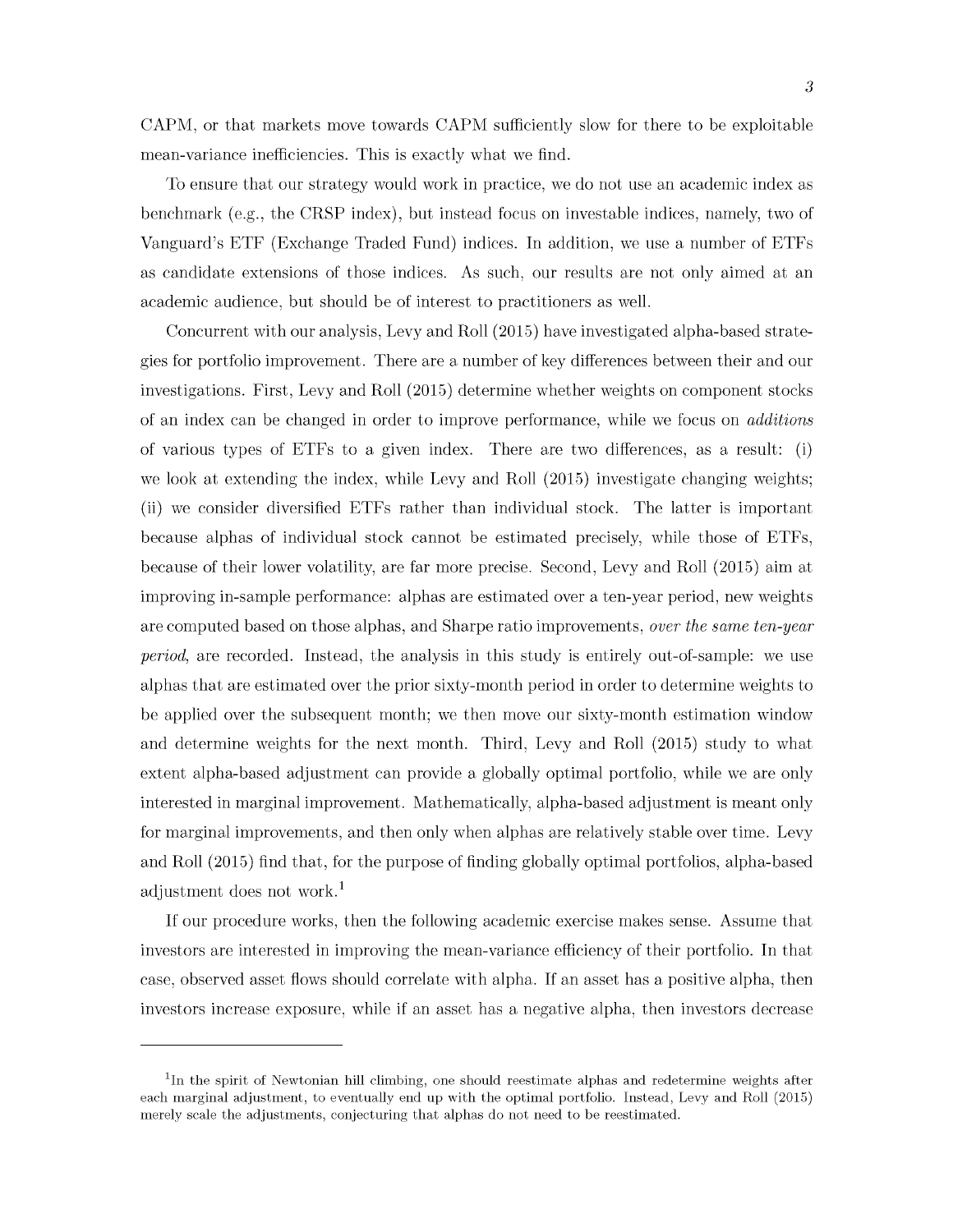CAPM, or that markets move towards CAPM sufficiently slow for there to be exploitable mean-variance inefficiencies. This is exactly what we find.

To ensure that our strategy would work in practice, we do not use an academic index as benchmark (e.g., the CRSP index), but instead focus on investable indices, namely, two of Vanguard's ETF (Exchange Traded Fund) indices. In addition, we use a number of ETFs as candidate extensions of those indices. As such, our results are not only aimed at an academic audience, but should be of interest to practitioners as well.

Concurrent with our analysis, Levy and Roll (2015) have investigated alpha-based strategies for portfolio improvement. There are a number of key differences between their and our investigations. First, Levy and Roll (2015) determine whether weights on component stocks of an index can be changed in order to improve performance, while we focus on *additions* of various types of ETFs to a given index. There are two differences, as a result: (i) we look at extending the index, while Levy and Roll (2015) investigate changing weights; (ii) we consider diversified ETFs rather than individual stock. The latter is important because alphas of individual stock cannot be estimated precisely, while those of ETFs, because of their lower volatility, are far more precise. Second, Levy and Roll (2015) aim at improving in-sample performance: alphas are estimated over a ten-year period, new weights are computed based on those alphas, and Sharpe ratio improvements, *over the same ten-year period*, are recorded. Instead, the analysis in this study is entirely out-of-sample: we use alphas that are estimated over the prior sixty-month period in order to determine weights to be applied over the subsequent month; we then move our sixty-month estimation window and determine weights for the next month. Third, Levy and Roll (2015) study to what extent alpha-based adjustment can provide a globally optimal portfolio, while we are only interested in marginal improvement. Mathematically, alpha-based adjustment is meant only for marginal improvements, and then only when alphas are relatively stable over time. Levy and Roll (2015) find that, for the purpose of finding globally optimal portfolios, alpha-based adjustment does not work.[1]

If our procedure works, then the following academic exercise makes sense. Assume that investors are interested in improving the mean-variance efficiency of their portfolio. In that case, observed asset flows should correlate with alpha. If an asset has a positive alpha, then investors increase exposure, while if an asset has a negative alpha, then investors decrease

---

[1] In the spirit of Newtonian hill climbing, one should reestimate alphas and redetermine weights after each marginal adjustment, to eventually end up with the optimal portfolio. Instead, Levy and Roll (2015) merely scale the adjustments, conjecturing that alphas do not need to be reestimated.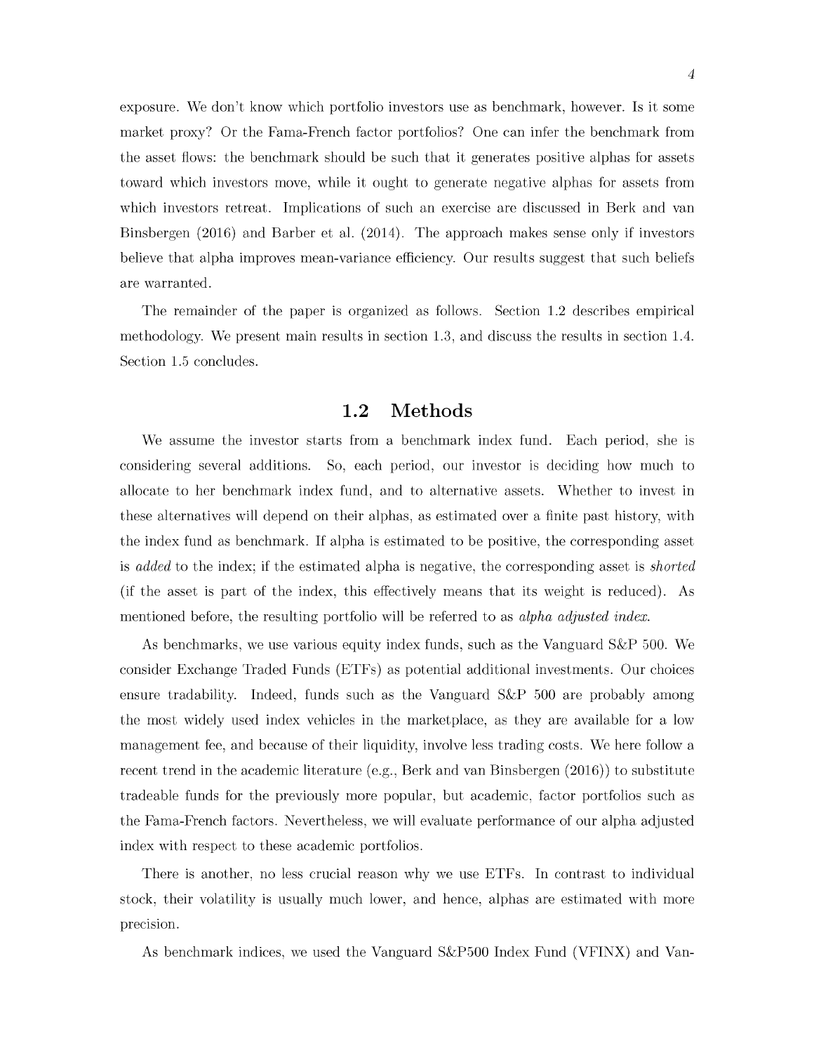exposure. We don't know which portfolio investors use as benchmark, however. Is it some market proxy? Or the Fama-French factor portfolios? One can infer the benchmark from the asset flows: the benchmark should be such that it generates positive alphas for assets toward which investors move, while it ought to generate negative alphas for assets from which investors retreat. Implications of such an exercise are discussed in Berk and van Binsbergen (2016) and Barber et al. (2014). The approach makes sense only if investors believe that alpha improves mean-variance efficiency. Our results suggest that such beliefs are warranted.

The remainder of the paper is organized as follows. Section 1.2 describes empirical methodology. We present main results in section 1.3, and discuss the results in section 1.4. Section 1.5 concludes.

## 1.2 Methods

We assume the investor starts from a benchmark index fund. Each period, she is considering several additions. So, each period, our investor is deciding how much to allocate to her benchmark index fund, and to alternative assets. Whether to invest in these alternatives will depend on their alphas, as estimated over a finite past history, with the index fund as benchmark. If alpha is estimated to be positive, the corresponding asset is *added* to the index; if the estimated alpha is negative, the corresponding asset is *shorted* (if the asset is part of the index, this effectively means that its weight is reduced). As mentioned before, the resulting portfolio will be referred to as *alpha adjusted index*.

As benchmarks, we use various equity index funds, such as the Vanguard S&P 500. We consider Exchange Traded Funds (ETFs) as potential additional investments. Our choices ensure tradability. Indeed, funds such as the Vanguard S&P 500 are probably among the most widely used index vehicles in the marketplace, as they are available for a low management fee, and because of their liquidity, involve less trading costs. We here follow a recent trend in the academic literature (e.g., Berk and van Binsbergen (2016)) to substitute tradeable funds for the previously more popular, but academic, factor portfolios such as the Fama-French factors. Nevertheless, we will evaluate performance of our alpha adjusted index with respect to these academic portfolios.

There is another, no less crucial reason why we use ETFs. In contrast to individual stock, their volatility is usually much lower, and hence, alphas are estimated with more precision.

As benchmark indices, we used the Vanguard S&P500 Index Fund (VFINX) and Van-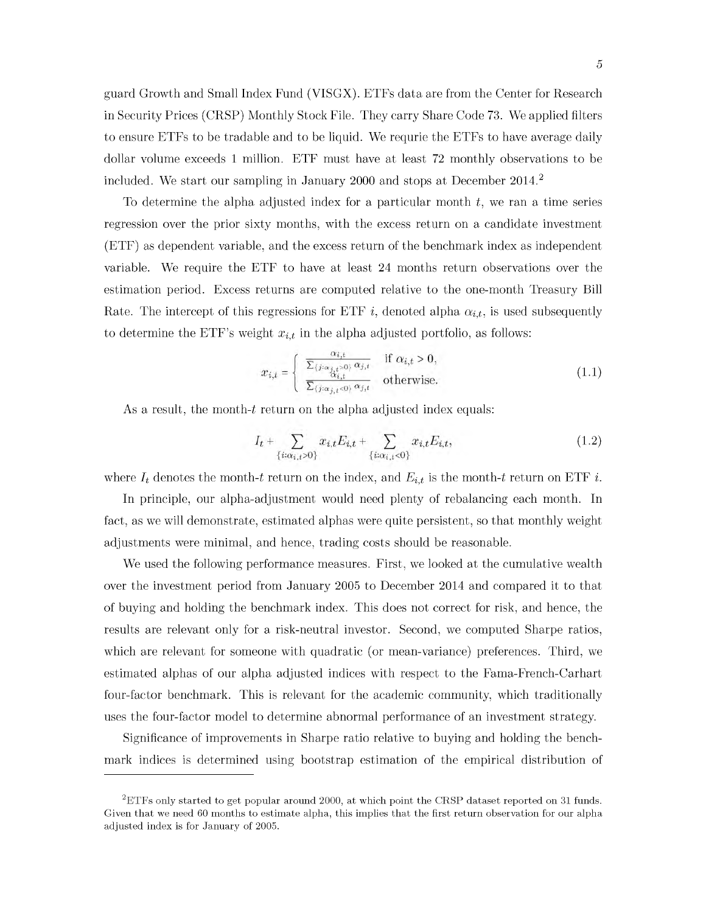guard Growth and Small Index Fund (VISGX). ETFs data are from the Center for Research in Security Prices (CRSP) Monthly Stock File. They carry Share Code 73. We applied filters to ensure ETFs to be tradable and to be liquid. We requrie the ETFs to have average daily dollar volume exceeds 1 million. ETF must have at least 72 monthly observations to be included. We start our sampling in January 2000 and stops at December 2014.[2]

To determine the alpha adjusted index for a particular month $t$, we ran a time series regression over the prior sixty months, with the excess return on a candidate investment (ETF) as dependent variable, and the excess return of the benchmark index as independent variable. We require the ETF to have at least 24 months return observations over the estimation period. Excess returns are computed relative to the one-month Treasury Bill Rate. The intercept of this regressions for ETF $i$, denoted alpha $\alpha_{i,t}$, is used subsequently to determine the ETF's weight $x_{i,t}$ in the alpha adjusted portfolio, as follows:

$$x_{i,t} = \begin{cases} \frac{\alpha_{i,t}}{\sum_{\{j:\alpha_{j,t}>0\}} \alpha_{j,t}} & \text{if } \alpha_{i,t} > 0, \\ \frac{\alpha_{i,t}}{\sum_{\{j:\alpha_{j,t}<0\}} \alpha_{j,t}} & \text{otherwise.} \end{cases} \tag{1.1}$$

As a result, the month-$t$ return on the alpha adjusted index equals:

$$I_t + \sum_{\{i:\alpha_{i,t}>0\}} x_{i,t} E_{i,t} + \sum_{\{i:\alpha_{i,t}<0\}} x_{i,t} E_{i,t}, \tag{1.2}$$

where $I_t$ denotes the month-$t$ return on the index, and $E_{i,t}$ is the month-$t$ return on ETF $i$.

In principle, our alpha-adjustment would need plenty of rebalancing each month. In fact, as we will demonstrate, estimated alphas were quite persistent, so that monthly weight adjustments were minimal, and hence, trading costs should be reasonable.

We used the following performance measures. First, we looked at the cumulative wealth over the investment period from January 2005 to December 2014 and compared it to that of buying and holding the benchmark index. This does not correct for risk, and hence, the results are relevant only for a risk-neutral investor. Second, we computed Sharpe ratios, which are relevant for someone with quadratic (or mean-variance) preferences. Third, we estimated alphas of our alpha adjusted indices with respect to the Fama-French-Carhart four-factor benchmark. This is relevant for the academic community, which traditionally uses the four-factor model to determine abnormal performance of an investment strategy.

Significance of improvements in Sharpe ratio relative to buying and holding the benchmark indices is determined using bootstrap estimation of the empirical distribution of

---

[2] ETFs only started to get popular around 2000, at which point the CRSP dataset reported on 31 funds. Given that we need 60 months to estimate alpha, this implies that the first return observation for our alpha adjusted index is for January of 2005.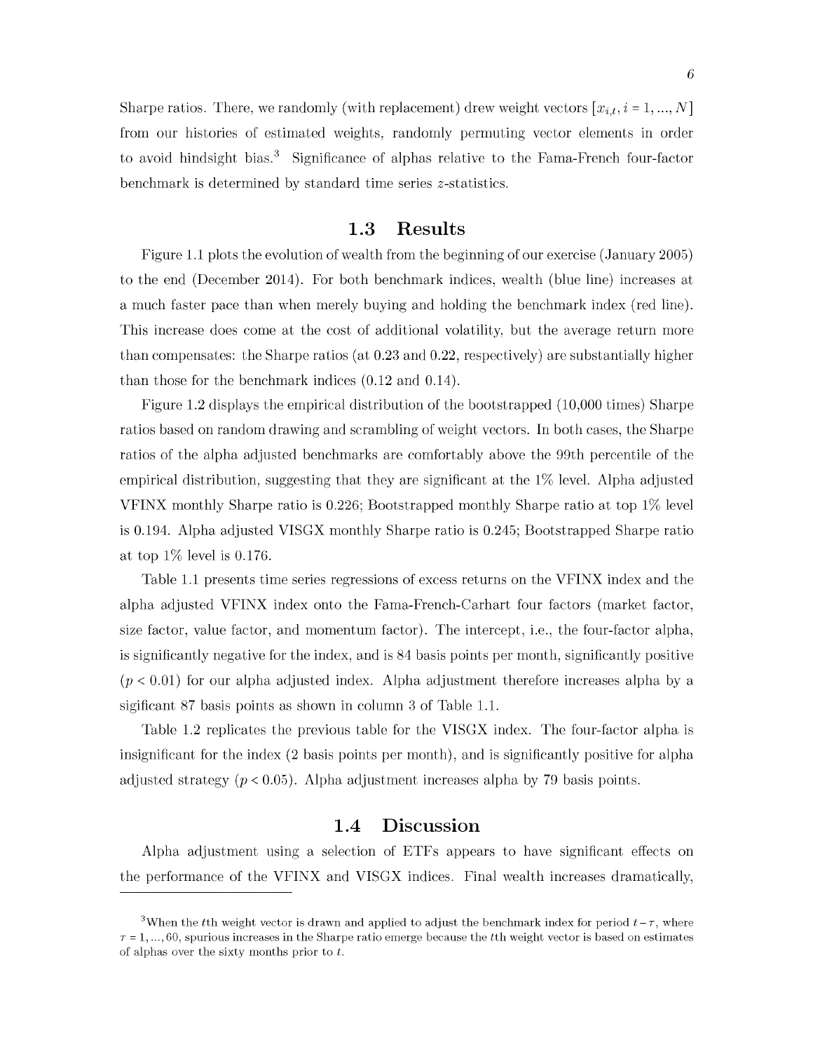Sharpe ratios. There, we randomly (with replacement) drew weight vectors $[x_{i,t}, i = 1, ..., N]$ from our histories of estimated weights, randomly permuting vector elements in order to avoid hindsight bias.[3] Significance of alphas relative to the Fama-French four-factor benchmark is determined by standard time series $z$-statistics.

## 1.3 Results

Figure 1.1 plots the evolution of wealth from the beginning of our exercise (January 2005) to the end (December 2014). For both benchmark indices, wealth (blue line) increases at a much faster pace than when merely buying and holding the benchmark index (red line). This increase does come at the cost of additional volatility, but the average return more than compensates: the Sharpe ratios (at 0.23 and 0.22, respectively) are substantially higher than those for the benchmark indices (0.12 and 0.14).

Figure 1.2 displays the empirical distribution of the bootstrapped (10,000 times) Sharpe ratios based on random drawing and scrambling of weight vectors. In both cases, the Sharpe ratios of the alpha adjusted benchmarks are comfortably above the 99th percentile of the empirical distribution, suggesting that they are significant at the 1% level. Alpha adjusted VFINX monthly Sharpe ratio is 0.226; Bootstrapped monthly Sharpe ratio at top 1% level is 0.194. Alpha adjusted VISGX monthly Sharpe ratio is 0.245; Bootstrapped Sharpe ratio at top 1% level is 0.176.

Table 1.1 presents time series regressions of excess returns on the VFINX index and the alpha adjusted VFINX index onto the Fama-French-Carhart four factors (market factor, size factor, value factor, and momentum factor). The intercept, i.e., the four-factor alpha, is significantly negative for the index, and is 84 basis points per month, significantly positive ($p < 0.01$) for our alpha adjusted index. Alpha adjustment therefore increases alpha by a sigificant 87 basis points as shown in column 3 of Table 1.1.

Table 1.2 replicates the previous table for the VISGX index. The four-factor alpha is insignificant for the index (2 basis points per month), and is significantly positive for alpha adjusted strategy ($p < 0.05$). Alpha adjustment increases alpha by 79 basis points.

## 1.4 Discussion

Alpha adjustment using a selection of ETFs appears to have significant effects on the performance of the VFINX and VISGX indices. Final wealth increases dramatically,

[3] When the $t$th weight vector is drawn and applied to adjust the benchmark index for period $t - \tau$, where $\tau = 1, ..., 60$, spurious increases in the Sharpe ratio emerge because the $t$th weight vector is based on estimates of alphas over the sixty months prior to $t$.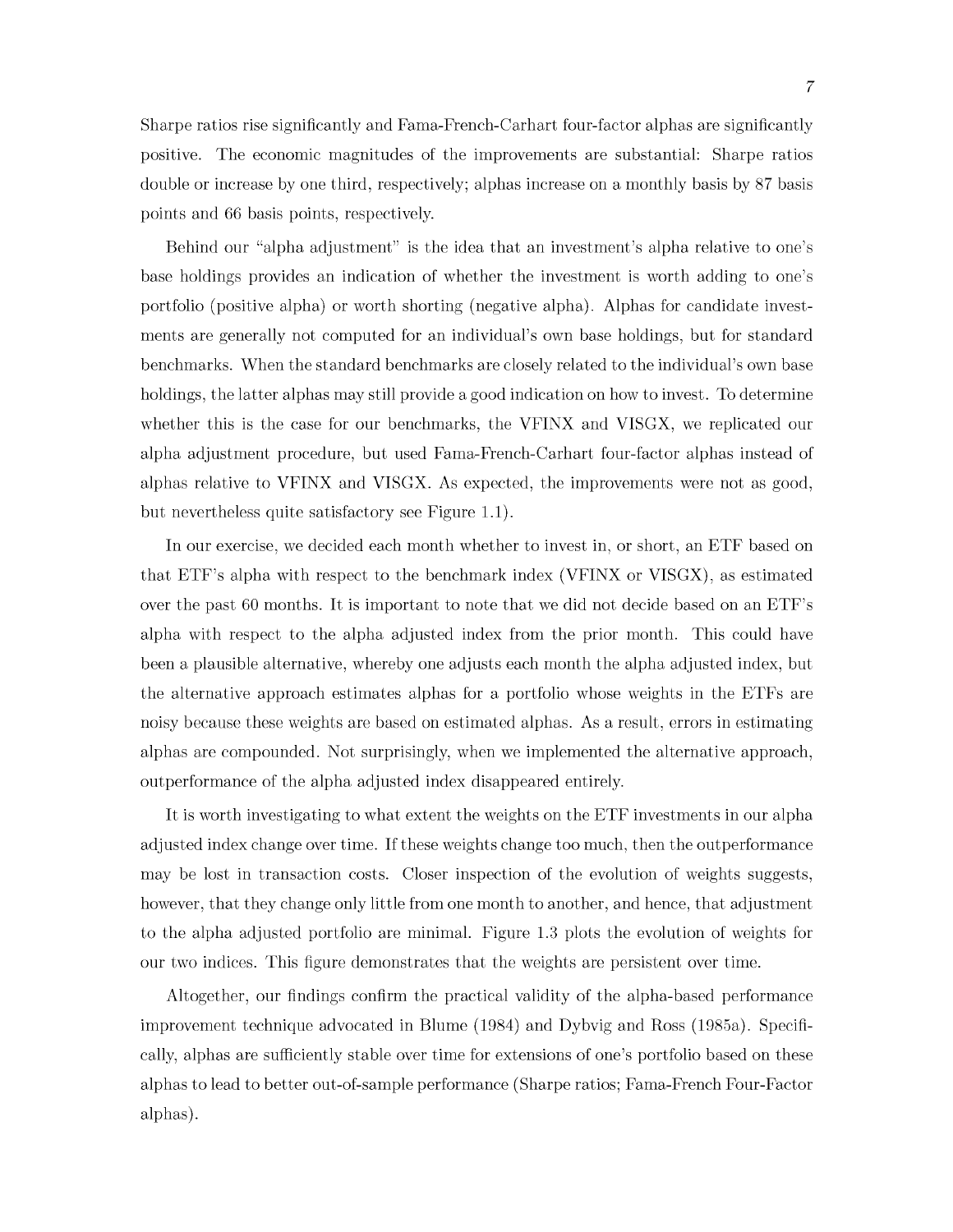Sharpe ratios rise significantly and Fama-French-Carhart four-factor alphas are significantly positive. The economic magnitudes of the improvements are substantial: Sharpe ratios double or increase by one third, respectively; alphas increase on a monthly basis by 87 basis points and 66 basis points, respectively.

Behind our "alpha adjustment" is the idea that an investment's alpha relative to one's base holdings provides an indication of whether the investment is worth adding to one's portfolio (positive alpha) or worth shorting (negative alpha). Alphas for candidate investments are generally not computed for an individual's own base holdings, but for standard benchmarks. When the standard benchmarks are closely related to the individual's own base holdings, the latter alphas may still provide a good indication on how to invest. To determine whether this is the case for our benchmarks, the VFINX and VISGX, we replicated our alpha adjustment procedure, but used Fama-French-Carhart four-factor alphas instead of alphas relative to VFINX and VISGX. As expected, the improvements were not as good, but nevertheless quite satisfactory see Figure 1.1).

In our exercise, we decided each month whether to invest in, or short, an ETF based on that ETF's alpha with respect to the benchmark index (VFINX or VISGX), as estimated over the past 60 months. It is important to note that we did not decide based on an ETF's alpha with respect to the alpha adjusted index from the prior month. This could have been a plausible alternative, whereby one adjusts each month the alpha adjusted index, but the alternative approach estimates alphas for a portfolio whose weights in the ETFs are noisy because these weights are based on estimated alphas. As a result, errors in estimating alphas are compounded. Not surprisingly, when we implemented the alternative approach, outperformance of the alpha adjusted index disappeared entirely.

It is worth investigating to what extent the weights on the ETF investments in our alpha adjusted index change over time. If these weights change too much, then the outperformance may be lost in transaction costs. Closer inspection of the evolution of weights suggests, however, that they change only little from one month to another, and hence, that adjustment to the alpha adjusted portfolio are minimal. Figure 1.3 plots the evolution of weights for our two indices. This figure demonstrates that the weights are persistent over time.

Altogether, our findings confirm the practical validity of the alpha-based performance improvement technique advocated in Blume (1984) and Dybvig and Ross (1985a). Specifically, alphas are sufficiently stable over time for extensions of one's portfolio based on these alphas to lead to better out-of-sample performance (Sharpe ratios; Fama-French Four-Factor alphas).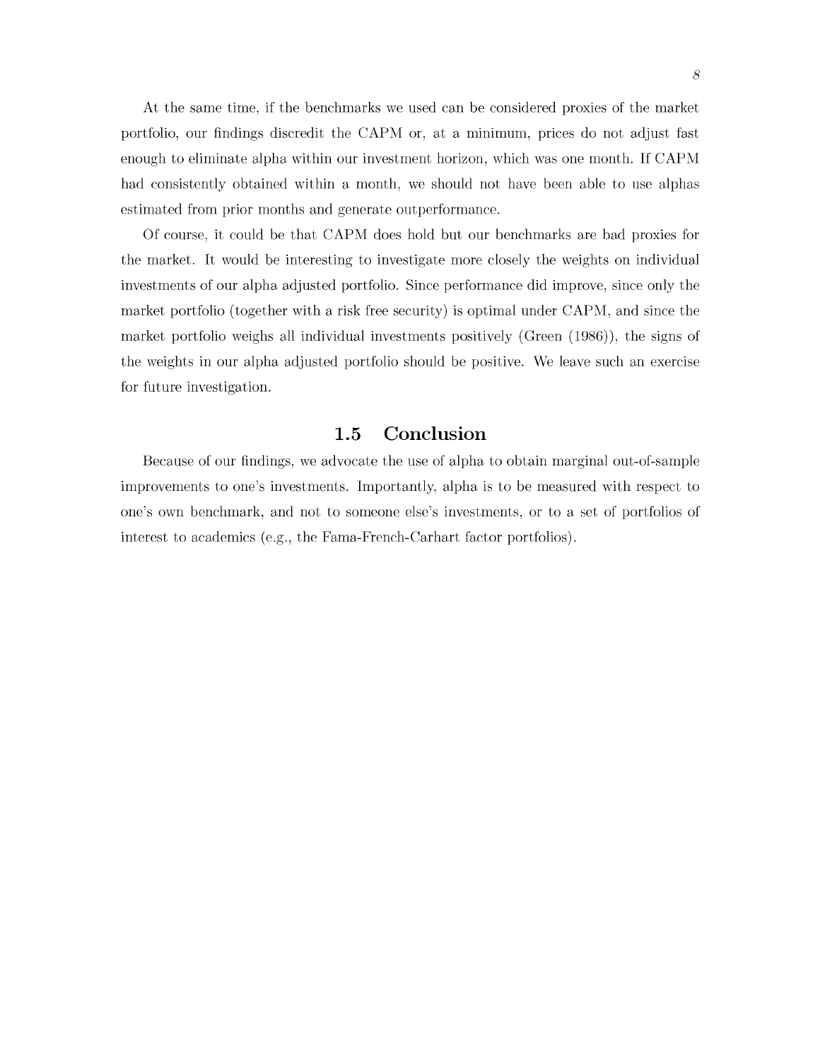At the same time, if the benchmarks we used can be considered proxies of the market portfolio, our findings discredit the CAPM or, at a minimum, prices do not adjust fast enough to eliminate alpha within our investment horizon, which was one month. If CAPM had consistently obtained within a month, we should not have been able to use alphas estimated from prior months and generate outperformance.

Of course, it could be that CAPM does hold but our benchmarks are bad proxies for the market. It would be interesting to investigate more closely the weights on individual investments of our alpha adjusted portfolio. Since performance did improve, since only the market portfolio (together with a risk free security) is optimal under CAPM, and since the market portfolio weighs all individual investments positively (Green (1986)), the signs of the weights in our alpha adjusted portfolio should be positive. We leave such an exercise for future investigation.

## 1.5 Conclusion

Because of our findings, we advocate the use of alpha to obtain marginal out-of-sample improvements to one's investments. Importantly, alpha is to be measured with respect to one's own benchmark, and not to someone else's investments, or to a set of portfolios of interest to academics (e.g., the Fama-French-Carhart factor portfolios).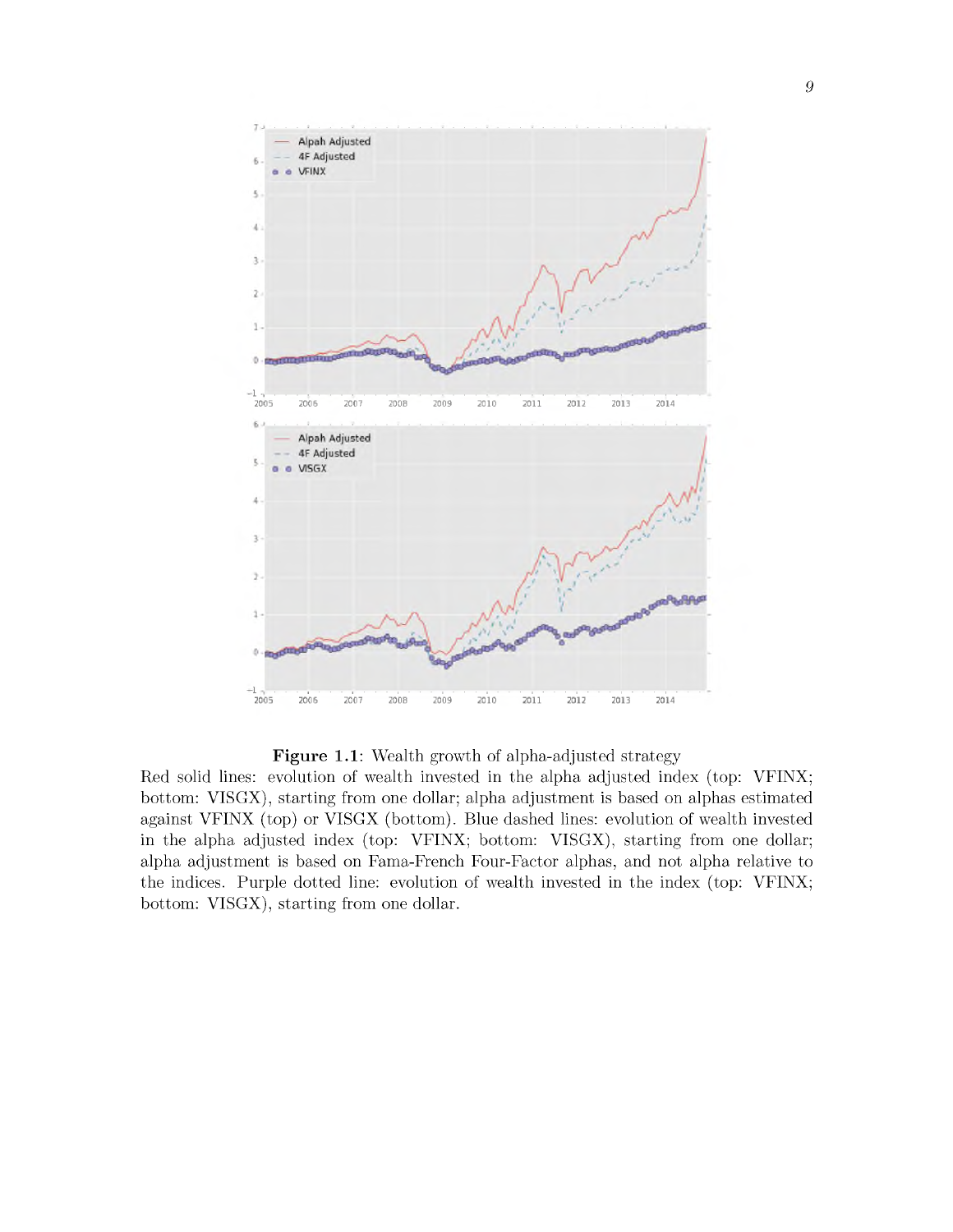**Figure 1.1**: Wealth growth of alpha-adjusted strategy

Red solid lines: evolution of wealth invested in the alpha adjusted index (top: VFINX; bottom: VISGX), starting from one dollar; alpha adjustment is based on alphas estimated against VFINX (top) or VISGX (bottom). Blue dashed lines: evolution of wealth invested in the alpha adjusted index (top: VFINX; bottom: VISGX), starting from one dollar; alpha adjustment is based on Fama-French Four-Factor alphas, and not alpha relative to the indices. Purple dotted line: evolution of wealth invested in the index (top: VFINX; bottom: VISGX), starting from one dollar.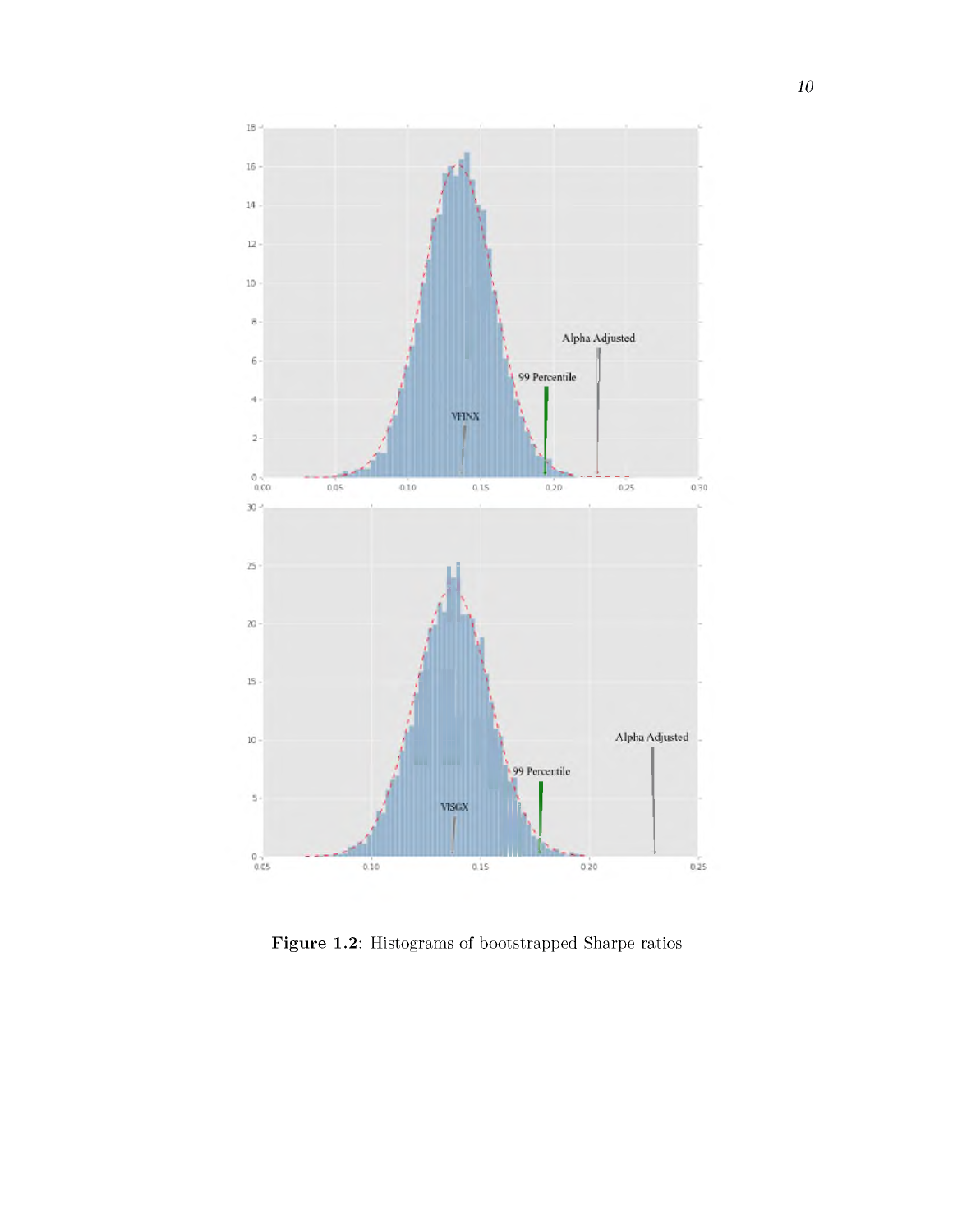Figure 1.2: Histograms of bootstrapped Sharpe ratios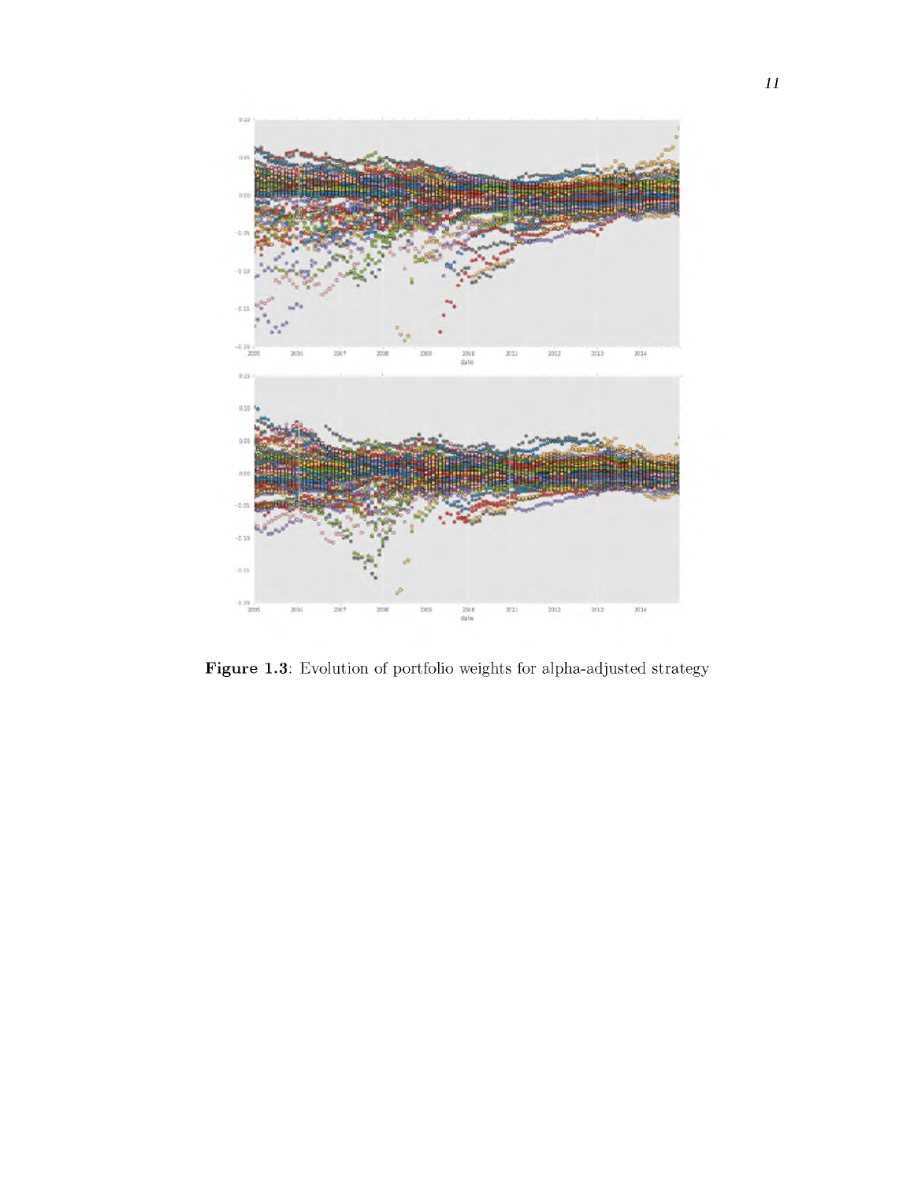**Figure 1.3**: Evolution of portfolio weights for alpha-adjusted strategy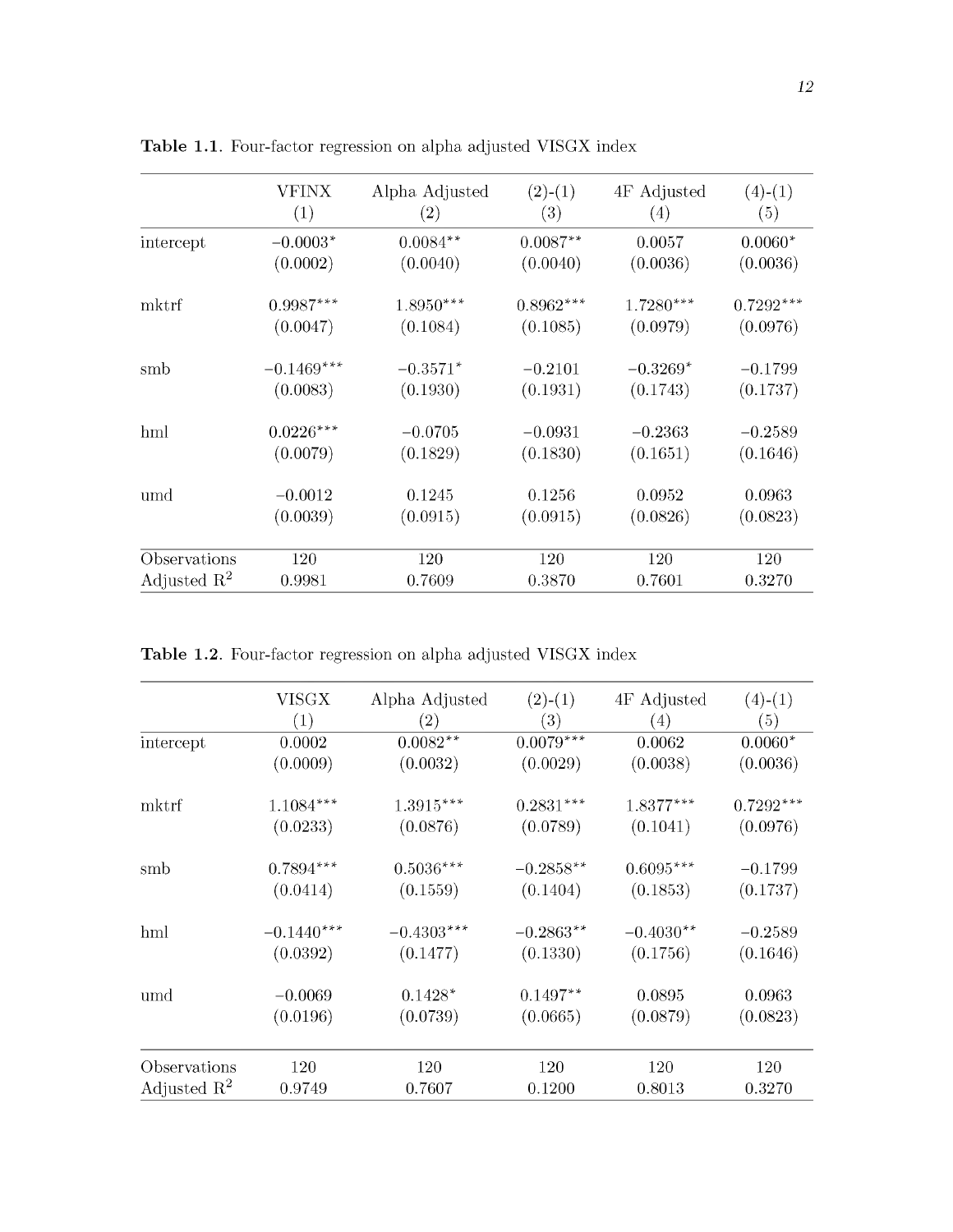**Table 1.1**. Four-factor regression on alpha adjusted VISGX index

| | VFINX (1) | Alpha Adjusted (2) | (2)-(1) (3) | 4F Adjusted (4) | (4)-(1) (5) |
|---|---|---|---|---|---|
| intercept | $-0.0003^{*}$ | $0.0084^{**}$ | $0.0087^{**}$ | 0.0057 | $0.0060^{*}$ |
| | (0.0002) | (0.0040) | (0.0040) | (0.0036) | (0.0036) |
| mktrf | $0.9987^{***}$ | $1.8950^{***}$ | $0.8962^{***}$ | $1.7280^{***}$ | $0.7292^{***}$ |
| | (0.0047) | (0.1084) | (0.1085) | (0.0979) | (0.0976) |
| smb | $-0.1469^{***}$ | $-0.3571^{*}$ | $-0.2101$ | $-0.3269^{*}$ | $-0.1799$ |
| | (0.0083) | (0.1930) | (0.1931) | (0.1743) | (0.1737) |
| hml | $0.0226^{***}$ | $-0.0705$ | $-0.0931$ | $-0.2363$ | $-0.2589$ |
| | (0.0079) | (0.1829) | (0.1830) | (0.1651) | (0.1646) |
| umd | $-0.0012$ | 0.1245 | 0.1256 | 0.0952 | 0.0963 |
| | (0.0039) | (0.0915) | (0.0915) | (0.0826) | (0.0823) |
| Observations | 120 | 120 | 120 | 120 | 120 |
| Adjusted $R^2$ | 0.9981 | 0.7609 | 0.3870 | 0.7601 | 0.3270 |

**Table 1.2**. Four-factor regression on alpha adjusted VISGX index

| | VISGX (1) | Alpha Adjusted (2) | (2)-(1) (3) | 4F Adjusted (4) | (4)-(1) (5) |
|---|---|---|---|---|---|
| intercept | 0.0002 | $0.0082^{**}$ | $0.0079^{***}$ | 0.0062 | $0.0060^{*}$ |
| | (0.0009) | (0.0032) | (0.0029) | (0.0038) | (0.0036) |
| mktrf | $1.1084^{***}$ | $1.3915^{***}$ | $0.2831^{***}$ | $1.8377^{***}$ | $0.7292^{***}$ |
| | (0.0233) | (0.0876) | (0.0789) | (0.1041) | (0.0976) |
| smb | $0.7894^{***}$ | $0.5036^{***}$ | $-0.2858^{**}$ | $0.6095^{***}$ | $-0.1799$ |
| | (0.0414) | (0.1559) | (0.1404) | (0.1853) | (0.1737) |
| hml | $-0.1440^{***}$ | $-0.4303^{***}$ | $-0.2863^{**}$ | $-0.4030^{**}$ | $-0.2589$ |
| | (0.0392) | (0.1477) | (0.1330) | (0.1756) | (0.1646) |
| umd | $-0.0069$ | $0.1428^{*}$ | $0.1497^{**}$ | 0.0895 | 0.0963 |
| | (0.0196) | (0.0739) | (0.0665) | (0.0879) | (0.0823) |
| Observations | 120 | 120 | 120 | 120 | 120 |
| Adjusted $R^2$ | 0.9749 | 0.7607 | 0.1200 | 0.8013 | 0.3270 |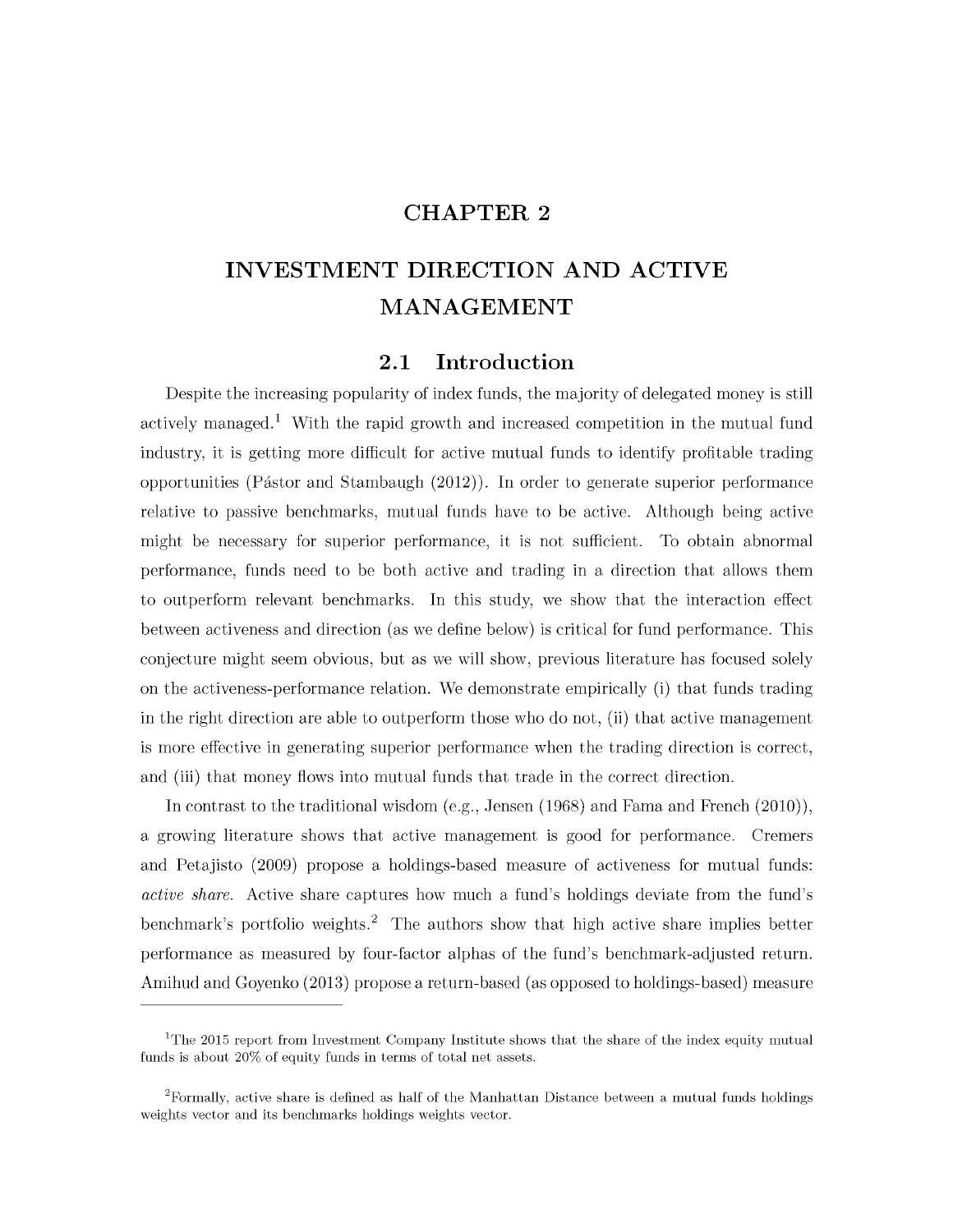# CHAPTER 2

# INVESTMENT DIRECTION AND ACTIVE MANAGEMENT

## 2.1 Introduction

Despite the increasing popularity of index funds, the majority of delegated money is still actively managed.[1] With the rapid growth and increased competition in the mutual fund industry, it is getting more difficult for active mutual funds to identify profitable trading opportunities (Pástor and Stambaugh (2012)). In order to generate superior performance relative to passive benchmarks, mutual funds have to be active. Although being active might be necessary for superior performance, it is not sufficient. To obtain abnormal performance, funds need to be both active and trading in a direction that allows them to outperform relevant benchmarks. In this study, we show that the interaction effect between activeness and direction (as we define below) is critical for fund performance. This conjecture might seem obvious, but as we will show, previous literature has focused solely on the activeness-performance relation. We demonstrate empirically (i) that funds trading in the right direction are able to outperform those who do not, (ii) that active management is more effective in generating superior performance when the trading direction is correct, and (iii) that money flows into mutual funds that trade in the correct direction.

In contrast to the traditional wisdom (e.g., Jensen (1968) and Fama and French (2010)), a growing literature shows that active management is good for performance. Cremers and Petajisto (2009) propose a holdings-based measure of activeness for mutual funds: *active share*. Active share captures how much a fund's holdings deviate from the fund's benchmark's portfolio weights.[2] The authors show that high active share implies better performance as measured by four-factor alphas of the fund's benchmark-adjusted return. Amihud and Goyenko (2013) propose a return-based (as opposed to holdings-based) measure

---

[1] The 2015 report from Investment Company Institute shows that the share of the index equity mutual funds is about 20% of equity funds in terms of total net assets.

[2] Formally, active share is defined as half of the Manhattan Distance between a mutual funds holdings weights vector and its benchmarks holdings weights vector.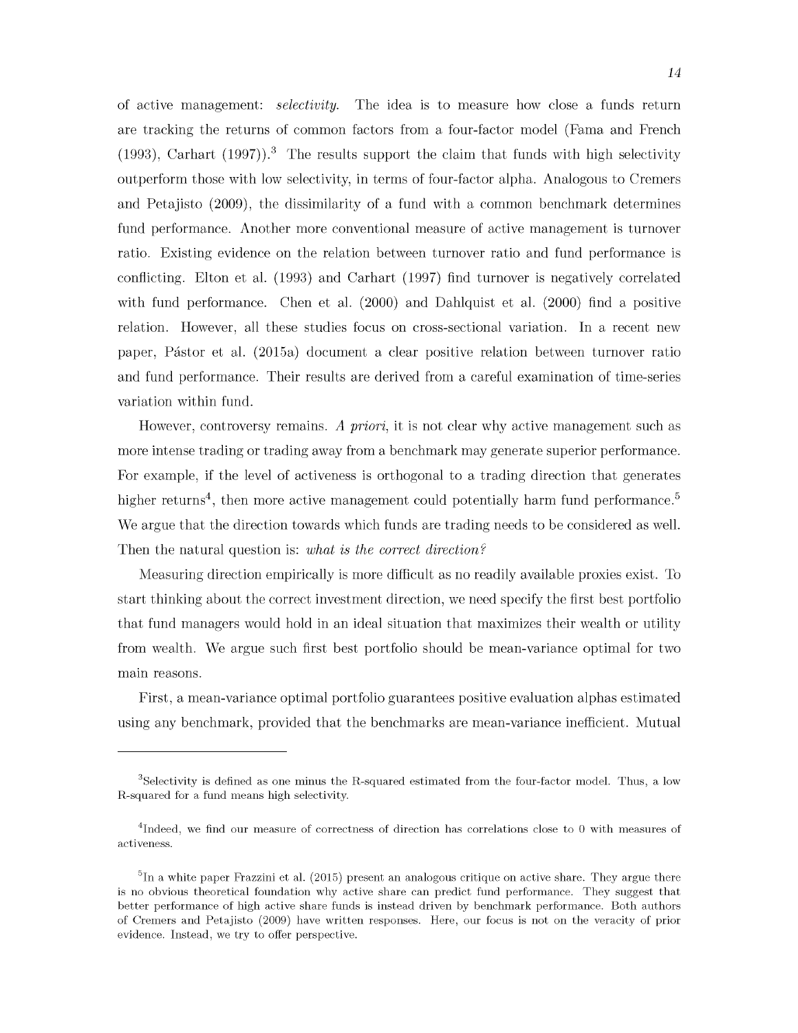of active management: *selectivity*. The idea is to measure how close a funds return are tracking the returns of common factors from a four-factor model (Fama and French (1993), Carhart (1997)).[3] The results support the claim that funds with high selectivity outperform those with low selectivity, in terms of four-factor alpha. Analogous to Cremers and Petajisto (2009), the dissimilarity of a fund with a common benchmark determines fund performance. Another more conventional measure of active management is turnover ratio. Existing evidence on the relation between turnover ratio and fund performance is conflicting. Elton et al. (1993) and Carhart (1997) find turnover is negatively correlated with fund performance. Chen et al. (2000) and Dahlquist et al. (2000) find a positive relation. However, all these studies focus on cross-sectional variation. In a recent new paper, Pástor et al. (2015a) document a clear positive relation between turnover ratio and fund performance. Their results are derived from a careful examination of time-series variation within fund.

However, controversy remains. *A priori*, it is not clear why active management such as more intense trading or trading away from a benchmark may generate superior performance. For example, if the level of activeness is orthogonal to a trading direction that generates higher returns[4], then more active management could potentially harm fund performance.[5] We argue that the direction towards which funds are trading needs to be considered as well. Then the natural question is: *what is the correct direction?*

Measuring direction empirically is more difficult as no readily available proxies exist. To start thinking about the correct investment direction, we need specify the first best portfolio that fund managers would hold in an ideal situation that maximizes their wealth or utility from wealth. We argue such first best portfolio should be mean-variance optimal for two main reasons.

First, a mean-variance optimal portfolio guarantees positive evaluation alphas estimated using any benchmark, provided that the benchmarks are mean-variance inefficient. Mutual

---

[3] Selectivity is defined as one minus the R-squared estimated from the four-factor model. Thus, a low R-squared for a fund means high selectivity.

[4] Indeed, we find our measure of correctness of direction has correlations close to 0 with measures of activeness.

[5] In a white paper Frazzini et al. (2015) present an analogous critique on active share. They argue there is no obvious theoretical foundation why active share can predict fund performance. They suggest that better performance of high active share funds is instead driven by benchmark performance. Both authors of Cremers and Petajisto (2009) have written responses. Here, our focus is not on the veracity of prior evidence. Instead, we try to offer perspective.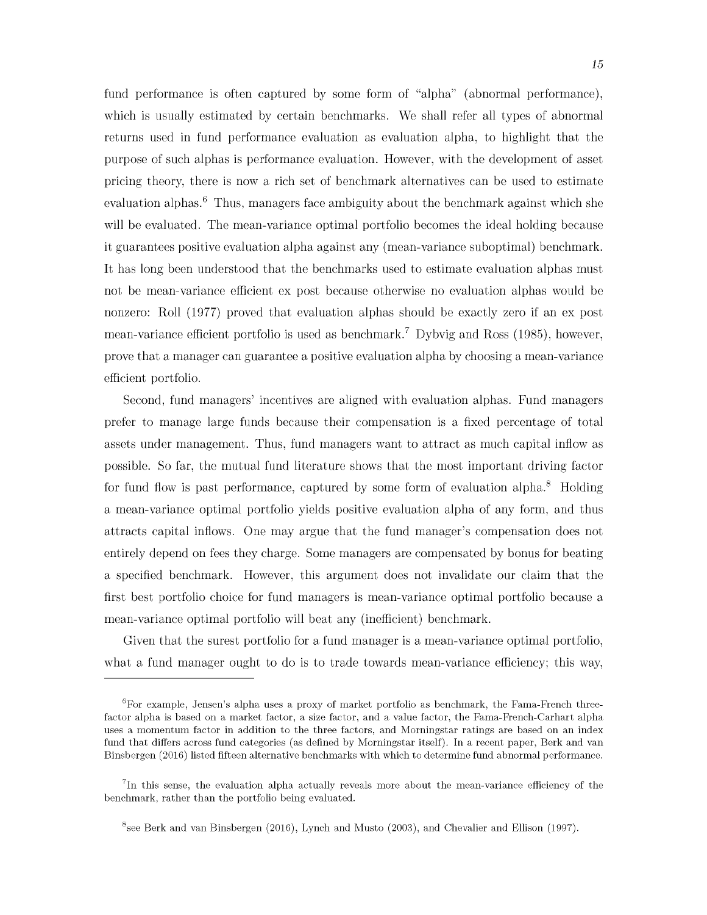fund performance is often captured by some form of "alpha" (abnormal performance), which is usually estimated by certain benchmarks. We shall refer all types of abnormal returns used in fund performance evaluation as evaluation alpha, to highlight that the purpose of such alphas is performance evaluation. However, with the development of asset pricing theory, there is now a rich set of benchmark alternatives can be used to estimate evaluation alphas.[6] Thus, managers face ambiguity about the benchmark against which she will be evaluated. The mean-variance optimal portfolio becomes the ideal holding because it guarantees positive evaluation alpha against any (mean-variance suboptimal) benchmark. It has long been understood that the benchmarks used to estimate evaluation alphas must not be mean-variance efficient ex post because otherwise no evaluation alphas would be nonzero: Roll (1977) proved that evaluation alphas should be exactly zero if an ex post mean-variance efficient portfolio is used as benchmark.[7] Dybvig and Ross (1985), however, prove that a manager can guarantee a positive evaluation alpha by choosing a mean-variance efficient portfolio.

Second, fund managers' incentives are aligned with evaluation alphas. Fund managers prefer to manage large funds because their compensation is a fixed percentage of total assets under management. Thus, fund managers want to attract as much capital inflow as possible. So far, the mutual fund literature shows that the most important driving factor for fund flow is past performance, captured by some form of evaluation alpha.[8] Holding a mean-variance optimal portfolio yields positive evaluation alpha of any form, and thus attracts capital inflows. One may argue that the fund manager's compensation does not entirely depend on fees they charge. Some managers are compensated by bonus for beating a specified benchmark. However, this argument does not invalidate our claim that the first best portfolio choice for fund managers is mean-variance optimal portfolio because a mean-variance optimal portfolio will beat any (inefficient) benchmark.

Given that the surest portfolio for a fund manager is a mean-variance optimal portfolio, what a fund manager ought to do is to trade towards mean-variance efficiency; this way,

---

[6] For example, Jensen's alpha uses a proxy of market portfolio as benchmark, the Fama-French three-factor alpha is based on a market factor, a size factor, and a value factor, the Fama-French-Carhart alpha uses a momentum factor in addition to the three factors, and Morningstar ratings are based on an index fund that differs across fund categories (as defined by Morningstar itself). In a recent paper, Berk and van Binsbergen (2016) listed fifteen alternative benchmarks with which to determine fund abnormal performance.

[7] In this sense, the evaluation alpha actually reveals more about the mean-variance efficiency of the benchmark, rather than the portfolio being evaluated.

[8] see Berk and van Binsbergen (2016), Lynch and Musto (2003), and Chevalier and Ellison (1997).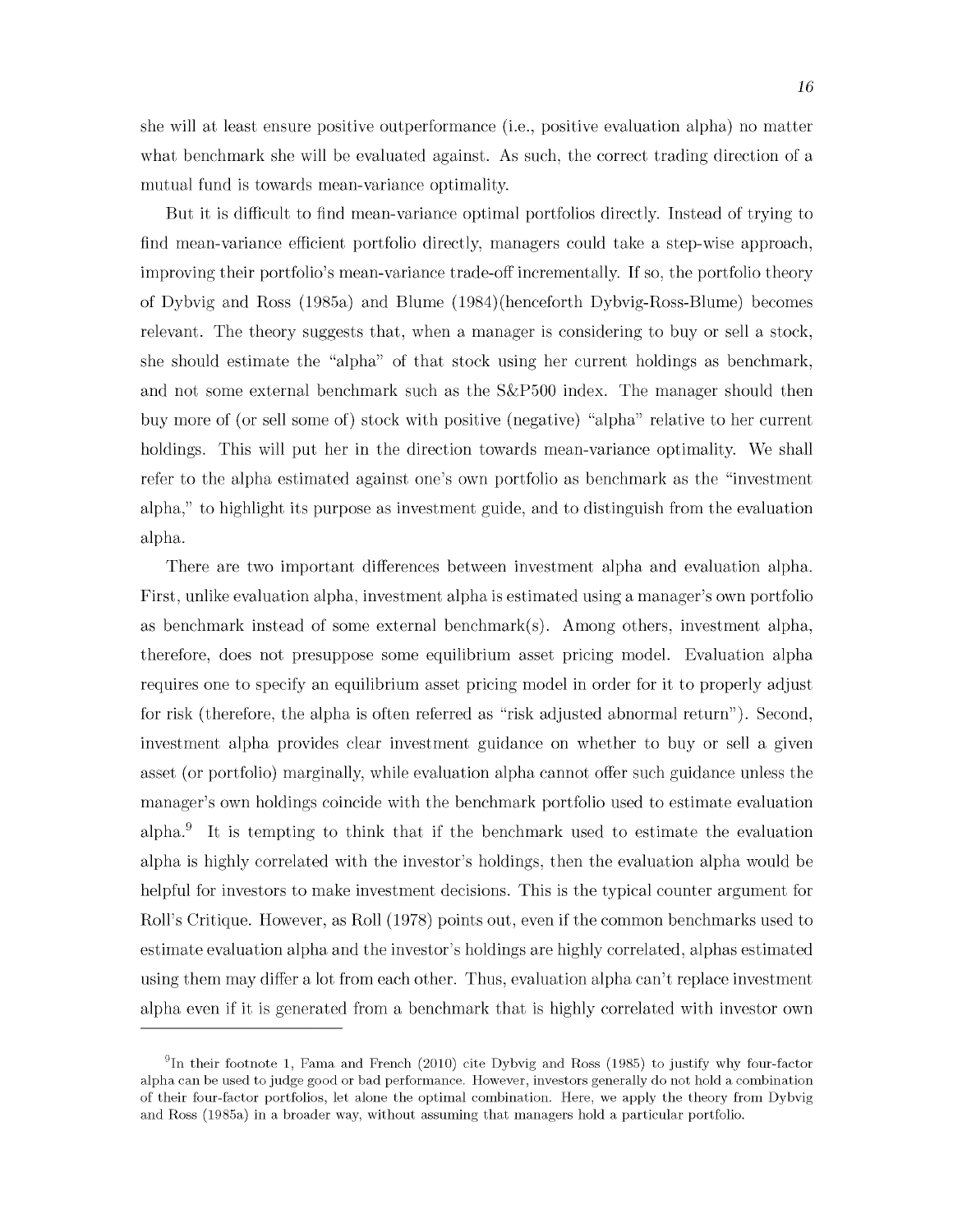she will at least ensure positive outperformance (i.e., positive evaluation alpha) no matter what benchmark she will be evaluated against. As such, the correct trading direction of a mutual fund is towards mean-variance optimality.

But it is difficult to find mean-variance optimal portfolios directly. Instead of trying to find mean-variance efficient portfolio directly, managers could take a step-wise approach, improving their portfolio's mean-variance trade-off incrementally. If so, the portfolio theory of Dybvig and Ross (1985a) and Blume (1984)(henceforth Dybvig-Ross-Blume) becomes relevant. The theory suggests that, when a manager is considering to buy or sell a stock, she should estimate the "alpha" of that stock using her current holdings as benchmark, and not some external benchmark such as the S&P500 index. The manager should then buy more of (or sell some of) stock with positive (negative) "alpha" relative to her current holdings. This will put her in the direction towards mean-variance optimality. We shall refer to the alpha estimated against one's own portfolio as benchmark as the "investment alpha," to highlight its purpose as investment guide, and to distinguish from the evaluation alpha.

There are two important differences between investment alpha and evaluation alpha. First, unlike evaluation alpha, investment alpha is estimated using a manager's own portfolio as benchmark instead of some external benchmark(s). Among others, investment alpha, therefore, does not presuppose some equilibrium asset pricing model. Evaluation alpha requires one to specify an equilibrium asset pricing model in order for it to properly adjust for risk (therefore, the alpha is often referred as "risk adjusted abnormal return"). Second, investment alpha provides clear investment guidance on whether to buy or sell a given asset (or portfolio) marginally, while evaluation alpha cannot offer such guidance unless the manager's own holdings coincide with the benchmark portfolio used to estimate evaluation alpha.[9] It is tempting to think that if the benchmark used to estimate the evaluation alpha is highly correlated with the investor's holdings, then the evaluation alpha would be helpful for investors to make investment decisions. This is the typical counter argument for Roll's Critique. However, as Roll (1978) points out, even if the common benchmarks used to estimate evaluation alpha and the investor's holdings are highly correlated, alphas estimated using them may differ a lot from each other. Thus, evaluation alpha can't replace investment alpha even if it is generated from a benchmark that is highly correlated with investor own

[9] In their footnote 1, Fama and French (2010) cite Dybvig and Ross (1985) to justify why four-factor alpha can be used to judge good or bad performance. However, investors generally do not hold a combination of their four-factor portfolios, let alone the optimal combination. Here, we apply the theory from Dybvig and Ross (1985a) in a broader way, without assuming that managers hold a particular portfolio.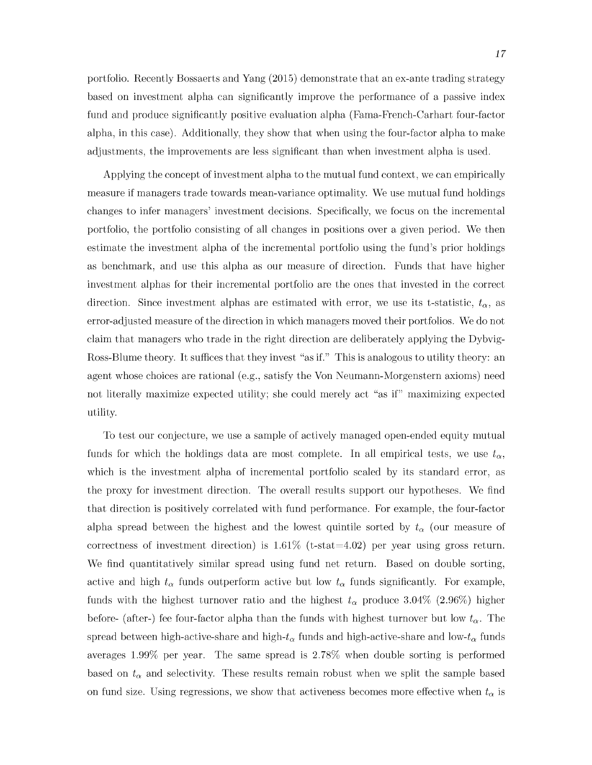portfolio. Recently Bossaerts and Yang (2015) demonstrate that an ex-ante trading strategy based on investment alpha can significantly improve the performance of a passive index fund and produce significantly positive evaluation alpha (Fama-French-Carhart four-factor alpha, in this case). Additionally, they show that when using the four-factor alpha to make adjustments, the improvements are less significant than when investment alpha is used.

Applying the concept of investment alpha to the mutual fund context, we can empirically measure if managers trade towards mean-variance optimality. We use mutual fund holdings changes to infer managers' investment decisions. Specifically, we focus on the incremental portfolio, the portfolio consisting of all changes in positions over a given period. We then estimate the investment alpha of the incremental portfolio using the fund's prior holdings as benchmark, and use this alpha as our measure of direction. Funds that have higher investment alphas for their incremental portfolio are the ones that invested in the correct direction. Since investment alphas are estimated with error, we use its t-statistic, $t_\alpha$, as error-adjusted measure of the direction in which managers moved their portfolios. We do not claim that managers who trade in the right direction are deliberately applying the Dybvig-Ross-Blume theory. It suffices that they invest "as if." This is analogous to utility theory: an agent whose choices are rational (e.g., satisfy the Von Neumann-Morgenstern axioms) need not literally maximize expected utility; she could merely act "as if" maximizing expected utility.

To test our conjecture, we use a sample of actively managed open-ended equity mutual funds for which the holdings data are most complete. In all empirical tests, we use $t_\alpha$, which is the investment alpha of incremental portfolio scaled by its standard error, as the proxy for investment direction. The overall results support our hypotheses. We find that direction is positively correlated with fund performance. For example, the four-factor alpha spread between the highest and the lowest quintile sorted by $t_\alpha$ (our measure of correctness of investment direction) is 1.61% (t-stat=4.02) per year using gross return. We find quantitatively similar spread using fund net return. Based on double sorting, active and high $t_\alpha$ funds outperform active but low $t_\alpha$ funds significantly. For example, funds with the highest turnover ratio and the highest $t_\alpha$ produce 3.04% (2.96%) higher before- (after-) fee four-factor alpha than the funds with highest turnover but low $t_\alpha$. The spread between high-active-share and high-$t_\alpha$ funds and high-active-share and low-$t_\alpha$ funds averages 1.99% per year. The same spread is 2.78% when double sorting is performed based on $t_\alpha$ and selectivity. These results remain robust when we split the sample based on fund size. Using regressions, we show that activeness becomes more effective when $t_\alpha$ is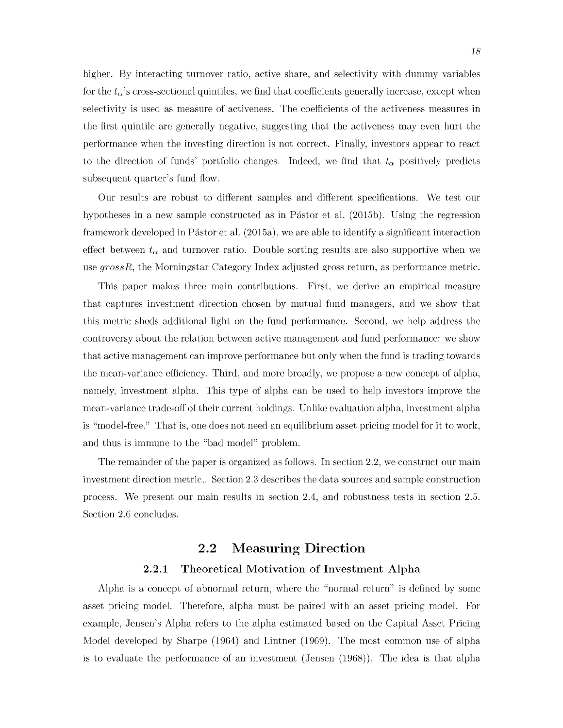higher. By interacting turnover ratio, active share, and selectivity with dummy variables for the $t_\alpha$'s cross-sectional quintiles, we find that coefficients generally increase, except when selectivity is used as measure of activeness. The coefficients of the activeness measures in the first quintile are generally negative, suggesting that the activeness may even hurt the performance when the investing direction is not correct. Finally, investors appear to react to the direction of funds' portfolio changes. Indeed, we find that $t_\alpha$ positively predicts subsequent quarter's fund flow.

Our results are robust to different samples and different specifications. We test our hypotheses in a new sample constructed as in Pástor et al. (2015b). Using the regression framework developed in Pástor et al. (2015a), we are able to identify a significant interaction effect between $t_\alpha$ and turnover ratio. Double sorting results are also supportive when we use $grossR$, the Morningstar Category Index adjusted gross return, as performance metric.

This paper makes three main contributions. First, we derive an empirical measure that captures investment direction chosen by mutual fund managers, and we show that this metric sheds additional light on the fund performance. Second, we help address the controversy about the relation between active management and fund performance: we show that active management can improve performance but only when the fund is trading towards the mean-variance efficiency. Third, and more broadly, we propose a new concept of alpha, namely, investment alpha. This type of alpha can be used to help investors improve the mean-variance trade-off of their current holdings. Unlike evaluation alpha, investment alpha is "model-free." That is, one does not need an equilibrium asset pricing model for it to work, and thus is immune to the "bad model" problem.

The remainder of the paper is organized as follows. In section 2.2, we construct our main investment direction metric,. Section 2.3 describes the data sources and sample construction process. We present our main results in section 2.4, and robustness tests in section 2.5. Section 2.6 concludes.

## 2.2 Measuring Direction

### 2.2.1 Theoretical Motivation of Investment Alpha

Alpha is a concept of abnormal return, where the "normal return" is defined by some asset pricing model. Therefore, alpha must be paired with an asset pricing model. For example, Jensen's Alpha refers to the alpha estimated based on the Capital Asset Pricing Model developed by Sharpe (1964) and Lintner (1969). The most common use of alpha is to evaluate the performance of an investment (Jensen (1968)). The idea is that alpha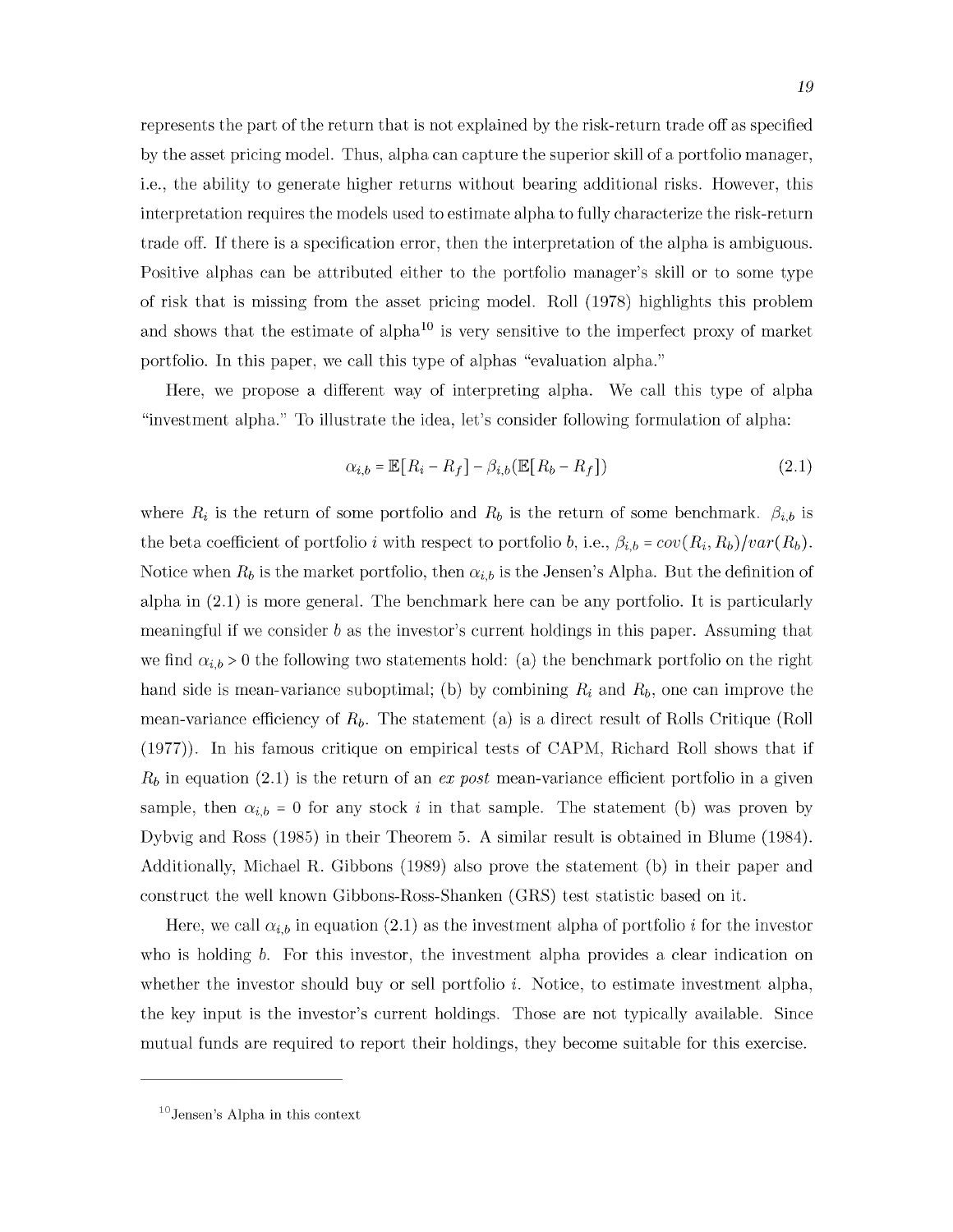represents the part of the return that is not explained by the risk-return trade off as specified by the asset pricing model. Thus, alpha can capture the superior skill of a portfolio manager, i.e., the ability to generate higher returns without bearing additional risks. However, this interpretation requires the models used to estimate alpha to fully characterize the risk-return trade off. If there is a specification error, then the interpretation of the alpha is ambiguous. Positive alphas can be attributed either to the portfolio manager's skill or to some type of risk that is missing from the asset pricing model. Roll (1978) highlights this problem and shows that the estimate of alpha[10] is very sensitive to the imperfect proxy of market portfolio. In this paper, we call this type of alphas "evaluation alpha."

Here, we propose a different way of interpreting alpha. We call this type of alpha "investment alpha." To illustrate the idea, let's consider following formulation of alpha:

$$\alpha_{i,b} = \mathbb{E}[R_i - R_f] - \beta_{i,b}(\mathbb{E}[R_b - R_f]) \tag{2.1}$$

where $R_i$ is the return of some portfolio and $R_b$ is the return of some benchmark. $\beta_{i,b}$ is the beta coefficient of portfolio $i$ with respect to portfolio $b$, i.e., $\beta_{i,b} = cov(R_i, R_b)/var(R_b)$. Notice when $R_b$ is the market portfolio, then $\alpha_{i,b}$ is the Jensen's Alpha. But the definition of alpha in (2.1) is more general. The benchmark here can be any portfolio. It is particularly meaningful if we consider $b$ as the investor's current holdings in this paper. Assuming that we find $\alpha_{i,b} > 0$ the following two statements hold: (a) the benchmark portfolio on the right hand side is mean-variance suboptimal; (b) by combining $R_i$ and $R_b$, one can improve the mean-variance efficiency of $R_b$. The statement (a) is a direct result of Rolls Critique (Roll (1977)). In his famous critique on empirical tests of CAPM, Richard Roll shows that if $R_b$ in equation (2.1) is the return of an *ex post* mean-variance efficient portfolio in a given sample, then $\alpha_{i,b} = 0$ for any stock $i$ in that sample. The statement (b) was proven by Dybvig and Ross (1985) in their Theorem 5. A similar result is obtained in Blume (1984). Additionally, Michael R. Gibbons (1989) also prove the statement (b) in their paper and construct the well known Gibbons-Ross-Shanken (GRS) test statistic based on it.

Here, we call $\alpha_{i,b}$ in equation (2.1) as the investment alpha of portfolio $i$ for the investor who is holding $b$. For this investor, the investment alpha provides a clear indication on whether the investor should buy or sell portfolio $i$. Notice, to estimate investment alpha, the key input is the investor's current holdings. Those are not typically available. Since mutual funds are required to report their holdings, they become suitable for this exercise.

---

[10] Jensen's Alpha in this context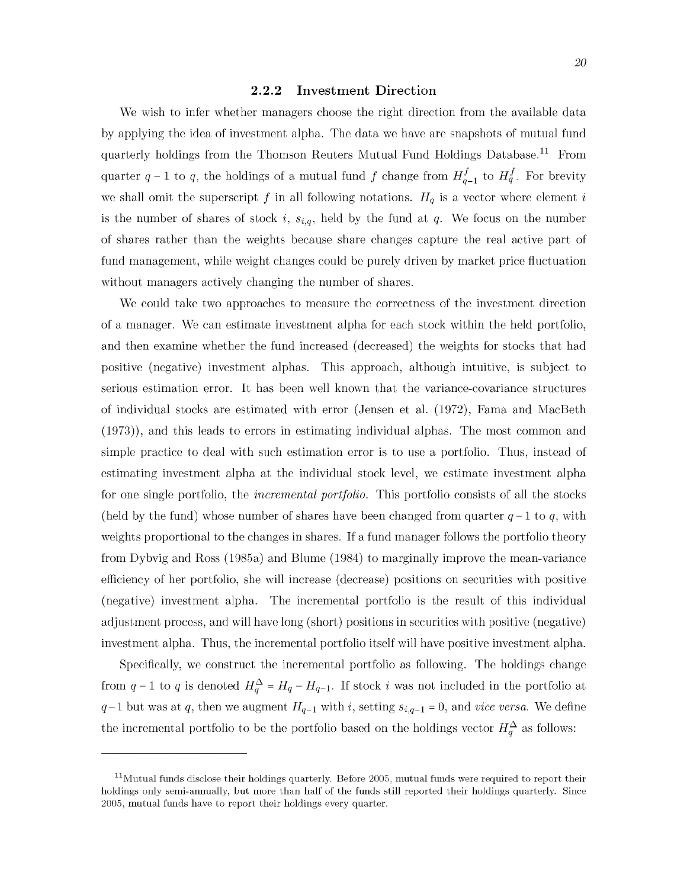### 2.2.2 Investment Direction

We wish to infer whether managers choose the right direction from the available data by applying the idea of investment alpha. The data we have are snapshots of mutual fund quarterly holdings from the Thomson Reuters Mutual Fund Holdings Database.[11] From quarter $q-1$ to $q$, the holdings of a mutual fund $f$ change from $H^f_{q-1}$ to $H^f_q$. For brevity we shall omit the superscript $f$ in all following notations. $H_q$ is a vector where element $i$ is the number of shares of stock $i$, $s_{i,q}$, held by the fund at $q$. We focus on the number of shares rather than the weights because share changes capture the real active part of fund management, while weight changes could be purely driven by market price fluctuation without managers actively changing the number of shares.

We could take two approaches to measure the correctness of the investment direction of a manager. We can estimate investment alpha for each stock within the held portfolio, and then examine whether the fund increased (decreased) the weights for stocks that had positive (negative) investment alphas. This approach, although intuitive, is subject to serious estimation error. It has been well known that the variance-covariance structures of individual stocks are estimated with error (Jensen et al. (1972), Fama and MacBeth (1973)), and this leads to errors in estimating individual alphas. The most common and simple practice to deal with such estimation error is to use a portfolio. Thus, instead of estimating investment alpha at the individual stock level, we estimate investment alpha for one single portfolio, the *incremental portfolio*. This portfolio consists of all the stocks (held by the fund) whose number of shares have been changed from quarter $q-1$ to $q$, with weights proportional to the changes in shares. If a fund manager follows the portfolio theory from Dybvig and Ross (1985a) and Blume (1984) to marginally improve the mean-variance efficiency of her portfolio, she will increase (decrease) positions on securities with positive (negative) investment alpha. The incremental portfolio is the result of this individual adjustment process, and will have long (short) positions in securities with positive (negative) investment alpha. Thus, the incremental portfolio itself will have positive investment alpha.

Specifically, we construct the incremental portfolio as following. The holdings change from $q-1$ to $q$ is denoted $H^{\Delta}_q = H_q - H_{q-1}$. If stock $i$ was not included in the portfolio at $q-1$ but was at $q$, then we augment $H_{q-1}$ with $i$, setting $s_{i,q-1} = 0$, and *vice versa*. We define the incremental portfolio to be the portfolio based on the holdings vector $H^{\Delta}_q$ as follows:

---

[11] Mutual funds disclose their holdings quarterly. Before 2005, mutual funds were required to report their holdings only semi-annually, but more than half of the funds still reported their holdings quarterly. Since 2005, mutual funds have to report their holdings every quarter.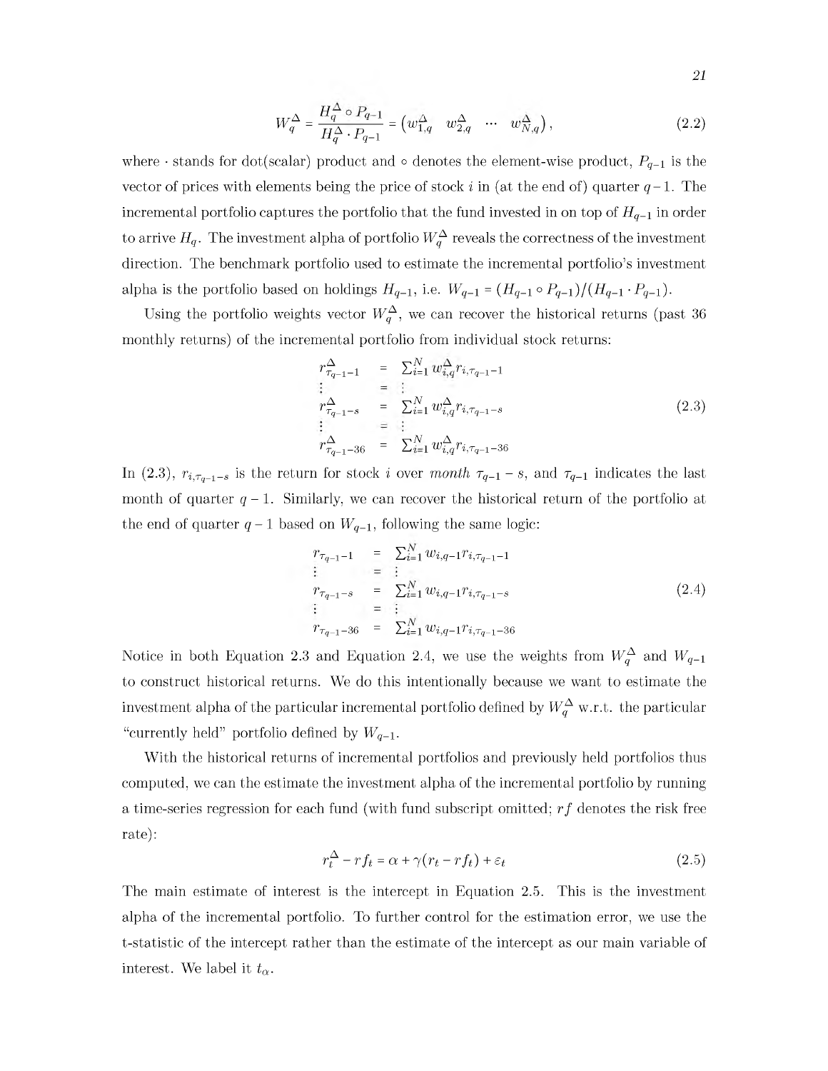$$W_q^{\Delta} = \frac{H_q^{\Delta} \circ P_{q-1}}{H_q^{\Delta} \cdot P_{q-1}} = \begin{pmatrix} w_{1,q}^{\Delta} & w_{2,q}^{\Delta} & \cdots & w_{N,q}^{\Delta} \end{pmatrix}, \tag{2.2}$$

where $\cdot$ stands for dot(scalar) product and $\circ$ denotes the element-wise product, $P_{q-1}$ is the vector of prices with elements being the price of stock $i$ in (at the end of) quarter $q-1$. The incremental portfolio captures the portfolio that the fund invested in on top of $H_{q-1}$ in order to arrive $H_q$. The investment alpha of portfolio $W_q^{\Delta}$ reveals the correctness of the investment direction. The benchmark portfolio used to estimate the incremental portfolio's investment alpha is the portfolio based on holdings $H_{q-1}$, i.e. $W_{q-1} = (H_{q-1} \circ P_{q-1})/(H_{q-1} \cdot P_{q-1})$.

Using the portfolio weights vector $W_q^{\Delta}$, we can recover the historical returns (past 36 monthly returns) of the incremental portfolio from individual stock returns:

$$\begin{aligned}
r_{\tau_{q-1}-1}^{\Delta} &= \textstyle\sum_{i=1}^{N} w_{i,q}^{\Delta} r_{i,\tau_{q-1}-1} \\
\vdots &= \vdots \\
r_{\tau_{q-1}-s}^{\Delta} &= \textstyle\sum_{i=1}^{N} w_{i,q}^{\Delta} r_{i,\tau_{q-1}-s} \\
\vdots &= \vdots \\
r_{\tau_{q-1}-36}^{\Delta} &= \textstyle\sum_{i=1}^{N} w_{i,q}^{\Delta} r_{i,\tau_{q-1}-36}
\end{aligned} \tag{2.3}$$

In (2.3), $r_{i,\tau_{q-1}-s}$ is the return for stock $i$ over *month* $\tau_{q-1}-s$, and $\tau_{q-1}$ indicates the last month of quarter $q-1$. Similarly, we can recover the historical return of the portfolio at the end of quarter $q-1$ based on $W_{q-1}$, following the same logic:

$$\begin{aligned}
r_{\tau_{q-1}-1} &= \textstyle\sum_{i=1}^{N} w_{i,q-1} r_{i,\tau_{q-1}-1} \\
\vdots &= \vdots \\
r_{\tau_{q-1}-s} &= \textstyle\sum_{i=1}^{N} w_{i,q-1} r_{i,\tau_{q-1}-s} \\
\vdots &= \vdots \\
r_{\tau_{q-1}-36} &= \textstyle\sum_{i=1}^{N} w_{i,q-1} r_{i,\tau_{q-1}-36}
\end{aligned} \tag{2.4}$$

Notice in both Equation 2.3 and Equation 2.4, we use the weights from $W_q^{\Delta}$ and $W_{q-1}$ to construct historical returns. We do this intentionally because we want to estimate the investment alpha of the particular incremental portfolio defined by $W_q^{\Delta}$ w.r.t. the particular "currently held" portfolio defined by $W_{q-1}$.

With the historical returns of incremental portfolios and previously held portfolios thus computed, we can the estimate the investment alpha of the incremental portfolio by running a time-series regression for each fund (with fund subscript omitted; $rf$ denotes the risk free rate):

$$r_t^{\Delta} - rf_t = \alpha + \gamma(r_t - rf_t) + \varepsilon_t \tag{2.5}$$

The main estimate of interest is the intercept in Equation 2.5. This is the investment alpha of the incremental portfolio. To further control for the estimation error, we use the t-statistic of the intercept rather than the estimate of the intercept as our main variable of interest. We label it $t_{\alpha}$.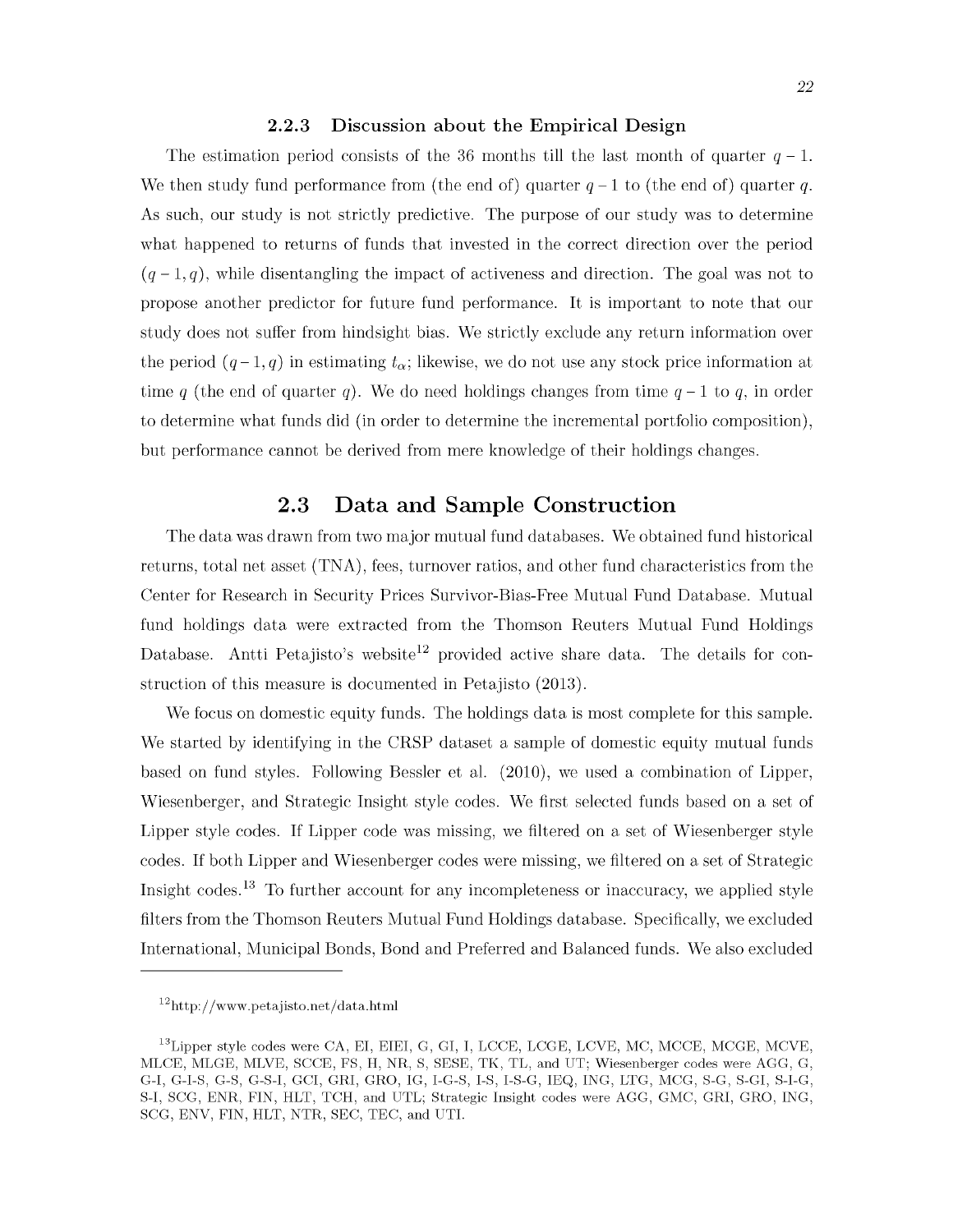### 2.2.3 Discussion about the Empirical Design

The estimation period consists of the 36 months till the last month of quarter $q-1$. We then study fund performance from (the end of) quarter $q-1$ to (the end of) quarter $q$. As such, our study is not strictly predictive. The purpose of our study was to determine what happened to returns of funds that invested in the correct direction over the period $(q-1, q)$, while disentangling the impact of activeness and direction. The goal was not to propose another predictor for future fund performance. It is important to note that our study does not suffer from hindsight bias. We strictly exclude any return information over the period $(q-1, q)$ in estimating $t_{\alpha}$; likewise, we do not use any stock price information at time $q$ (the end of quarter $q$). We do need holdings changes from time $q-1$ to $q$, in order to determine what funds did (in order to determine the incremental portfolio composition), but performance cannot be derived from mere knowledge of their holdings changes.

## 2.3 Data and Sample Construction

The data was drawn from two major mutual fund databases. We obtained fund historical returns, total net asset (TNA), fees, turnover ratios, and other fund characteristics from the Center for Research in Security Prices Survivor-Bias-Free Mutual Fund Database. Mutual fund holdings data were extracted from the Thomson Reuters Mutual Fund Holdings Database. Antti Petajisto's website[12] provided active share data. The details for construction of this measure is documented in Petajisto (2013).

We focus on domestic equity funds. The holdings data is most complete for this sample. We started by identifying in the CRSP dataset a sample of domestic equity mutual funds based on fund styles. Following Bessler et al. (2010), we used a combination of Lipper, Wiesenberger, and Strategic Insight style codes. We first selected funds based on a set of Lipper style codes. If Lipper code was missing, we filtered on a set of Wiesenberger style codes. If both Lipper and Wiesenberger codes were missing, we filtered on a set of Strategic Insight codes.[13] To further account for any incompleteness or inaccuracy, we applied style filters from the Thomson Reuters Mutual Fund Holdings database. Specifically, we excluded International, Municipal Bonds, Bond and Preferred and Balanced funds. We also excluded

---

[12] http://www.petajisto.net/data.html

[13] Lipper style codes were CA, EI, EIEI, G, GI, I, LCCE, LCGE, LCVE, MC, MCCE, MCGE, MCVE, MLCE, MLGE, MLVE, SCCE, FS, H, NR, S, SESE, TK, TL, and UT; Wiesenberger codes were AGG, G, G-I, G-I-S, G-S, G-S-I, GCI, GRI, GRO, IG, I-G-S, I-S, I-S-G, IEQ, ING, LTG, MCG, S-G, S-GI, S-I-G, S-I, SCG, ENR, FIN, HLT, TCH, and UTL; Strategic Insight codes were AGG, GMC, GRI, GRO, ING, SCG, ENV, FIN, HLT, NTR, SEC, TEC, and UTI.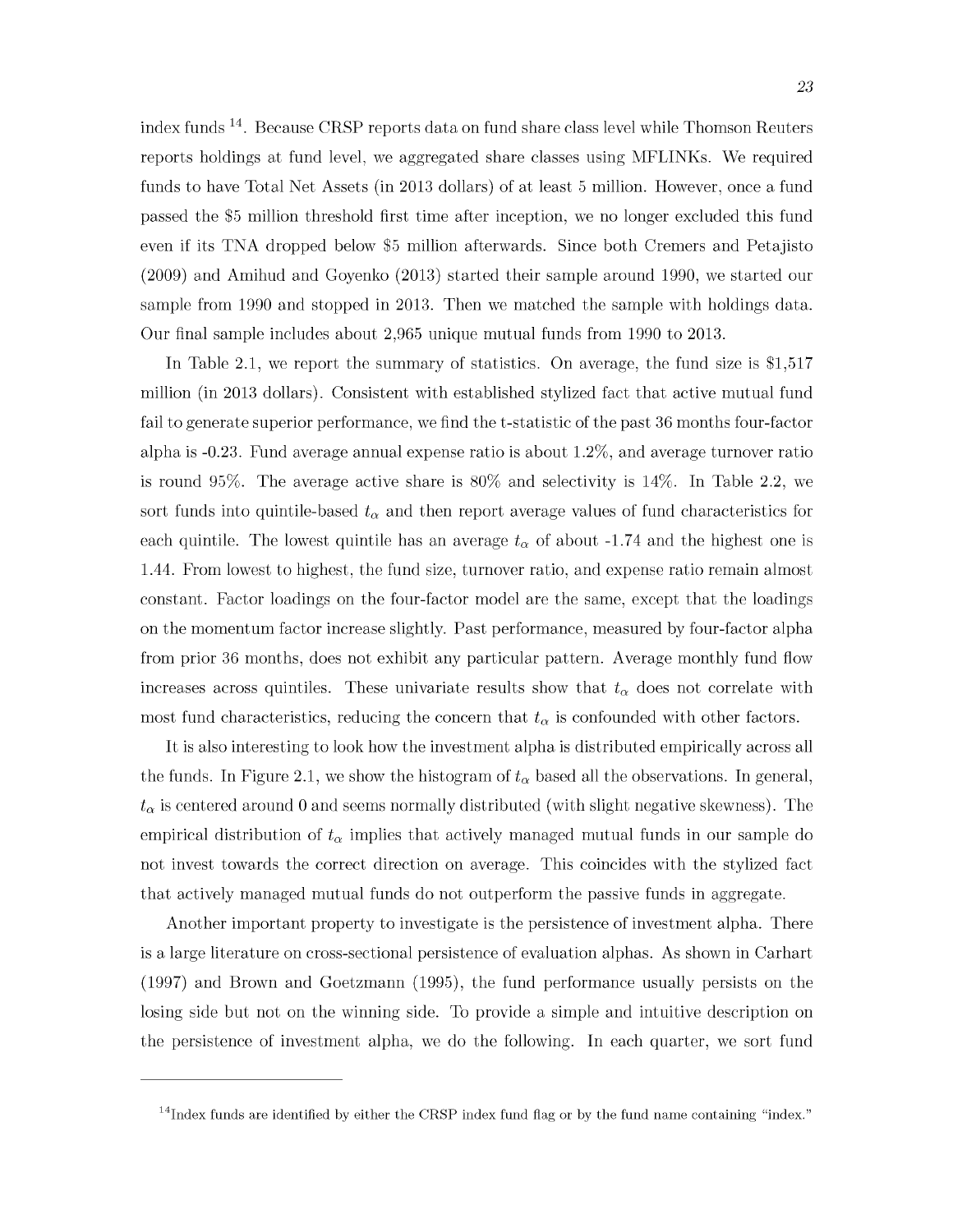index funds [14]. Because CRSP reports data on fund share class level while Thomson Reuters reports holdings at fund level, we aggregated share classes using MFLINKs. We required funds to have Total Net Assets (in 2013 dollars) of at least 5 million. However, once a fund passed the $5 million threshold first time after inception, we no longer excluded this fund even if its TNA dropped below $5 million afterwards. Since both Cremers and Petajisto (2009) and Amihud and Goyenko (2013) started their sample around 1990, we started our sample from 1990 and stopped in 2013. Then we matched the sample with holdings data. Our final sample includes about 2,965 unique mutual funds from 1990 to 2013.

In Table 2.1, we report the summary of statistics. On average, the fund size is $1,517 million (in 2013 dollars). Consistent with established stylized fact that active mutual fund fail to generate superior performance, we find the t-statistic of the past 36 months four-factor alpha is -0.23. Fund average annual expense ratio is about 1.2%, and average turnover ratio is round 95%. The average active share is 80% and selectivity is 14%. In Table 2.2, we sort funds into quintile-based $t_\alpha$ and then report average values of fund characteristics for each quintile. The lowest quintile has an average $t_\alpha$ of about -1.74 and the highest one is 1.44. From lowest to highest, the fund size, turnover ratio, and expense ratio remain almost constant. Factor loadings on the four-factor model are the same, except that the loadings on the momentum factor increase slightly. Past performance, measured by four-factor alpha from prior 36 months, does not exhibit any particular pattern. Average monthly fund flow increases across quintiles. These univariate results show that $t_\alpha$ does not correlate with most fund characteristics, reducing the concern that $t_\alpha$ is confounded with other factors.

It is also interesting to look how the investment alpha is distributed empirically across all the funds. In Figure 2.1, we show the histogram of $t_\alpha$ based all the observations. In general, $t_\alpha$ is centered around 0 and seems normally distributed (with slight negative skewness). The empirical distribution of $t_\alpha$ implies that actively managed mutual funds in our sample do not invest towards the correct direction on average. This coincides with the stylized fact that actively managed mutual funds do not outperform the passive funds in aggregate.

Another important property to investigate is the persistence of investment alpha. There is a large literature on cross-sectional persistence of evaluation alphas. As shown in Carhart (1997) and Brown and Goetzmann (1995), the fund performance usually persists on the losing side but not on the winning side. To provide a simple and intuitive description on the persistence of investment alpha, we do the following. In each quarter, we sort fund

[14] Index funds are identified by either the CRSP index fund flag or by the fund name containing "index."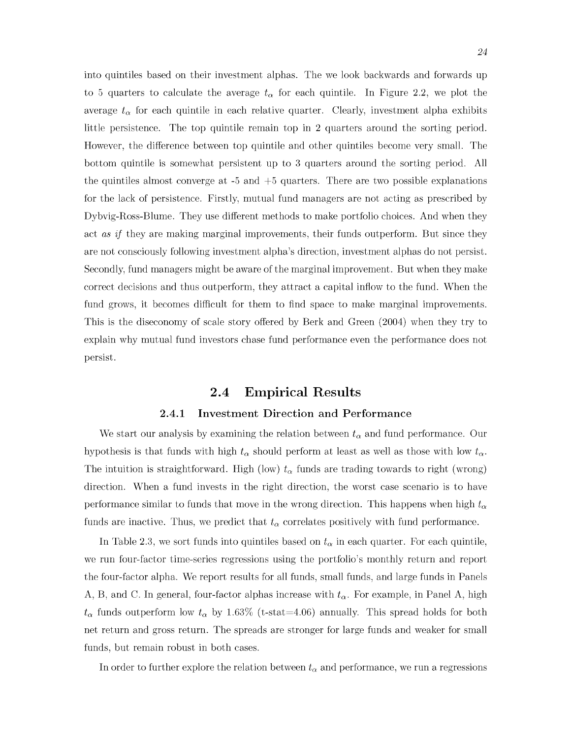into quintiles based on their investment alphas. The we look backwards and forwards up to 5 quarters to calculate the average $t_\alpha$ for each quintile. In Figure 2.2, we plot the average $t_\alpha$ for each quintile in each relative quarter. Clearly, investment alpha exhibits little persistence. The top quintile remain top in 2 quarters around the sorting period. However, the difference between top quintile and other quintiles become very small. The bottom quintile is somewhat persistent up to 3 quarters around the sorting period. All the quintiles almost converge at -5 and +5 quarters. There are two possible explanations for the lack of persistence. Firstly, mutual fund managers are not acting as prescribed by Dybvig-Ross-Blume. They use different methods to make portfolio choices. And when they act *as if* they are making marginal improvements, their funds outperform. But since they are not consciously following investment alpha's direction, investment alphas do not persist. Secondly, fund managers might be aware of the marginal improvement. But when they make correct decisions and thus outperform, they attract a capital inflow to the fund. When the fund grows, it becomes difficult for them to find space to make marginal improvements. This is the diseconomy of scale story offered by Berk and Green (2004) when they try to explain why mutual fund investors chase fund performance even the performance does not persist.

## 2.4 Empirical Results

### 2.4.1 Investment Direction and Performance

We start our analysis by examining the relation between $t_\alpha$ and fund performance. Our hypothesis is that funds with high $t_\alpha$ should perform at least as well as those with low $t_\alpha$. The intuition is straightforward. High (low) $t_\alpha$ funds are trading towards to right (wrong) direction. When a fund invests in the right direction, the worst case scenario is to have performance similar to funds that move in the wrong direction. This happens when high $t_\alpha$ funds are inactive. Thus, we predict that $t_\alpha$ correlates positively with fund performance.

In Table 2.3, we sort funds into quintiles based on $t_\alpha$ in each quarter. For each quintile, we run four-factor time-series regressions using the portfolio's monthly return and report the four-factor alpha. We report results for all funds, small funds, and large funds in Panels A, B, and C. In general, four-factor alphas increase with $t_\alpha$. For example, in Panel A, high $t_\alpha$ funds outperform low $t_\alpha$ by 1.63% (t-stat=4.06) annually. This spread holds for both net return and gross return. The spreads are stronger for large funds and weaker for small funds, but remain robust in both cases.

In order to further explore the relation between $t_\alpha$ and performance, we run a regressions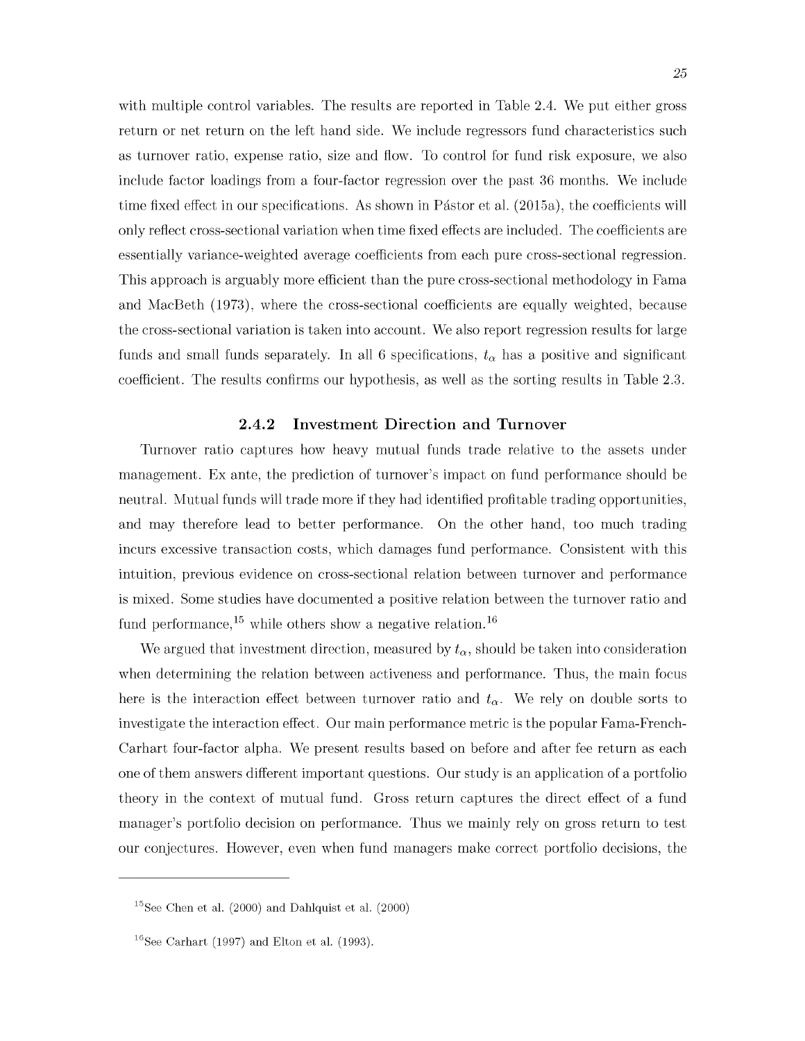with multiple control variables. The results are reported in Table 2.4. We put either gross return or net return on the left hand side. We include regressors fund characteristics such as turnover ratio, expense ratio, size and flow. To control for fund risk exposure, we also include factor loadings from a four-factor regression over the past 36 months. We include time fixed effect in our specifications. As shown in Pástor et al. (2015a), the coefficients will only reflect cross-sectional variation when time fixed effects are included. The coefficients are essentially variance-weighted average coefficients from each pure cross-sectional regression. This approach is arguably more efficient than the pure cross-sectional methodology in Fama and MacBeth (1973), where the cross-sectional coefficients are equally weighted, because the cross-sectional variation is taken into account. We also report regression results for large funds and small funds separately. In all 6 specifications, $t_\alpha$ has a positive and significant coefficient. The results confirms our hypothesis, as well as the sorting results in Table 2.3.

### 2.4.2 Investment Direction and Turnover

Turnover ratio captures how heavy mutual funds trade relative to the assets under management. Ex ante, the prediction of turnover's impact on fund performance should be neutral. Mutual funds will trade more if they had identified profitable trading opportunities, and may therefore lead to better performance. On the other hand, too much trading incurs excessive transaction costs, which damages fund performance. Consistent with this intuition, previous evidence on cross-sectional relation between turnover and performance is mixed. Some studies have documented a positive relation between the turnover ratio and fund performance,[15] while others show a negative relation.[16]

We argued that investment direction, measured by $t_\alpha$, should be taken into consideration when determining the relation between activeness and performance. Thus, the main focus here is the interaction effect between turnover ratio and $t_\alpha$. We rely on double sorts to investigate the interaction effect. Our main performance metric is the popular Fama-French-Carhart four-factor alpha. We present results based on before and after fee return as each one of them answers different important questions. Our study is an application of a portfolio theory in the context of mutual fund. Gross return captures the direct effect of a fund manager's portfolio decision on performance. Thus we mainly rely on gross return to test our conjectures. However, even when fund managers make correct portfolio decisions, the

---

[15] See Chen et al. (2000) and Dahlquist et al. (2000)

[16] See Carhart (1997) and Elton et al. (1993).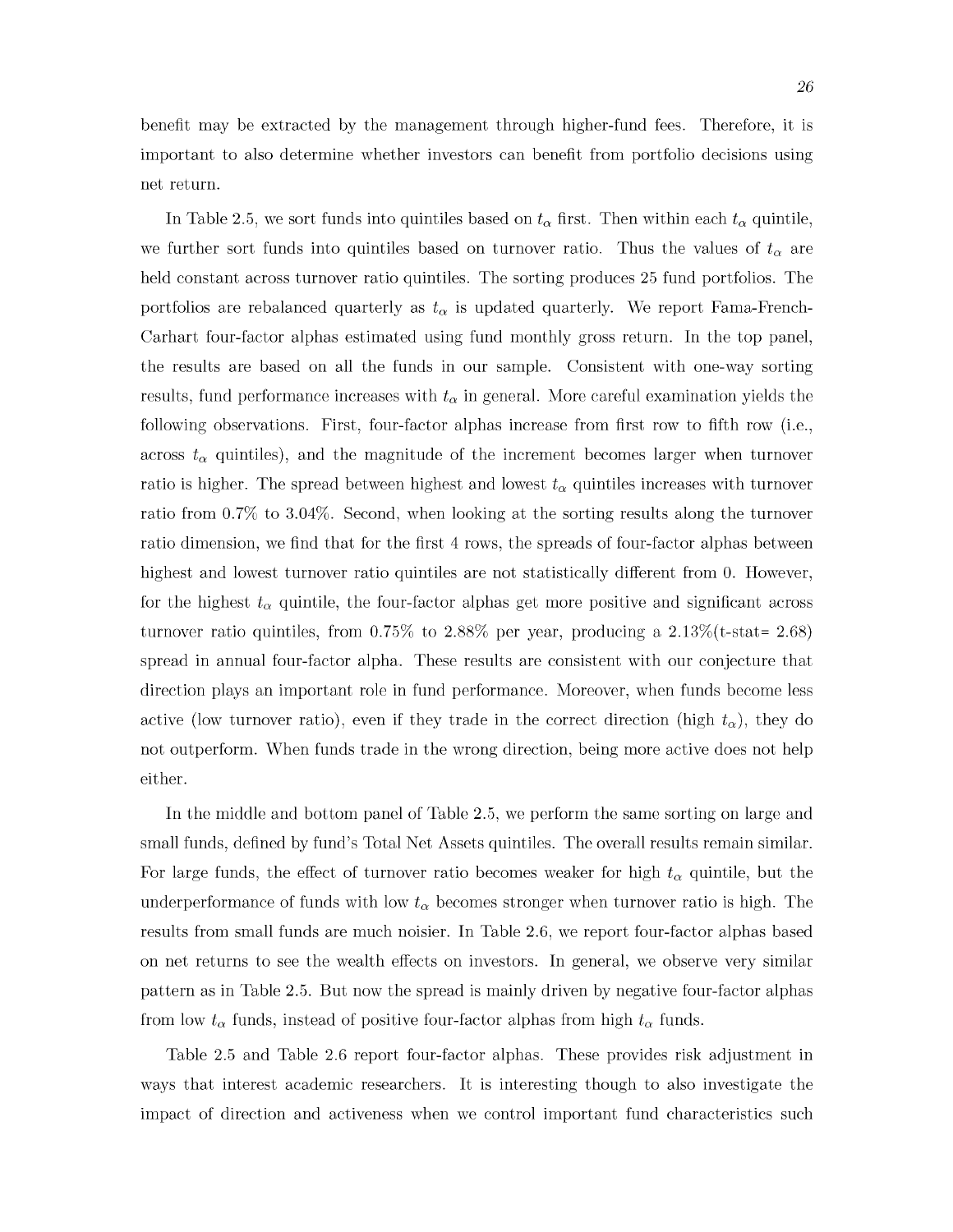benefit may be extracted by the management through higher-fund fees. Therefore, it is important to also determine whether investors can benefit from portfolio decisions using net return.

In Table 2.5, we sort funds into quintiles based on $t_\alpha$ first. Then within each $t_\alpha$ quintile, we further sort funds into quintiles based on turnover ratio. Thus the values of $t_\alpha$ are held constant across turnover ratio quintiles. The sorting produces 25 fund portfolios. The portfolios are rebalanced quarterly as $t_\alpha$ is updated quarterly. We report Fama-French-Carhart four-factor alphas estimated using fund monthly gross return. In the top panel, the results are based on all the funds in our sample. Consistent with one-way sorting results, fund performance increases with $t_\alpha$ in general. More careful examination yields the following observations. First, four-factor alphas increase from first row to fifth row (i.e., across $t_\alpha$ quintiles), and the magnitude of the increment becomes larger when turnover ratio is higher. The spread between highest and lowest $t_\alpha$ quintiles increases with turnover ratio from 0.7% to 3.04%. Second, when looking at the sorting results along the turnover ratio dimension, we find that for the first 4 rows, the spreads of four-factor alphas between highest and lowest turnover ratio quintiles are not statistically different from 0. However, for the highest $t_\alpha$ quintile, the four-factor alphas get more positive and significant across turnover ratio quintiles, from 0.75% to 2.88% per year, producing a 2.13%(t-stat= 2.68) spread in annual four-factor alpha. These results are consistent with our conjecture that direction plays an important role in fund performance. Moreover, when funds become less active (low turnover ratio), even if they trade in the correct direction (high $t_\alpha$), they do not outperform. When funds trade in the wrong direction, being more active does not help either.

In the middle and bottom panel of Table 2.5, we perform the same sorting on large and small funds, defined by fund's Total Net Assets quintiles. The overall results remain similar. For large funds, the effect of turnover ratio becomes weaker for high $t_\alpha$ quintile, but the underperformance of funds with low $t_\alpha$ becomes stronger when turnover ratio is high. The results from small funds are much noisier. In Table 2.6, we report four-factor alphas based on net returns to see the wealth effects on investors. In general, we observe very similar pattern as in Table 2.5. But now the spread is mainly driven by negative four-factor alphas from low $t_\alpha$ funds, instead of positive four-factor alphas from high $t_\alpha$ funds.

Table 2.5 and Table 2.6 report four-factor alphas. These provides risk adjustment in ways that interest academic researchers. It is interesting though to also investigate the impact of direction and activeness when we control important fund characteristics such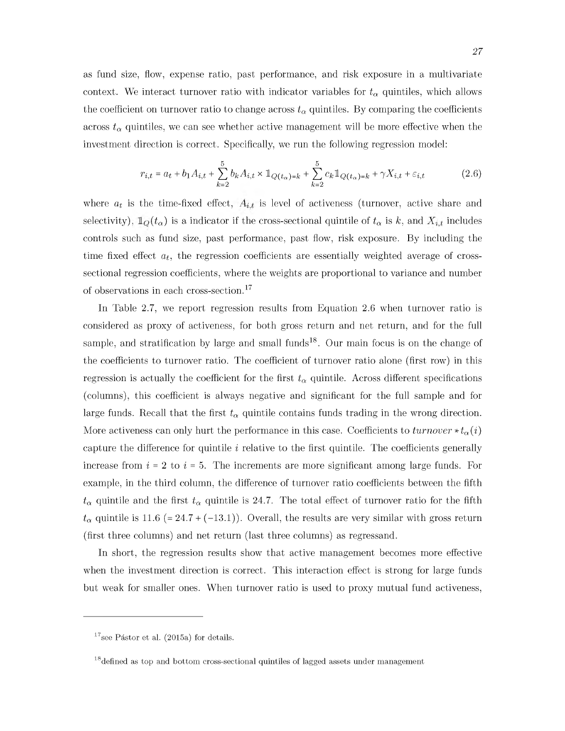as fund size, flow, expense ratio, past performance, and risk exposure in a multivariate context. We interact turnover ratio with indicator variables for $t_\alpha$ quintiles, which allows the coefficient on turnover ratio to change across $t_\alpha$ quintiles. By comparing the coefficients across $t_\alpha$ quintiles, we can see whether active management will be more effective when the investment direction is correct. Specifically, we run the following regression model:

$$r_{i,t} = a_t + b_1 A_{i,t} + \sum_{k=2}^{5} b_k A_{i,t} \times \mathbb{1}_{Q(t_\alpha)=k} + \sum_{k=2}^{5} c_k \mathbb{1}_{Q(t_\alpha)=k} + \gamma X_{i,t} + \varepsilon_{i,t} \tag{2.6}$$

where $a_t$ is the time-fixed effect, $A_{i,t}$ is level of activeness (turnover, active share and selectivity), $\mathbb{1}_Q(t_\alpha)$ is a indicator if the cross-sectional quintile of $t_\alpha$ is $k$, and $X_{i,t}$ includes controls such as fund size, past performance, past flow, risk exposure. By including the time fixed effect $a_t$, the regression coefficients are essentially weighted average of cross-sectional regression coefficients, where the weights are proportional to variance and number of observations in each cross-section.[17]

In Table 2.7, we report regression results from Equation 2.6 when turnover ratio is considered as proxy of activeness, for both gross return and net return, and for the full sample, and stratification by large and small funds[18]. Our main focus is on the change of the coefficients to turnover ratio. The coefficient of turnover ratio alone (first row) in this regression is actually the coefficient for the first $t_\alpha$ quintile. Across different specifications (columns), this coefficient is always negative and significant for the full sample and for large funds. Recall that the first $t_\alpha$ quintile contains funds trading in the wrong direction. More activeness can only hurt the performance in this case. Coefficients to $turnover * t_\alpha(i)$ capture the difference for quintile $i$ relative to the first quintile. The coefficients generally increase from $i = 2$ to $i = 5$. The increments are more significant among large funds. For example, in the third column, the difference of turnover ratio coefficients between the fifth $t_\alpha$ quintile and the first $t_\alpha$ quintile is 24.7. The total effect of turnover ratio for the fifth $t_\alpha$ quintile is 11.6 ($= 24.7 + (-13.1)$). Overall, the results are very similar with gross return (first three columns) and net return (last three columns) as regressand.

In short, the regression results show that active management becomes more effective when the investment direction is correct. This interaction effect is strong for large funds but weak for smaller ones. When turnover ratio is used to proxy mutual fund activeness,

---

[17] see Pástor et al. (2015a) for details.

[18] defined as top and bottom cross-sectional quintiles of lagged assets under management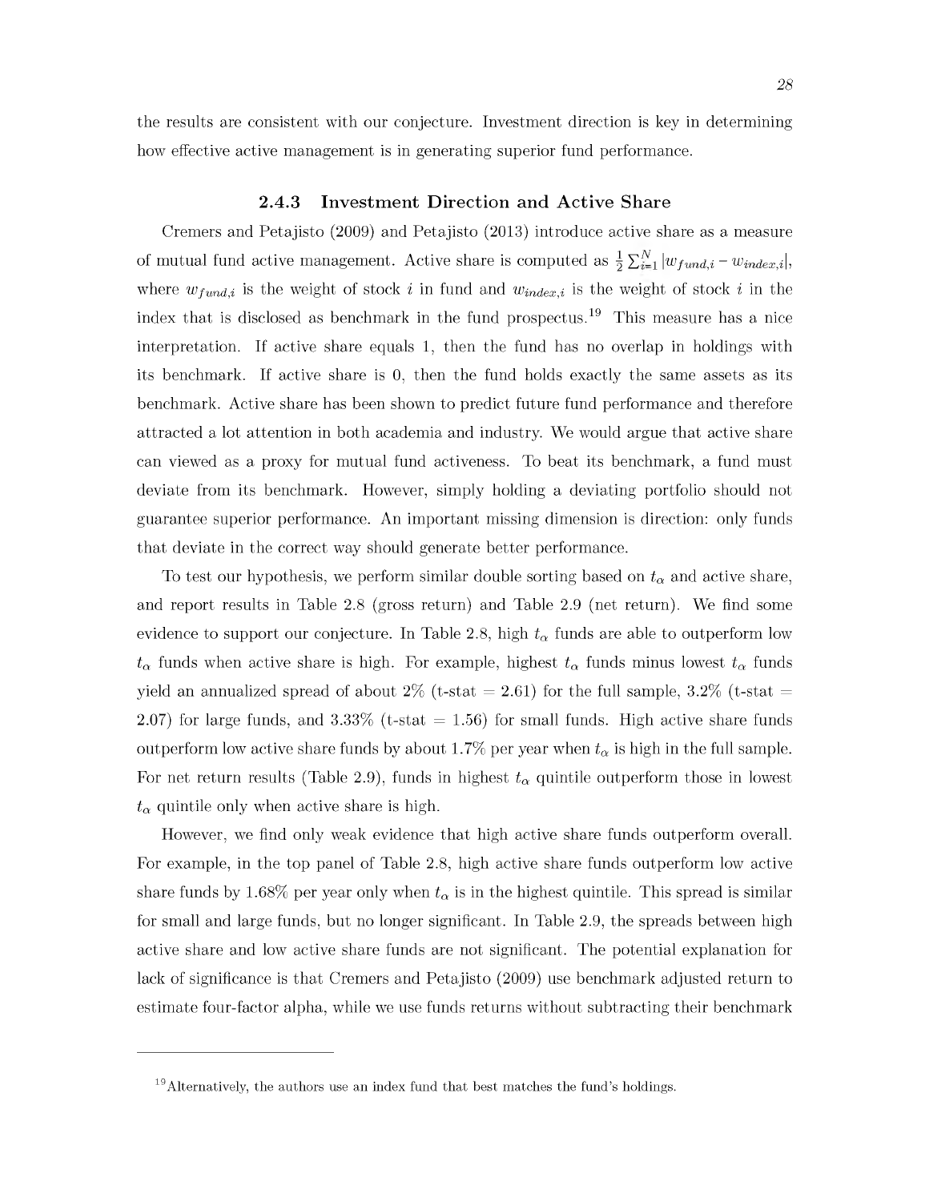the results are consistent with our conjecture. Investment direction is key in determining how effective active management is in generating superior fund performance.

### 2.4.3 Investment Direction and Active Share

Cremers and Petajisto (2009) and Petajisto (2013) introduce active share as a measure of mutual fund active management. Active share is computed as $\frac{1}{2}\sum_{i=1}^{N}|w_{fund,i} - w_{index,i}|$, where $w_{fund,i}$ is the weight of stock $i$ in fund and $w_{index,i}$ is the weight of stock $i$ in the index that is disclosed as benchmark in the fund prospectus.[19] This measure has a nice interpretation. If active share equals 1, then the fund has no overlap in holdings with its benchmark. If active share is 0, then the fund holds exactly the same assets as its benchmark. Active share has been shown to predict future fund performance and therefore attracted a lot attention in both academia and industry. We would argue that active share can viewed as a proxy for mutual fund activeness. To beat its benchmark, a fund must deviate from its benchmark. However, simply holding a deviating portfolio should not guarantee superior performance. An important missing dimension is direction: only funds that deviate in the correct way should generate better performance.

To test our hypothesis, we perform similar double sorting based on $t_\alpha$ and active share, and report results in Table 2.8 (gross return) and Table 2.9 (net return). We find some evidence to support our conjecture. In Table 2.8, high $t_\alpha$ funds are able to outperform low $t_\alpha$ funds when active share is high. For example, highest $t_\alpha$ funds minus lowest $t_\alpha$ funds yield an annualized spread of about 2% (t-stat = 2.61) for the full sample, 3.2% (t-stat = 2.07) for large funds, and 3.33% (t-stat = 1.56) for small funds. High active share funds outperform low active share funds by about 1.7% per year when $t_\alpha$ is high in the full sample. For net return results (Table 2.9), funds in highest $t_\alpha$ quintile outperform those in lowest $t_\alpha$ quintile only when active share is high.

However, we find only weak evidence that high active share funds outperform overall. For example, in the top panel of Table 2.8, high active share funds outperform low active share funds by 1.68% per year only when $t_\alpha$ is in the highest quintile. This spread is similar for small and large funds, but no longer significant. In Table 2.9, the spreads between high active share and low active share funds are not significant. The potential explanation for lack of significance is that Cremers and Petajisto (2009) use benchmark adjusted return to estimate four-factor alpha, while we use funds returns without subtracting their benchmark

---

[19] Alternatively, the authors use an index fund that best matches the fund's holdings.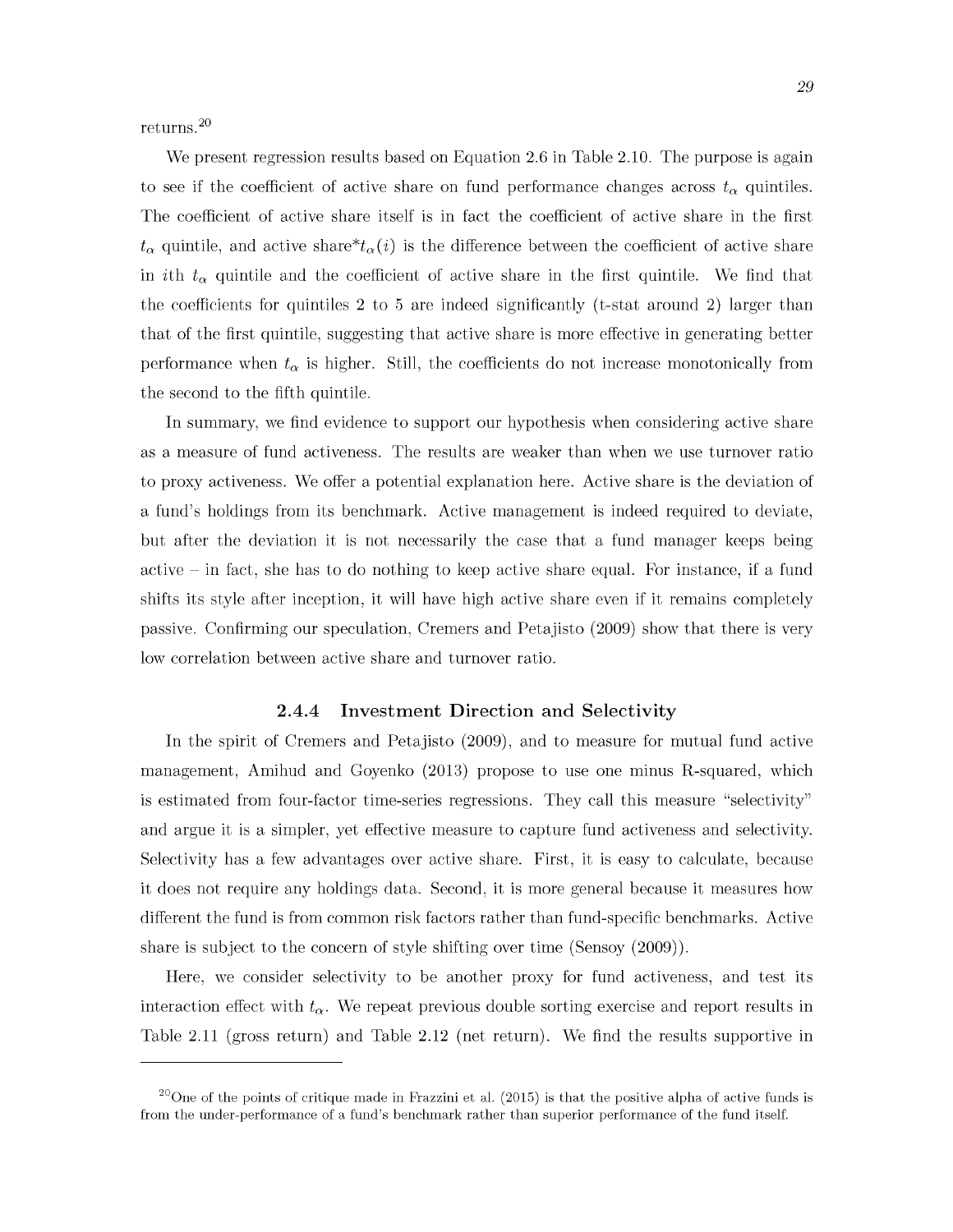returns.[20]

We present regression results based on Equation 2.6 in Table 2.10. The purpose is again to see if the coefficient of active share on fund performance changes across $t_\alpha$ quintiles. The coefficient of active share itself is in fact the coefficient of active share in the first $t_\alpha$ quintile, and active share*$t_\alpha(i)$ is the difference between the coefficient of active share in $i$th $t_\alpha$ quintile and the coefficient of active share in the first quintile. We find that the coefficients for quintiles 2 to 5 are indeed significantly (t-stat around 2) larger than that of the first quintile, suggesting that active share is more effective in generating better performance when $t_\alpha$ is higher. Still, the coefficients do not increase monotonically from the second to the fifth quintile.

In summary, we find evidence to support our hypothesis when considering active share as a measure of fund activeness. The results are weaker than when we use turnover ratio to proxy activeness. We offer a potential explanation here. Active share is the deviation of a fund's holdings from its benchmark. Active management is indeed required to deviate, but after the deviation it is not necessarily the case that a fund manager keeps being active – in fact, she has to do nothing to keep active share equal. For instance, if a fund shifts its style after inception, it will have high active share even if it remains completely passive. Confirming our speculation, Cremers and Petajisto (2009) show that there is very low correlation between active share and turnover ratio.

### 2.4.4 Investment Direction and Selectivity

In the spirit of Cremers and Petajisto (2009), and to measure for mutual fund active management, Amihud and Goyenko (2013) propose to use one minus R-squared, which is estimated from four-factor time-series regressions. They call this measure "selectivity" and argue it is a simpler, yet effective measure to capture fund activeness and selectivity. Selectivity has a few advantages over active share. First, it is easy to calculate, because it does not require any holdings data. Second, it is more general because it measures how different the fund is from common risk factors rather than fund-specific benchmarks. Active share is subject to the concern of style shifting over time (Sensoy (2009)).

Here, we consider selectivity to be another proxy for fund activeness, and test its interaction effect with $t_\alpha$. We repeat previous double sorting exercise and report results in Table 2.11 (gross return) and Table 2.12 (net return). We find the results supportive in

---

[20] One of the points of critique made in Frazzini et al. (2015) is that the positive alpha of active funds is from the under-performance of a fund's benchmark rather than superior performance of the fund itself.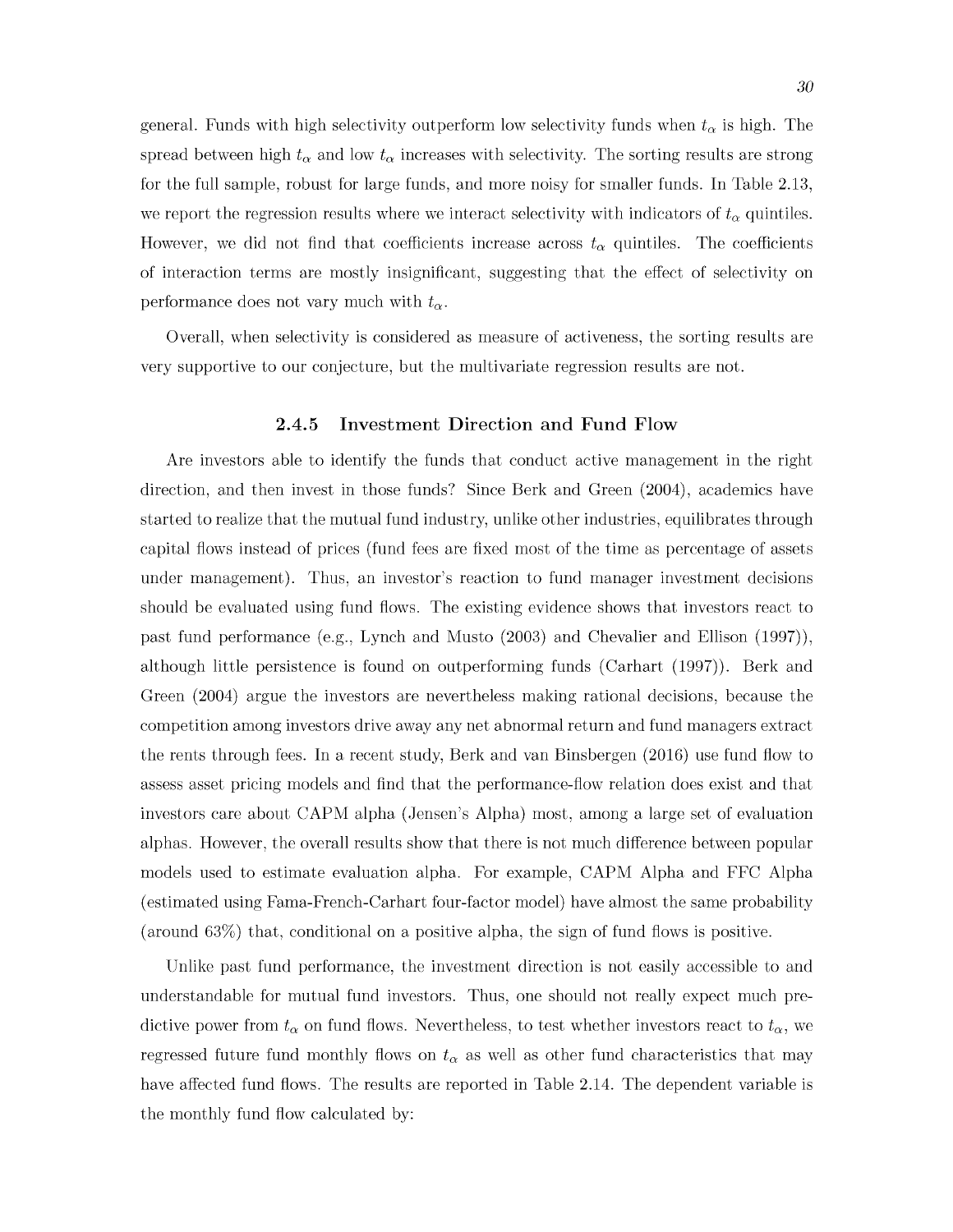general. Funds with high selectivity outperform low selectivity funds when $t_\alpha$ is high. The spread between high $t_\alpha$ and low $t_\alpha$ increases with selectivity. The sorting results are strong for the full sample, robust for large funds, and more noisy for smaller funds. In Table 2.13, we report the regression results where we interact selectivity with indicators of $t_\alpha$ quintiles. However, we did not find that coefficients increase across $t_\alpha$ quintiles. The coefficients of interaction terms are mostly insignificant, suggesting that the effect of selectivity on performance does not vary much with $t_\alpha$.

Overall, when selectivity is considered as measure of activeness, the sorting results are very supportive to our conjecture, but the multivariate regression results are not.

### 2.4.5 Investment Direction and Fund Flow

Are investors able to identify the funds that conduct active management in the right direction, and then invest in those funds? Since Berk and Green (2004), academics have started to realize that the mutual fund industry, unlike other industries, equilibrates through capital flows instead of prices (fund fees are fixed most of the time as percentage of assets under management). Thus, an investor's reaction to fund manager investment decisions should be evaluated using fund flows. The existing evidence shows that investors react to past fund performance (e.g., Lynch and Musto (2003) and Chevalier and Ellison (1997)), although little persistence is found on outperforming funds (Carhart (1997)). Berk and Green (2004) argue the investors are nevertheless making rational decisions, because the competition among investors drive away any net abnormal return and fund managers extract the rents through fees. In a recent study, Berk and van Binsbergen (2016) use fund flow to assess asset pricing models and find that the performance-flow relation does exist and that investors care about CAPM alpha (Jensen's Alpha) most, among a large set of evaluation alphas. However, the overall results show that there is not much difference between popular models used to estimate evaluation alpha. For example, CAPM Alpha and FFC Alpha (estimated using Fama-French-Carhart four-factor model) have almost the same probability (around 63%) that, conditional on a positive alpha, the sign of fund flows is positive.

Unlike past fund performance, the investment direction is not easily accessible to and understandable for mutual fund investors. Thus, one should not really expect much predictive power from $t_\alpha$ on fund flows. Nevertheless, to test whether investors react to $t_\alpha$, we regressed future fund monthly flows on $t_\alpha$ as well as other fund characteristics that may have affected fund flows. The results are reported in Table 2.14. The dependent variable is the monthly fund flow calculated by: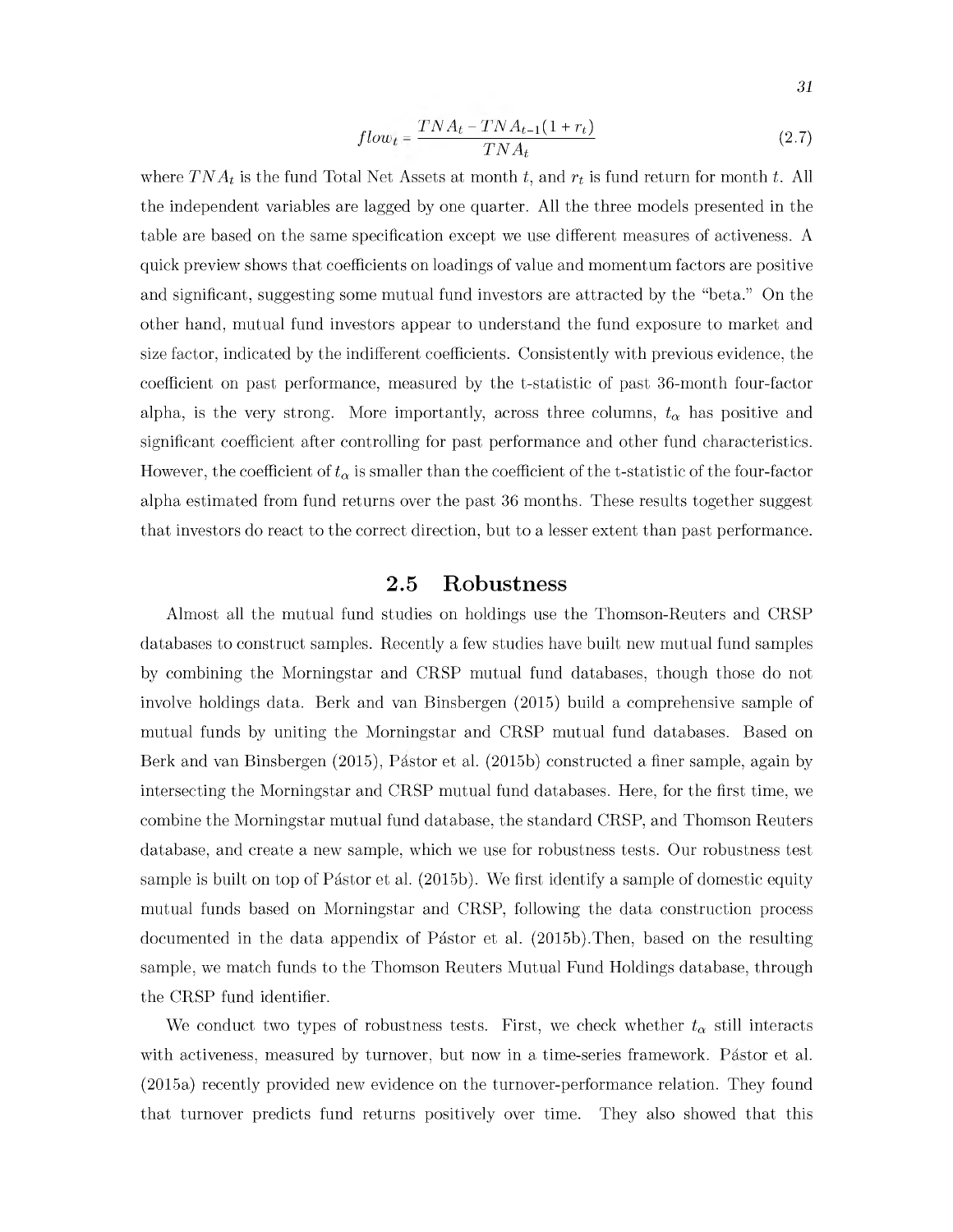$$flow_t = \frac{TNA_t - TNA_{t-1}(1 + r_t)}{TNA_t} \tag{2.7}$$

where $TNA_t$ is the fund Total Net Assets at month $t$, and $r_t$ is fund return for month $t$. All the independent variables are lagged by one quarter. All the three models presented in the table are based on the same specification except we use different measures of activeness. A quick preview shows that coefficients on loadings of value and momentum factors are positive and significant, suggesting some mutual fund investors are attracted by the "beta." On the other hand, mutual fund investors appear to understand the fund exposure to market and size factor, indicated by the indifferent coefficients. Consistently with previous evidence, the coefficient on past performance, measured by the t-statistic of past 36-month four-factor alpha, is the very strong. More importantly, across three columns, $t_\alpha$ has positive and significant coefficient after controlling for past performance and other fund characteristics. However, the coefficient of $t_\alpha$ is smaller than the coefficient of the t-statistic of the four-factor alpha estimated from fund returns over the past 36 months. These results together suggest that investors do react to the correct direction, but to a lesser extent than past performance.

## 2.5 Robustness

Almost all the mutual fund studies on holdings use the Thomson-Reuters and CRSP databases to construct samples. Recently a few studies have built new mutual fund samples by combining the Morningstar and CRSP mutual fund databases, though those do not involve holdings data. Berk and van Binsbergen (2015) build a comprehensive sample of mutual funds by uniting the Morningstar and CRSP mutual fund databases. Based on Berk and van Binsbergen (2015), Pástor et al. (2015b) constructed a finer sample, again by intersecting the Morningstar and CRSP mutual fund databases. Here, for the first time, we combine the Morningstar mutual fund database, the standard CRSP, and Thomson Reuters database, and create a new sample, which we use for robustness tests. Our robustness test sample is built on top of Pástor et al. (2015b). We first identify a sample of domestic equity mutual funds based on Morningstar and CRSP, following the data construction process documented in the data appendix of Pástor et al. (2015b).Then, based on the resulting sample, we match funds to the Thomson Reuters Mutual Fund Holdings database, through the CRSP fund identifier.

We conduct two types of robustness tests. First, we check whether $t_\alpha$ still interacts with activeness, measured by turnover, but now in a time-series framework. Pástor et al. (2015a) recently provided new evidence on the turnover-performance relation. They found that turnover predicts fund returns positively over time. They also showed that this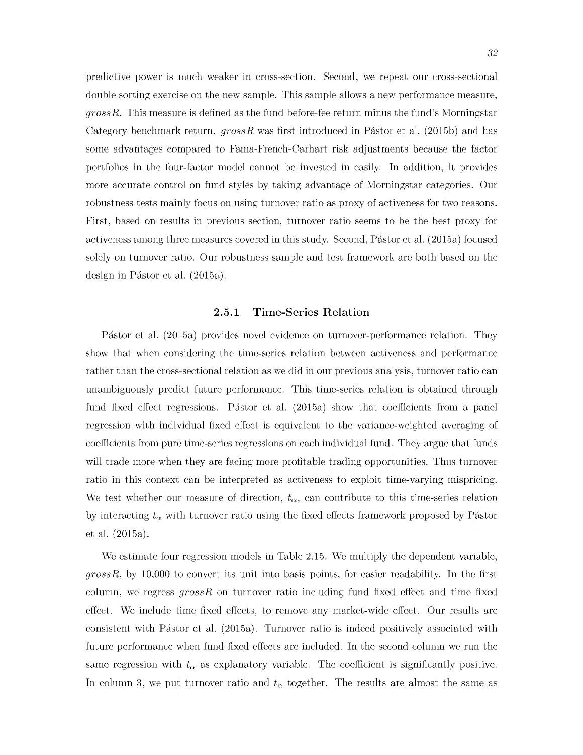predictive power is much weaker in cross-section. Second, we repeat our cross-sectional double sorting exercise on the new sample. This sample allows a new performance measure, *grossR*. This measure is defined as the fund before-fee return minus the fund's Morningstar Category benchmark return. *grossR* was first introduced in Pástor et al. (2015b) and has some advantages compared to Fama-French-Carhart risk adjustments because the factor portfolios in the four-factor model cannot be invested in easily. In addition, it provides more accurate control on fund styles by taking advantage of Morningstar categories. Our robustness tests mainly focus on using turnover ratio as proxy of activeness for two reasons. First, based on results in previous section, turnover ratio seems to be the best proxy for activeness among three measures covered in this study. Second, Pástor et al. (2015a) focused solely on turnover ratio. Our robustness sample and test framework are both based on the design in Pástor et al. (2015a).

### 2.5.1 Time-Series Relation

Pástor et al. (2015a) provides novel evidence on turnover-performance relation. They show that when considering the time-series relation between activeness and performance rather than the cross-sectional relation as we did in our previous analysis, turnover ratio can unambiguously predict future performance. This time-series relation is obtained through fund fixed effect regressions. Pástor et al. (2015a) show that coefficients from a panel regression with individual fixed effect is equivalent to the variance-weighted averaging of coefficients from pure time-series regressions on each individual fund. They argue that funds will trade more when they are facing more profitable trading opportunities. Thus turnover ratio in this context can be interpreted as activeness to exploit time-varying mispricing. We test whether our measure of direction, $t_\alpha$, can contribute to this time-series relation by interacting $t_\alpha$ with turnover ratio using the fixed effects framework proposed by Pástor et al. (2015a).

We estimate four regression models in Table 2.15. We multiply the dependent variable, *grossR*, by 10,000 to convert its unit into basis points, for easier readability. In the first column, we regress *grossR* on turnover ratio including fund fixed effect and time fixed effect. We include time fixed effects, to remove any market-wide effect. Our results are consistent with Pástor et al. (2015a). Turnover ratio is indeed positively associated with future performance when fund fixed effects are included. In the second column we run the same regression with $t_\alpha$ as explanatory variable. The coefficient is significantly positive. In column 3, we put turnover ratio and $t_\alpha$ together. The results are almost the same as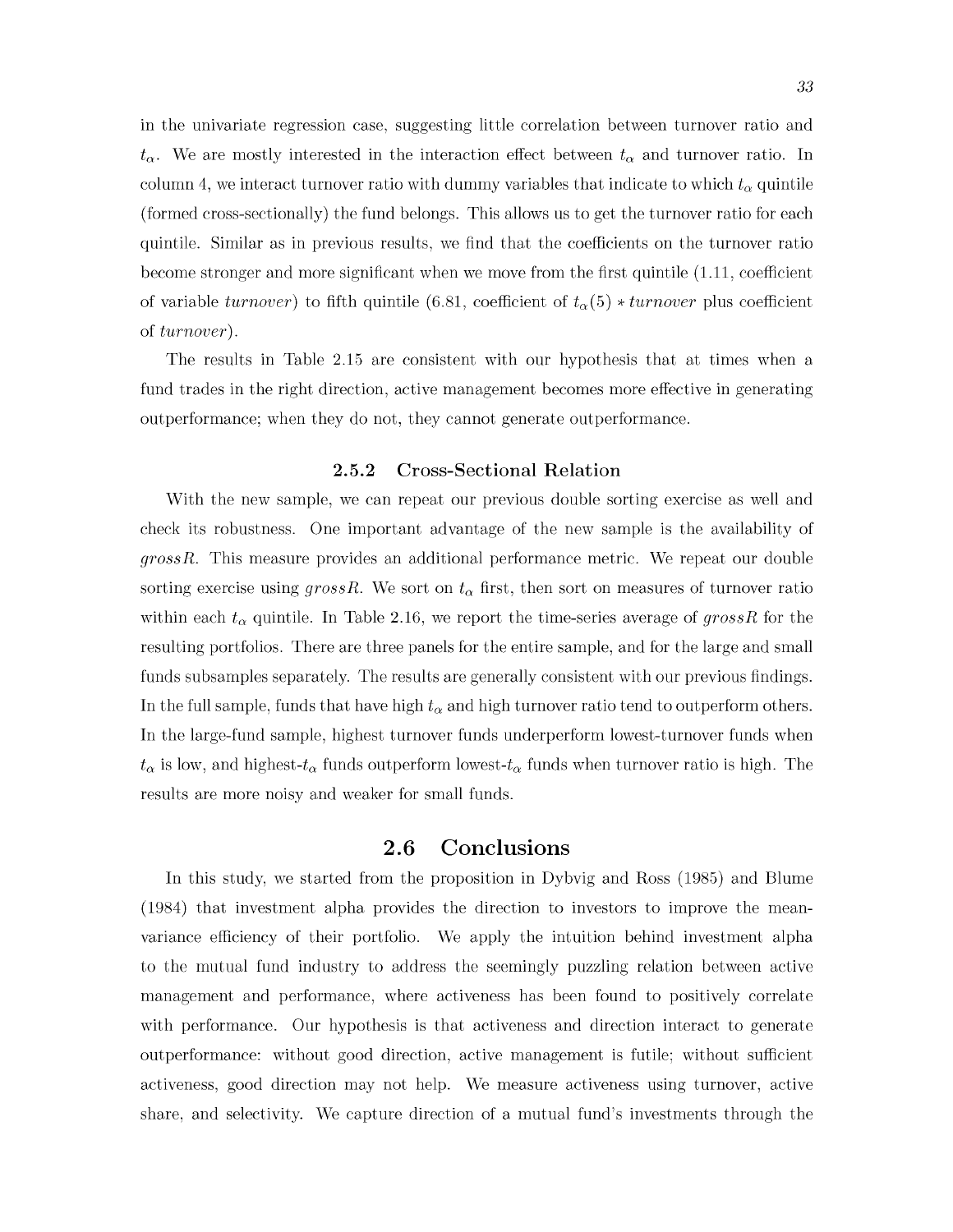in the univariate regression case, suggesting little correlation between turnover ratio and $t_\alpha$. We are mostly interested in the interaction effect between $t_\alpha$ and turnover ratio. In column 4, we interact turnover ratio with dummy variables that indicate to which $t_\alpha$ quintile (formed cross-sectionally) the fund belongs. This allows us to get the turnover ratio for each quintile. Similar as in previous results, we find that the coefficients on the turnover ratio become stronger and more significant when we move from the first quintile (1.11, coefficient of variable *turnover*) to fifth quintile (6.81, coefficient of $t_\alpha(5) * turnover$ plus coefficient of *turnover*).

The results in Table 2.15 are consistent with our hypothesis that at times when a fund trades in the right direction, active management becomes more effective in generating outperformance; when they do not, they cannot generate outperformance.

### 2.5.2 Cross-Sectional Relation

With the new sample, we can repeat our previous double sorting exercise as well and check its robustness. One important advantage of the new sample is the availability of $grossR$. This measure provides an additional performance metric. We repeat our double sorting exercise using $grossR$. We sort on $t_\alpha$ first, then sort on measures of turnover ratio within each $t_\alpha$ quintile. In Table 2.16, we report the time-series average of $grossR$ for the resulting portfolios. There are three panels for the entire sample, and for the large and small funds subsamples separately. The results are generally consistent with our previous findings. In the full sample, funds that have high $t_\alpha$ and high turnover ratio tend to outperform others. In the large-fund sample, highest turnover funds underperform lowest-turnover funds when $t_\alpha$ is low, and highest-$t_\alpha$ funds outperform lowest-$t_\alpha$ funds when turnover ratio is high. The results are more noisy and weaker for small funds.

## 2.6 Conclusions

In this study, we started from the proposition in Dybvig and Ross (1985) and Blume (1984) that investment alpha provides the direction to investors to improve the mean-variance efficiency of their portfolio. We apply the intuition behind investment alpha to the mutual fund industry to address the seemingly puzzling relation between active management and performance, where activeness has been found to positively correlate with performance. Our hypothesis is that activeness and direction interact to generate outperformance: without good direction, active management is futile; without sufficient activeness, good direction may not help. We measure activeness using turnover, active share, and selectivity. We capture direction of a mutual fund's investments through the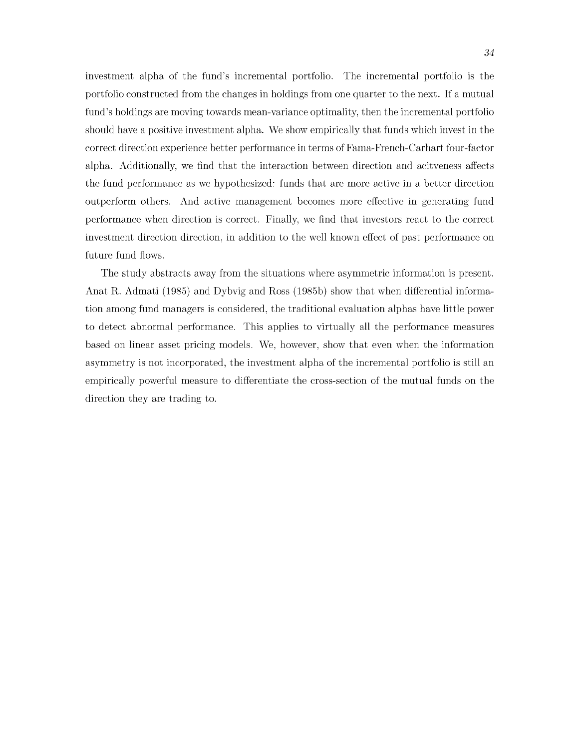investment alpha of the fund's incremental portfolio. The incremental portfolio is the portfolio constructed from the changes in holdings from one quarter to the next. If a mutual fund's holdings are moving towards mean-variance optimality, then the incremental portfolio should have a positive investment alpha. We show empirically that funds which invest in the correct direction experience better performance in terms of Fama-French-Carhart four-factor alpha. Additionally, we find that the interaction between direction and acitveness affects the fund performance as we hypothesized: funds that are more active in a better direction outperform others. And active management becomes more effective in generating fund performance when direction is correct. Finally, we find that investors react to the correct investment direction direction, in addition to the well known effect of past performance on future fund flows.

The study abstracts away from the situations where asymmetric information is present. Anat R. Admati (1985) and Dybvig and Ross (1985b) show that when differential information among fund managers is considered, the traditional evaluation alphas have little power to detect abnormal performance. This applies to virtually all the performance measures based on linear asset pricing models. We, however, show that even when the information asymmetry is not incorporated, the investment alpha of the incremental portfolio is still an empirically powerful measure to differentiate the cross-section of the mutual funds on the direction they are trading to.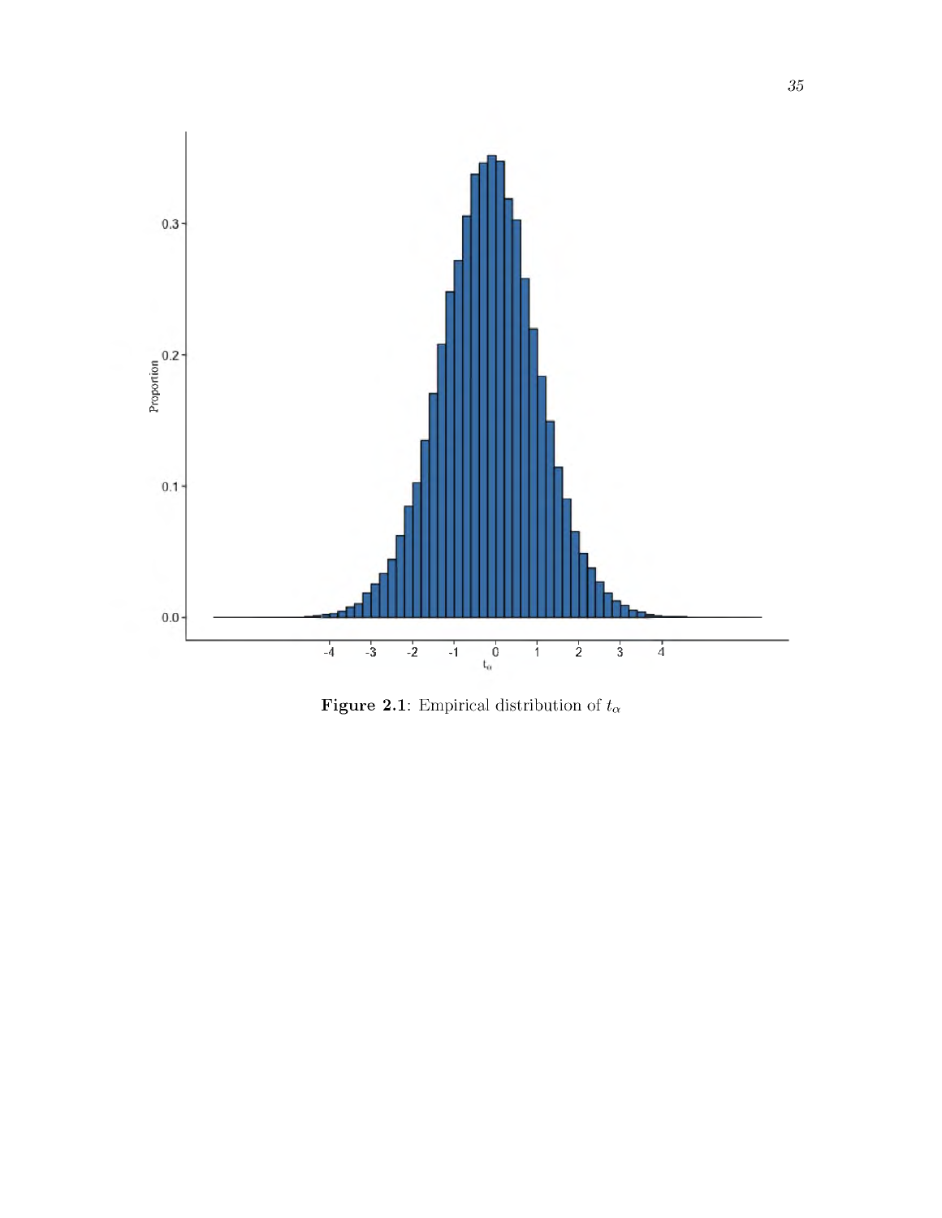Figure 2.1: Empirical distribution of $t_\alpha$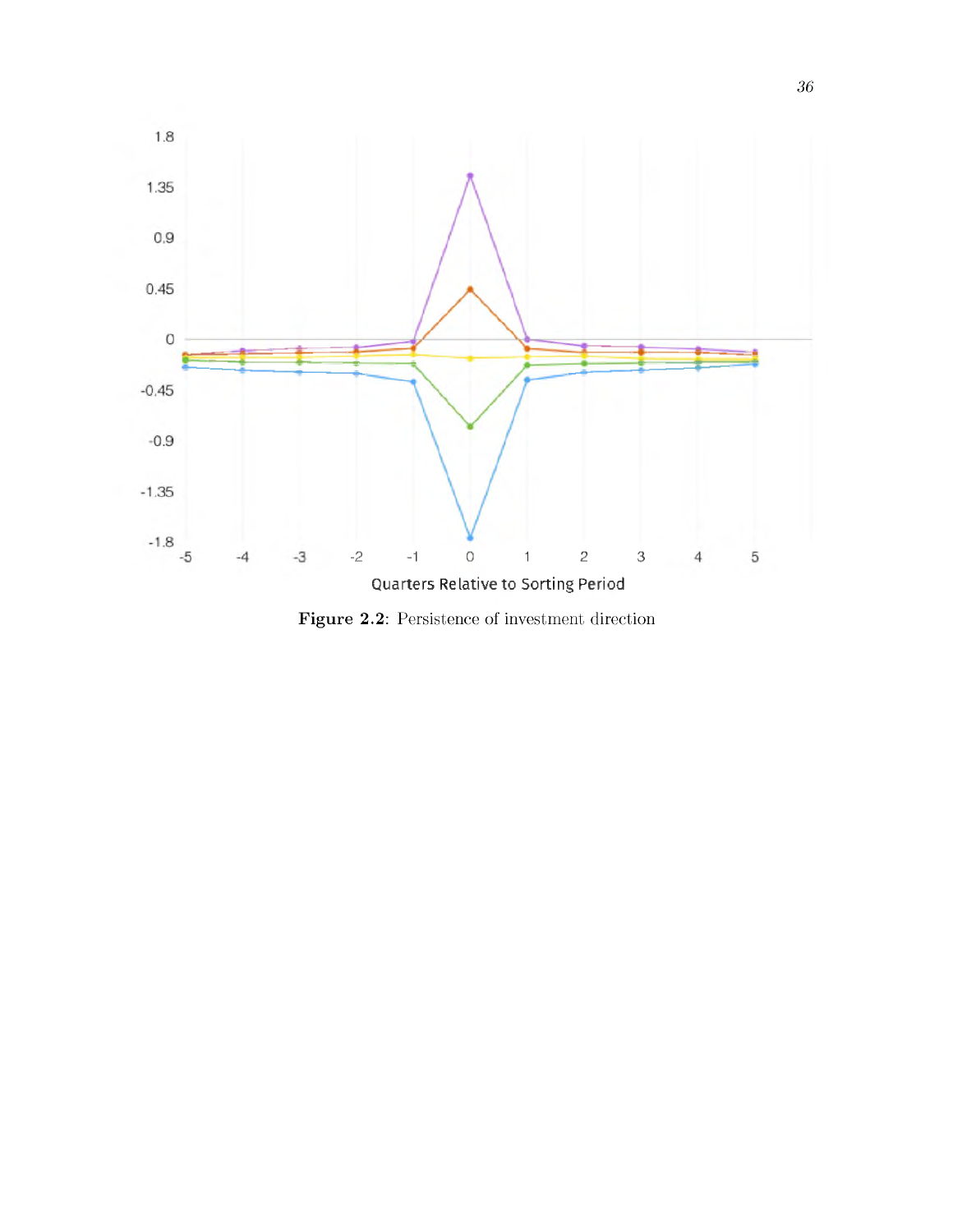Figure 2.2: Persistence of investment direction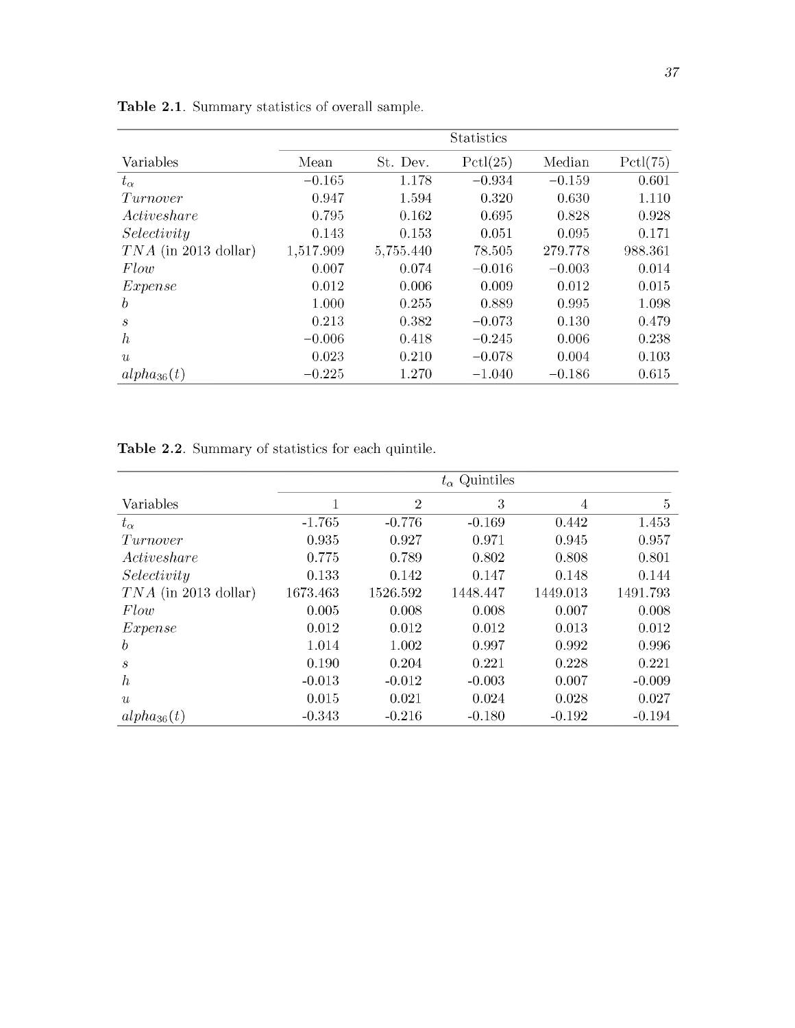**Table 2.1**. Summary statistics of overall sample.

| | Statistics | | | | |
|---|---|---|---|---|---|
| Variables | Mean | St. Dev. | Pctl(25) | Median | Pctl(75) |
| $t_\alpha$ | −0.165 | 1.178 | −0.934 | −0.159 | 0.601 |
| $Turnover$ | 0.947 | 1.594 | 0.320 | 0.630 | 1.110 |
| $Activeshare$ | 0.795 | 0.162 | 0.695 | 0.828 | 0.928 |
| $Selectivity$ | 0.143 | 0.153 | 0.051 | 0.095 | 0.171 |
| $TNA$ (in 2013 dollar) | 1,517.909 | 5,755.440 | 78.505 | 279.778 | 988.361 |
| $Flow$ | 0.007 | 0.074 | −0.016 | −0.003 | 0.014 |
| $Expense$ | 0.012 | 0.006 | 0.009 | 0.012 | 0.015 |
| $b$ | 1.000 | 0.255 | 0.889 | 0.995 | 1.098 |
| $s$ | 0.213 | 0.382 | −0.073 | 0.130 | 0.479 |
| $h$ | −0.006 | 0.418 | −0.245 | 0.006 | 0.238 |
| $u$ | 0.023 | 0.210 | −0.078 | 0.004 | 0.103 |
| $alpha_{36}(t)$ | −0.225 | 1.270 | −1.040 | −0.186 | 0.615 |

**Table 2.2**. Summary of statistics for each quintile.

| | $t_\alpha$ Quintiles | | | | |
|---|---|---|---|---|---|
| Variables | 1 | 2 | 3 | 4 | 5 |
| $t_\alpha$ | -1.765 | -0.776 | -0.169 | 0.442 | 1.453 |
| $Turnover$ | 0.935 | 0.927 | 0.971 | 0.945 | 0.957 |
| $Activeshare$ | 0.775 | 0.789 | 0.802 | 0.808 | 0.801 |
| $Selectivity$ | 0.133 | 0.142 | 0.147 | 0.148 | 0.144 |
| $TNA$ (in 2013 dollar) | 1673.463 | 1526.592 | 1448.447 | 1449.013 | 1491.793 |
| $Flow$ | 0.005 | 0.008 | 0.008 | 0.007 | 0.008 |
| $Expense$ | 0.012 | 0.012 | 0.012 | 0.013 | 0.012 |
| $b$ | 1.014 | 1.002 | 0.997 | 0.992 | 0.996 |
| $s$ | 0.190 | 0.204 | 0.221 | 0.228 | 0.221 |
| $h$ | -0.013 | -0.012 | -0.003 | 0.007 | -0.009 |
| $u$ | 0.015 | 0.021 | 0.024 | 0.028 | 0.027 |
| $alpha_{36}(t)$ | -0.343 | -0.216 | -0.180 | -0.192 | -0.194 |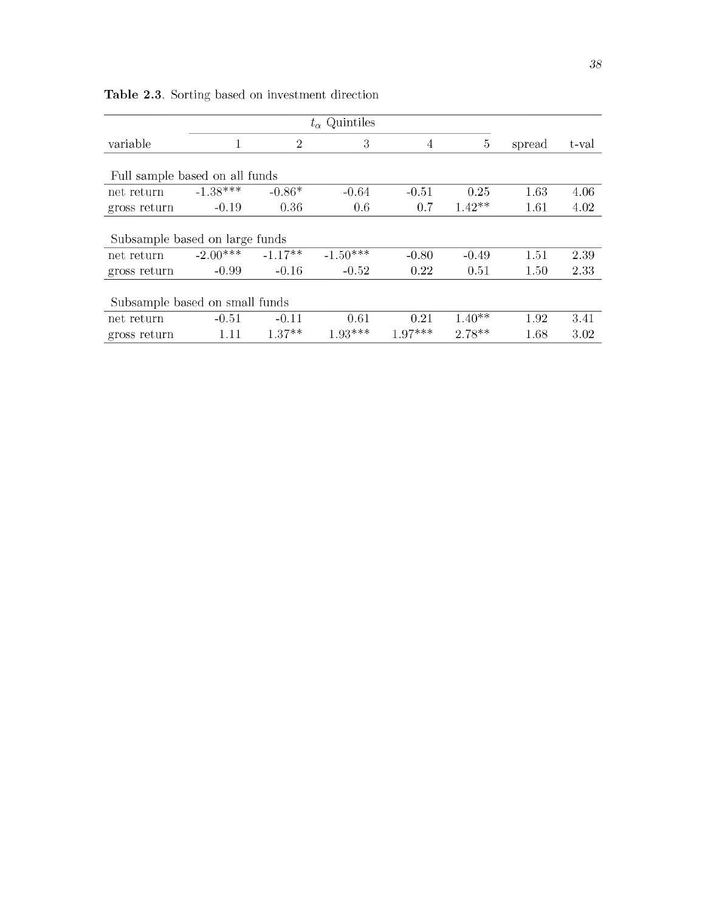**Table 2.3**. Sorting based on investment direction

| variable | $t_\alpha$ Quintiles 1 | 2 | 3 | 4 | 5 | spread | t-val |
|---|---|---|---|---|---|---|---|
| Full sample based on all funds | | | | | | | |
| net return | -1.38*** | -0.86* | -0.64 | -0.51 | 0.25 | 1.63 | 4.06 |
| gross return | -0.19 | 0.36 | 0.6 | 0.7 | 1.42** | 1.61 | 4.02 |
| Subsample based on large funds | | | | | | | |
| net return | -2.00*** | -1.17** | -1.50*** | -0.80 | -0.49 | 1.51 | 2.39 |
| gross return | -0.99 | -0.16 | -0.52 | 0.22 | 0.51 | 1.50 | 2.33 |
| Subsample based on small funds | | | | | | | |
| net return | -0.51 | -0.11 | 0.61 | 0.21 | 1.40** | 1.92 | 3.41 |
| gross return | 1.11 | 1.37** | 1.93*** | 1.97*** | 2.78** | 1.68 | 3.02 |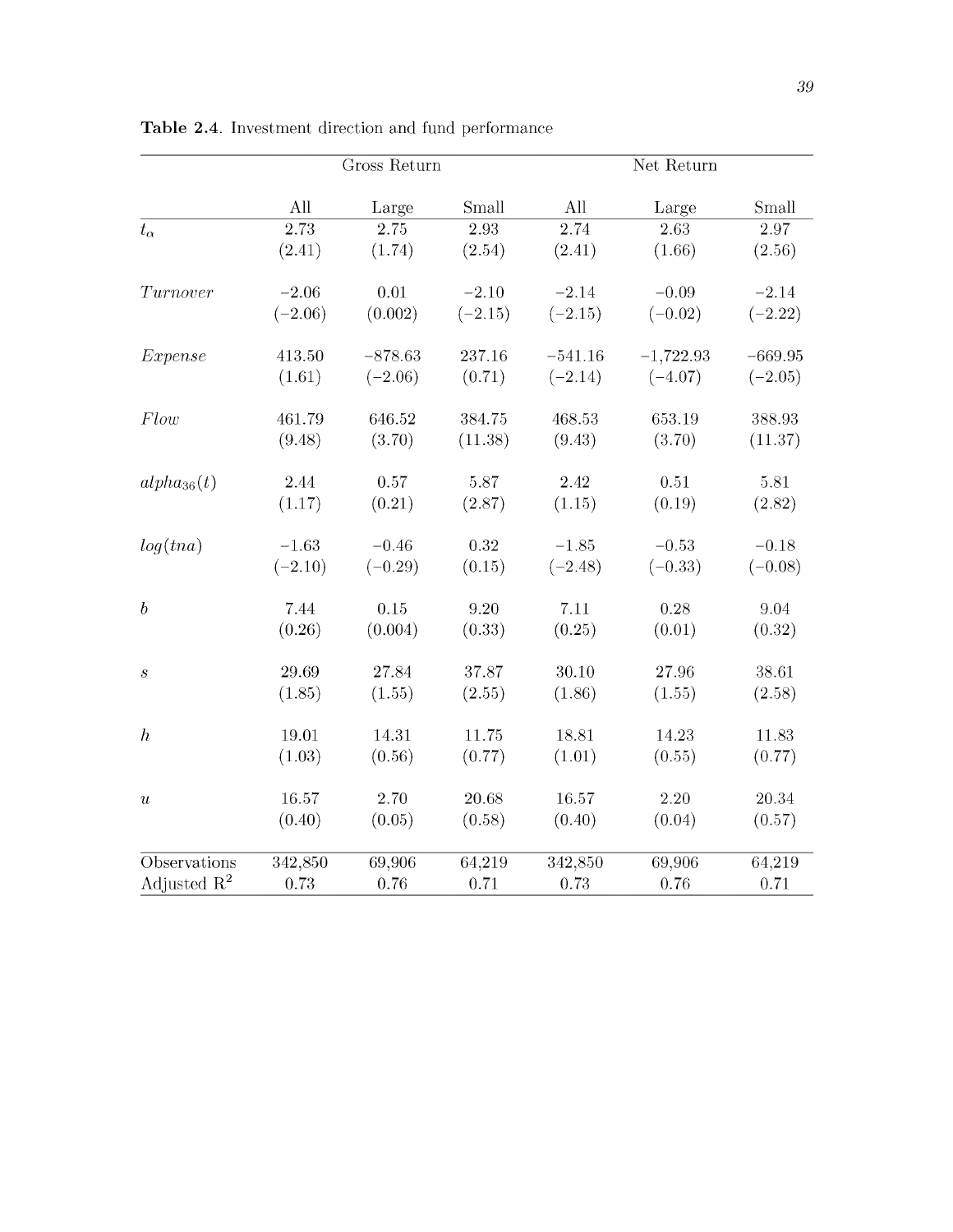**Table 2.4**. Investment direction and fund performance

| | Gross Return | | | Net Return | | |
|---|---|---|---|---|---|---|
| | All | Large | Small | All | Large | Small |
| $t_\alpha$ | 2.73 | 2.75 | 2.93 | 2.74 | 2.63 | 2.97 |
| | (2.41) | (1.74) | (2.54) | (2.41) | (1.66) | (2.56) |
| *Turnover* | −2.06 | 0.01 | −2.10 | −2.14 | −0.09 | −2.14 |
| | (−2.06) | (0.002) | (−2.15) | (−2.15) | (−0.02) | (−2.22) |
| *Expense* | 413.50 | −878.63 | 237.16 | −541.16 | −1,722.93 | −669.95 |
| | (1.61) | (−2.06) | (0.71) | (−2.14) | (−4.07) | (−2.05) |
| *Flow* | 461.79 | 646.52 | 384.75 | 468.53 | 653.19 | 388.93 |
| | (9.48) | (3.70) | (11.38) | (9.43) | (3.70) | (11.37) |
| $alpha_{36}(t)$ | 2.44 | 0.57 | 5.87 | 2.42 | 0.51 | 5.81 |
| | (1.17) | (0.21) | (2.87) | (1.15) | (0.19) | (2.82) |
| $log(tna)$ | −1.63 | −0.46 | 0.32 | −1.85 | −0.53 | −0.18 |
| | (−2.10) | (−0.29) | (0.15) | (−2.48) | (−0.33) | (−0.08) |
| $b$ | 7.44 | 0.15 | 9.20 | 7.11 | 0.28 | 9.04 |
| | (0.26) | (0.004) | (0.33) | (0.25) | (0.01) | (0.32) |
| $s$ | 29.69 | 27.84 | 37.87 | 30.10 | 27.96 | 38.61 |
| | (1.85) | (1.55) | (2.55) | (1.86) | (1.55) | (2.58) |
| $h$ | 19.01 | 14.31 | 11.75 | 18.81 | 14.23 | 11.83 |
| | (1.03) | (0.56) | (0.77) | (1.01) | (0.55) | (0.77) |
| $u$ | 16.57 | 2.70 | 20.68 | 16.57 | 2.20 | 20.34 |
| | (0.40) | (0.05) | (0.58) | (0.40) | (0.04) | (0.57) |
| Observations | 342,850 | 69,906 | 64,219 | 342,850 | 69,906 | 64,219 |
| Adjusted $R^2$ | 0.73 | 0.76 | 0.71 | 0.73 | 0.76 | 0.71 |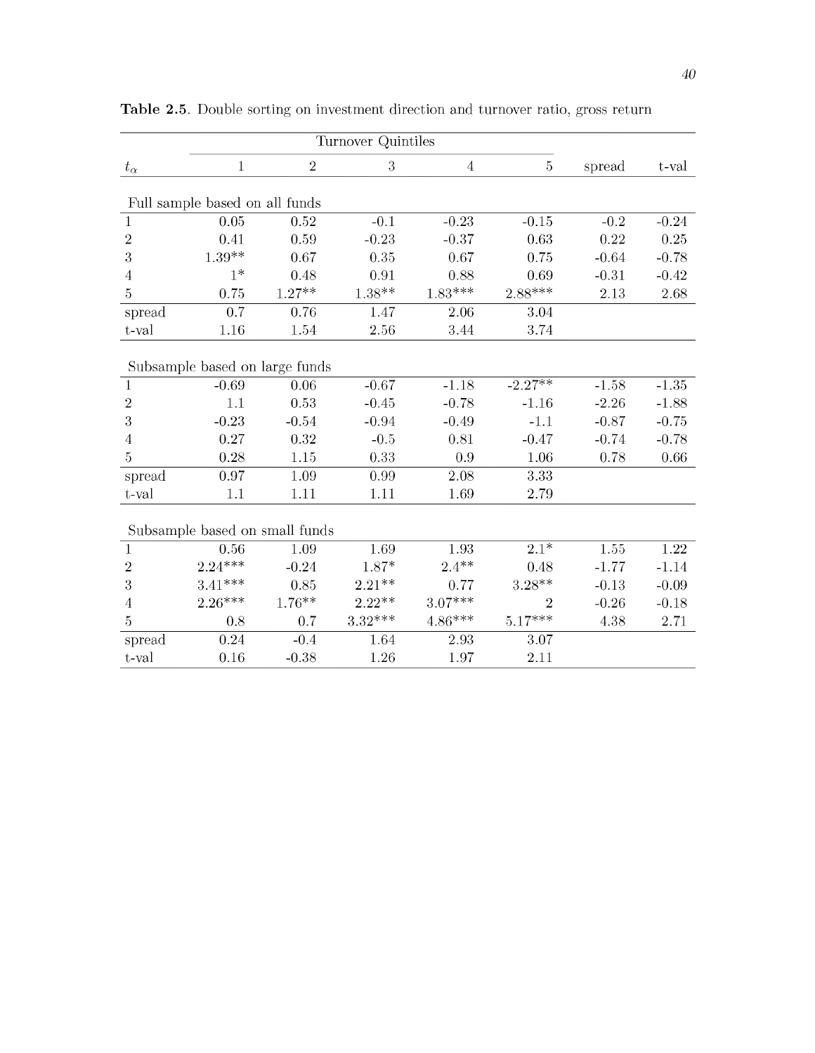**Table 2.5**. Double sorting on investment direction and turnover ratio, gross return

| | Turnover Quintiles | | | | | | |
|---|---|---|---|---|---|---|---|
| $t_\alpha$ | 1 | 2 | 3 | 4 | 5 | spread | t-val |
| Full sample based on all funds | | | | | | | |
| 1 | 0.05 | 0.52 | -0.1 | -0.23 | -0.15 | -0.2 | -0.24 |
| 2 | 0.41 | 0.59 | -0.23 | -0.37 | 0.63 | 0.22 | 0.25 |
| 3 | 1.39** | 0.67 | 0.35 | 0.67 | 0.75 | -0.64 | -0.78 |
| 4 | 1* | 0.48 | 0.91 | 0.88 | 0.69 | -0.31 | -0.42 |
| 5 | 0.75 | 1.27** | 1.38** | 1.83*** | 2.88*** | 2.13 | 2.68 |
| spread | 0.7 | 0.76 | 1.47 | 2.06 | 3.04 | | |
| t-val | 1.16 | 1.54 | 2.56 | 3.44 | 3.74 | | |
| Subsample based on large funds | | | | | | | |
| 1 | -0.69 | 0.06 | -0.67 | -1.18 | -2.27** | -1.58 | -1.35 |
| 2 | 1.1 | 0.53 | -0.45 | -0.78 | -1.16 | -2.26 | -1.88 |
| 3 | -0.23 | -0.54 | -0.94 | -0.49 | -1.1 | -0.87 | -0.75 |
| 4 | 0.27 | 0.32 | -0.5 | 0.81 | -0.47 | -0.74 | -0.78 |
| 5 | 0.28 | 1.15 | 0.33 | 0.9 | 1.06 | 0.78 | 0.66 |
| spread | 0.97 | 1.09 | 0.99 | 2.08 | 3.33 | | |
| t-val | 1.1 | 1.11 | 1.11 | 1.69 | 2.79 | | |
| Subsample based on small funds | | | | | | | |
| 1 | 0.56 | 1.09 | 1.69 | 1.93 | 2.1* | 1.55 | 1.22 |
| 2 | 2.24*** | -0.24 | 1.87* | 2.4** | 0.48 | -1.77 | -1.14 |
| 3 | 3.41*** | 0.85 | 2.21** | 0.77 | 3.28** | -0.13 | -0.09 |
| 4 | 2.26*** | 1.76** | 2.22** | 3.07*** | 2 | -0.26 | -0.18 |
| 5 | 0.8 | 0.7 | 3.32*** | 4.86*** | 5.17*** | 4.38 | 2.71 |
| spread | 0.24 | -0.4 | 1.64 | 2.93 | 3.07 | | |
| t-val | 0.16 | -0.38 | 1.26 | 1.97 | 2.11 | | |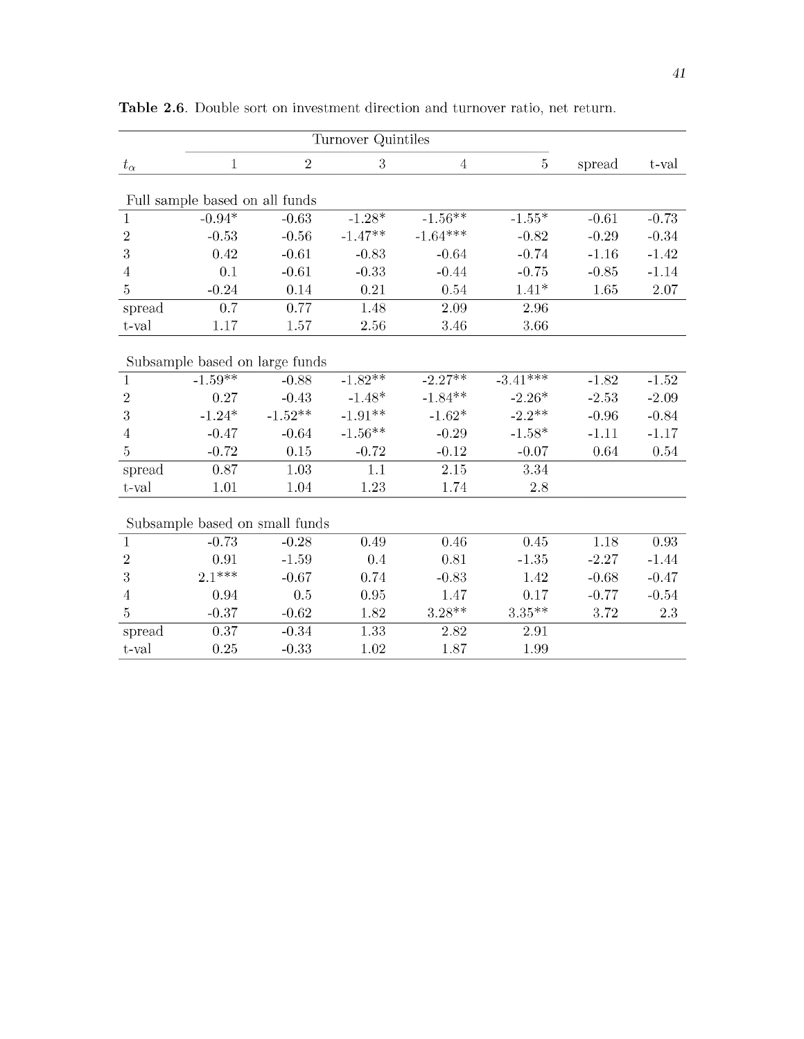**Table 2.6**. Double sort on investment direction and turnover ratio, net return.

| | Turnover Quintiles | | | | | | |
|---|---|---|---|---|---|---|---|
| $t_\alpha$ | 1 | 2 | 3 | 4 | 5 | spread | t-val |
| Full sample based on all funds | | | | | | | |
| 1 | -0.94* | -0.63 | -1.28* | -1.56** | -1.55* | -0.61 | -0.73 |
| 2 | -0.53 | -0.56 | -1.47** | -1.64*** | -0.82 | -0.29 | -0.34 |
| 3 | 0.42 | -0.61 | -0.83 | -0.64 | -0.74 | -1.16 | -1.42 |
| 4 | 0.1 | -0.61 | -0.33 | -0.44 | -0.75 | -0.85 | -1.14 |
| 5 | -0.24 | 0.14 | 0.21 | 0.54 | 1.41* | 1.65 | 2.07 |
| spread | 0.7 | 0.77 | 1.48 | 2.09 | 2.96 | | |
| t-val | 1.17 | 1.57 | 2.56 | 3.46 | 3.66 | | |
| Subsample based on large funds | | | | | | | |
| 1 | -1.59** | -0.88 | -1.82** | -2.27** | -3.41*** | -1.82 | -1.52 |
| 2 | 0.27 | -0.43 | -1.48* | -1.84** | -2.26* | -2.53 | -2.09 |
| 3 | -1.24* | -1.52** | -1.91** | -1.62* | -2.2** | -0.96 | -0.84 |
| 4 | -0.47 | -0.64 | -1.56** | -0.29 | -1.58* | -1.11 | -1.17 |
| 5 | -0.72 | 0.15 | -0.72 | -0.12 | -0.07 | 0.64 | 0.54 |
| spread | 0.87 | 1.03 | 1.1 | 2.15 | 3.34 | | |
| t-val | 1.01 | 1.04 | 1.23 | 1.74 | 2.8 | | |
| Subsample based on small funds | | | | | | | |
| 1 | -0.73 | -0.28 | 0.49 | 0.46 | 0.45 | 1.18 | 0.93 |
| 2 | 0.91 | -1.59 | 0.4 | 0.81 | -1.35 | -2.27 | -1.44 |
| 3 | 2.1*** | -0.67 | 0.74 | -0.83 | 1.42 | -0.68 | -0.47 |
| 4 | 0.94 | 0.5 | 0.95 | 1.47 | 0.17 | -0.77 | -0.54 |
| 5 | -0.37 | -0.62 | 1.82 | 3.28** | 3.35** | 3.72 | 2.3 |
| spread | 0.37 | -0.34 | 1.33 | 2.82 | 2.91 | | |
| t-val | 0.25 | -0.33 | 1.02 | 1.87 | 1.99 | | |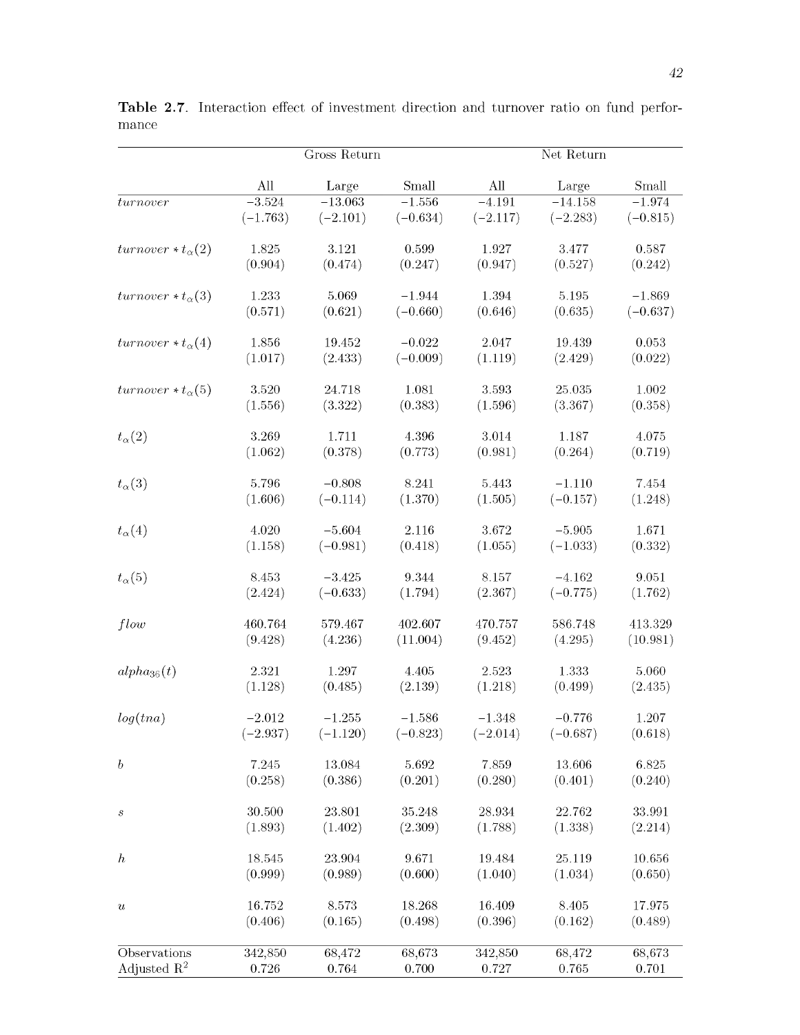**Table 2.7**. Interaction effect of investment direction and turnover ratio on fund performance

| | Gross Return | | | Net Return | | |
|---|---|---|---|---|---|---|
| | All | Large | Small | All | Large | Small |
| $turnover$ | −3.524 | −13.063 | −1.556 | −4.191 | −14.158 | −1.974 |
| | (−1.763) | (−2.101) | (−0.634) | (−2.117) | (−2.283) | (−0.815) |
| $turnover * t_{\alpha}(2)$ | 1.825 | 3.121 | 0.599 | 1.927 | 3.477 | 0.587 |
| | (0.904) | (0.474) | (0.247) | (0.947) | (0.527) | (0.242) |
| $turnover * t_{\alpha}(3)$ | 1.233 | 5.069 | −1.944 | 1.394 | 5.195 | −1.869 |
| | (0.571) | (0.621) | (−0.660) | (0.646) | (0.635) | (−0.637) |
| $turnover * t_{\alpha}(4)$ | 1.856 | 19.452 | −0.022 | 2.047 | 19.439 | 0.053 |
| | (1.017) | (2.433) | (−0.009) | (1.119) | (2.429) | (0.022) |
| $turnover * t_{\alpha}(5)$ | 3.520 | 24.718 | 1.081 | 3.593 | 25.035 | 1.002 |
| | (1.556) | (3.322) | (0.383) | (1.596) | (3.367) | (0.358) |
| $t_{\alpha}(2)$ | 3.269 | 1.711 | 4.396 | 3.014 | 1.187 | 4.075 |
| | (1.062) | (0.378) | (0.773) | (0.981) | (0.264) | (0.719) |
| $t_{\alpha}(3)$ | 5.796 | −0.808 | 8.241 | 5.443 | −1.110 | 7.454 |
| | (1.606) | (−0.114) | (1.370) | (1.505) | (−0.157) | (1.248) |
| $t_{\alpha}(4)$ | 4.020 | −5.604 | 2.116 | 3.672 | −5.905 | 1.671 |
| | (1.158) | (−0.981) | (0.418) | (1.055) | (−1.033) | (0.332) |
| $t_{\alpha}(5)$ | 8.453 | −3.425 | 9.344 | 8.157 | −4.162 | 9.051 |
| | (2.424) | (−0.633) | (1.794) | (2.367) | (−0.775) | (1.762) |
| $flow$ | 460.764 | 579.467 | 402.607 | 470.757 | 586.748 | 413.329 |
| | (9.428) | (4.236) | (11.004) | (9.452) | (4.295) | (10.981) |
| $alpha_{36}(t)$ | 2.321 | 1.297 | 4.405 | 2.523 | 1.333 | 5.060 |
| | (1.128) | (0.485) | (2.139) | (1.218) | (0.499) | (2.435) |
| $log(tna)$ | −2.012 | −1.255 | −1.586 | −1.348 | −0.776 | 1.207 |
| | (−2.937) | (−1.120) | (−0.823) | (−2.014) | (−0.687) | (0.618) |
| $b$ | 7.245 | 13.084 | 5.692 | 7.859 | 13.606 | 6.825 |
| | (0.258) | (0.386) | (0.201) | (0.280) | (0.401) | (0.240) |
| $s$ | 30.500 | 23.801 | 35.248 | 28.934 | 22.762 | 33.991 |
| | (1.893) | (1.402) | (2.309) | (1.788) | (1.338) | (2.214) |
| $h$ | 18.545 | 23.904 | 9.671 | 19.484 | 25.119 | 10.656 |
| | (0.999) | (0.989) | (0.600) | (1.040) | (1.034) | (0.650) |
| $u$ | 16.752 | 8.573 | 18.268 | 16.409 | 8.405 | 17.975 |
| | (0.406) | (0.165) | (0.498) | (0.396) | (0.162) | (0.489) |
| Observations | 342,850 | 68,472 | 68,673 | 342,850 | 68,472 | 68,673 |
| Adjusted $R^2$ | 0.726 | 0.764 | 0.700 | 0.727 | 0.765 | 0.701 |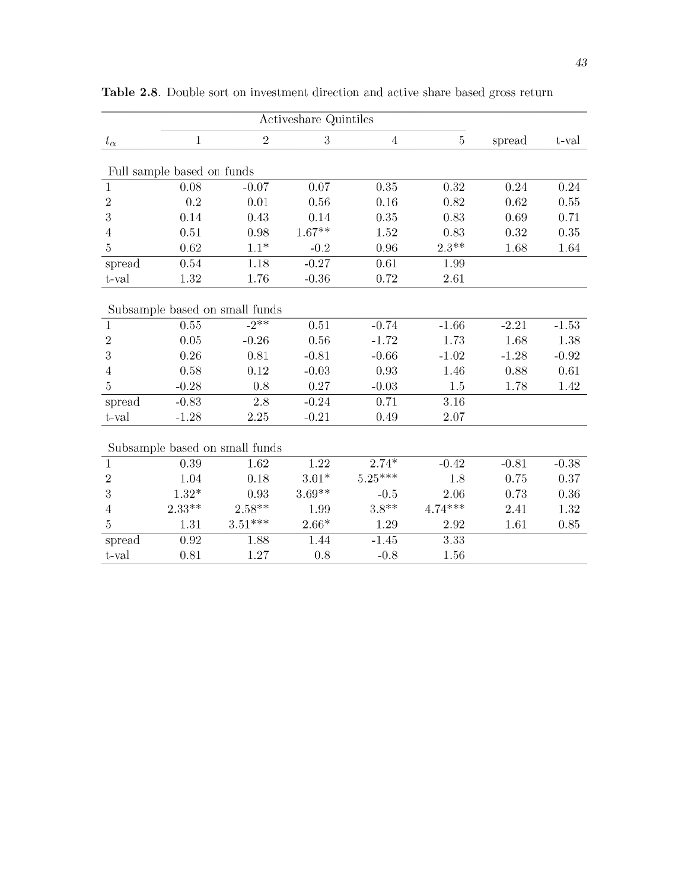**Table 2.8**. Double sort on investment direction and active share based gross return

| | Activeshare Quintiles | | | | | | |
|---|---|---|---|---|---|---|---|
| $t_\alpha$ | 1 | 2 | 3 | 4 | 5 | spread | t-val |
| Full sample based on funds | | | | | | | |
| 1 | 0.08 | -0.07 | 0.07 | 0.35 | 0.32 | 0.24 | 0.24 |
| 2 | 0.2 | 0.01 | 0.56 | 0.16 | 0.82 | 0.62 | 0.55 |
| 3 | 0.14 | 0.43 | 0.14 | 0.35 | 0.83 | 0.69 | 0.71 |
| 4 | 0.51 | 0.98 | 1.67** | 1.52 | 0.83 | 0.32 | 0.35 |
| 5 | 0.62 | 1.1* | -0.2 | 0.96 | 2.3** | 1.68 | 1.64 |
| spread | 0.54 | 1.18 | -0.27 | 0.61 | 1.99 | | |
| t-val | 1.32 | 1.76 | -0.36 | 0.72 | 2.61 | | |
| Subsample based on small funds | | | | | | | |
| 1 | 0.55 | -2** | 0.51 | -0.74 | -1.66 | -2.21 | -1.53 |
| 2 | 0.05 | -0.26 | 0.56 | -1.72 | 1.73 | 1.68 | 1.38 |
| 3 | 0.26 | 0.81 | -0.81 | -0.66 | -1.02 | -1.28 | -0.92 |
| 4 | 0.58 | 0.12 | -0.03 | 0.93 | 1.46 | 0.88 | 0.61 |
| 5 | -0.28 | 0.8 | 0.27 | -0.03 | 1.5 | 1.78 | 1.42 |
| spread | -0.83 | 2.8 | -0.24 | 0.71 | 3.16 | | |
| t-val | -1.28 | 2.25 | -0.21 | 0.49 | 2.07 | | |
| Subsample based on small funds | | | | | | | |
| 1 | 0.39 | 1.62 | 1.22 | 2.74* | -0.42 | -0.81 | -0.38 |
| 2 | 1.04 | 0.18 | 3.01* | 5.25*** | 1.8 | 0.75 | 0.37 |
| 3 | 1.32* | 0.93 | 3.69** | -0.5 | 2.06 | 0.73 | 0.36 |
| 4 | 2.33** | 2.58** | 1.99 | 3.8** | 4.74*** | 2.41 | 1.32 |
| 5 | 1.31 | 3.51*** | 2.66* | 1.29 | 2.92 | 1.61 | 0.85 |
| spread | 0.92 | 1.88 | 1.44 | -1.45 | 3.33 | | |
| t-val | 0.81 | 1.27 | 0.8 | -0.8 | 1.56 | | |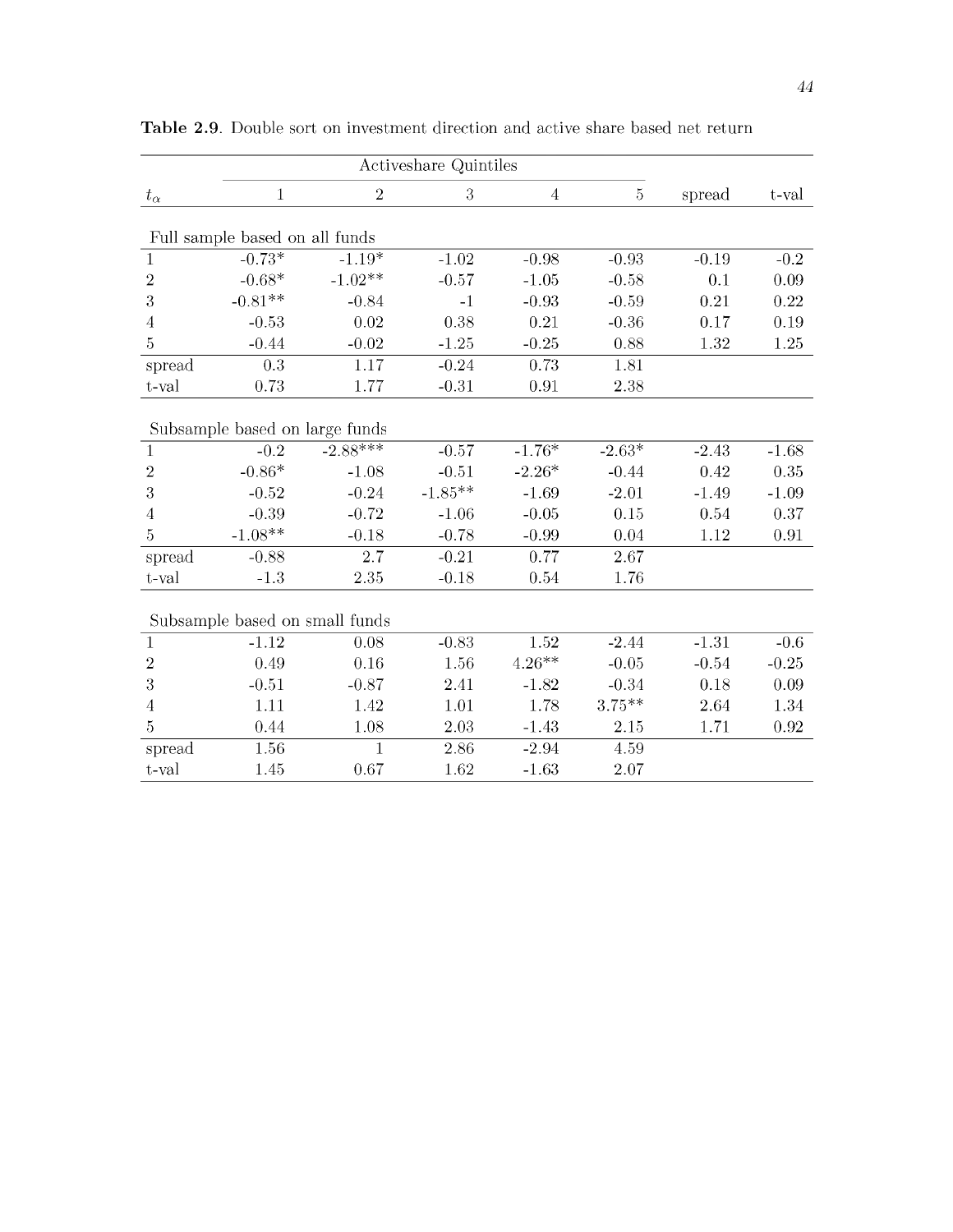**Table 2.9**. Double sort on investment direction and active share based net return

| | Activeshare Quintiles | | | | | | |
|---|---|---|---|---|---|---|---|
| $t_\alpha$ | 1 | 2 | 3 | 4 | 5 | spread | t-val |
| Full sample based on all funds | | | | | | | |
| 1 | -0.73* | -1.19* | -1.02 | -0.98 | -0.93 | -0.19 | -0.2 |
| 2 | -0.68* | -1.02** | -0.57 | -1.05 | -0.58 | 0.1 | 0.09 |
| 3 | -0.81** | -0.84 | -1 | -0.93 | -0.59 | 0.21 | 0.22 |
| 4 | -0.53 | 0.02 | 0.38 | 0.21 | -0.36 | 0.17 | 0.19 |
| 5 | -0.44 | -0.02 | -1.25 | -0.25 | 0.88 | 1.32 | 1.25 |
| spread | 0.3 | 1.17 | -0.24 | 0.73 | 1.81 | | |
| t-val | 0.73 | 1.77 | -0.31 | 0.91 | 2.38 | | |
| Subsample based on large funds | | | | | | | |
| 1 | -0.2 | -2.88*** | -0.57 | -1.76* | -2.63* | -2.43 | -1.68 |
| 2 | -0.86* | -1.08 | -0.51 | -2.26* | -0.44 | 0.42 | 0.35 |
| 3 | -0.52 | -0.24 | -1.85** | -1.69 | -2.01 | -1.49 | -1.09 |
| 4 | -0.39 | -0.72 | -1.06 | -0.05 | 0.15 | 0.54 | 0.37 |
| 5 | -1.08** | -0.18 | -0.78 | -0.99 | 0.04 | 1.12 | 0.91 |
| spread | -0.88 | 2.7 | -0.21 | 0.77 | 2.67 | | |
| t-val | -1.3 | 2.35 | -0.18 | 0.54 | 1.76 | | |
| Subsample based on small funds | | | | | | | |
| 1 | -1.12 | 0.08 | -0.83 | 1.52 | -2.44 | -1.31 | -0.6 |
| 2 | 0.49 | 0.16 | 1.56 | 4.26** | -0.05 | -0.54 | -0.25 |
| 3 | -0.51 | -0.87 | 2.41 | -1.82 | -0.34 | 0.18 | 0.09 |
| 4 | 1.11 | 1.42 | 1.01 | 1.78 | 3.75** | 2.64 | 1.34 |
| 5 | 0.44 | 1.08 | 2.03 | -1.43 | 2.15 | 1.71 | 0.92 |
| spread | 1.56 | 1 | 2.86 | -2.94 | 4.59 | | |
| t-val | 1.45 | 0.67 | 1.62 | -1.63 | 2.07 | | |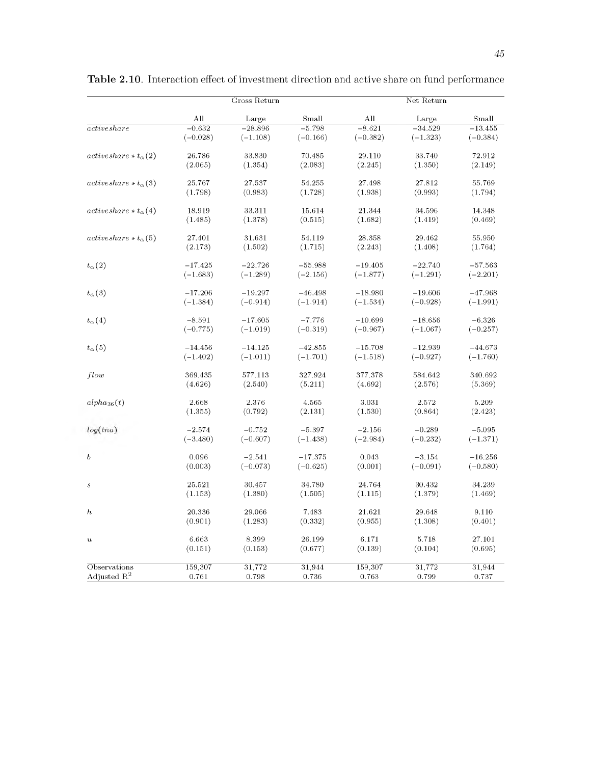**Table 2.10**. Interaction effect of investment direction and active share on fund performance

| | Gross Return | | | Net Return | | |
|---|---|---|---|---|---|---|
| | All | Large | Small | All | Large | Small |
| $activeshare$ | −0.632 | −28.896 | −5.798 | −8.621 | −34.529 | −13.455 |
| | (−0.028) | (−1.108) | (−0.166) | (−0.382) | (−1.323) | (−0.384) |
| $activeshare * t_{\alpha}(2)$ | 26.786 | 33.830 | 70.485 | 29.110 | 33.740 | 72.912 |
| | (2.065) | (1.354) | (2.083) | (2.245) | (1.350) | (2.149) |
| $activeshare * t_{\alpha}(3)$ | 25.767 | 27.537 | 54.255 | 27.498 | 27.812 | 55.769 |
| | (1.798) | (0.983) | (1.728) | (1.938) | (0.993) | (1.794) |
| $activeshare * t_{\alpha}(4)$ | 18.919 | 33.311 | 15.614 | 21.344 | 34.596 | 14.348 |
| | (1.485) | (1.378) | (0.515) | (1.682) | (1.419) | (0.469) |
| $activeshare * t_{\alpha}(5)$ | 27.401 | 31.631 | 54.119 | 28.358 | 29.462 | 55.950 |
| | (2.173) | (1.502) | (1.715) | (2.243) | (1.408) | (1.764) |
| $t_{\alpha}(2)$ | −17.425 | −22.726 | −55.988 | −19.405 | −22.740 | −57.563 |
| | (−1.683) | (−1.289) | (−2.156) | (−1.877) | (−1.291) | (−2.201) |
| $t_{\alpha}(3)$ | −17.206 | −19.297 | −46.498 | −18.980 | −19.606 | −47.968 |
| | (−1.384) | (−0.914) | (−1.914) | (−1.534) | (−0.928) | (−1.991) |
| $t_{\alpha}(4)$ | −8.591 | −17.605 | −7.776 | −10.699 | −18.656 | −6.326 |
| | (−0.775) | (−1.019) | (−0.319) | (−0.967) | (−1.067) | (−0.257) |
| $t_{\alpha}(5)$ | −14.456 | −14.125 | −42.855 | −15.708 | −12.939 | −44.673 |
| | (−1.402) | (−1.011) | (−1.701) | (−1.518) | (−0.927) | (−1.760) |
| $flow$ | 369.435 | 577.113 | 327.924 | 377.378 | 584.642 | 340.692 |
| | (4.626) | (2.540) | (5.211) | (4.692) | (2.576) | (5.369) |
| $alpha_{36}(t)$ | 2.668 | 2.376 | 4.565 | 3.031 | 2.572 | 5.209 |
| | (1.355) | (0.792) | (2.131) | (1.530) | (0.864) | (2.423) |
| $log(tna)$ | −2.574 | −0.752 | −5.397 | −2.156 | −0.289 | −5.095 |
| | (−3.480) | (−0.607) | (−1.438) | (−2.984) | (−0.232) | (−1.371) |
| $b$ | 0.096 | −2.541 | −17.375 | 0.043 | −3.154 | −16.256 |
| | (0.003) | (−0.073) | (−0.625) | (0.001) | (−0.091) | (−0.580) |
| $s$ | 25.521 | 30.457 | 34.780 | 24.764 | 30.432 | 34.239 |
| | (1.153) | (1.380) | (1.505) | (1.115) | (1.379) | (1.469) |
| $h$ | 20.336 | 29.066 | 7.483 | 21.621 | 29.648 | 9.110 |
| | (0.901) | (1.283) | (0.332) | (0.955) | (1.308) | (0.401) |
| $u$ | 6.663 | 8.399 | 26.199 | 6.171 | 5.718 | 27.101 |
| | (0.151) | (0.153) | (0.677) | (0.139) | (0.104) | (0.695) |
| Observations | 159,307 | 31,772 | 31,944 | 159,307 | 31,772 | 31,944 |
| Adjusted $R^2$ | 0.761 | 0.798 | 0.736 | 0.763 | 0.799 | 0.737 |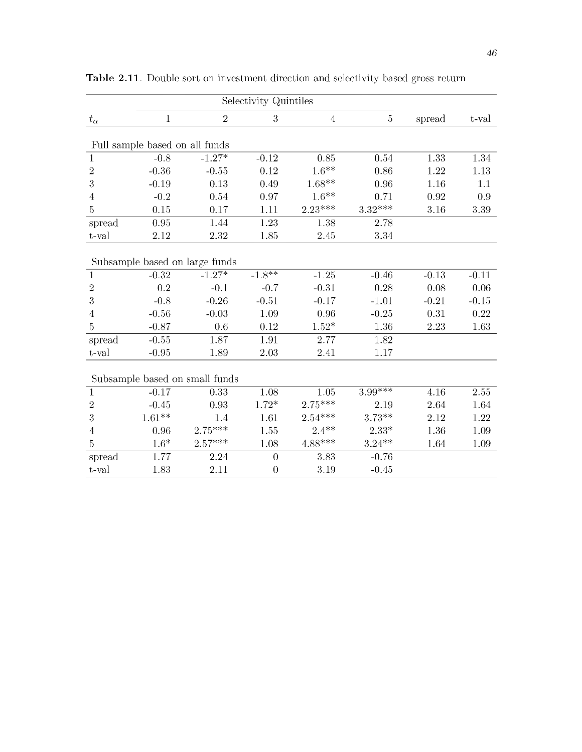**Table 2.11**. Double sort on investment direction and selectivity based gross return

| | Selectivity Quintiles | | | | | | |
|---|---|---|---|---|---|---|---|
| $t_\alpha$ | 1 | 2 | 3 | 4 | 5 | spread | t-val |
| Full sample based on all funds | | | | | | | |
| 1 | -0.8 | -1.27* | -0.12 | 0.85 | 0.54 | 1.33 | 1.34 |
| 2 | -0.36 | -0.55 | 0.12 | 1.6** | 0.86 | 1.22 | 1.13 |
| 3 | -0.19 | 0.13 | 0.49 | 1.68** | 0.96 | 1.16 | 1.1 |
| 4 | -0.2 | 0.54 | 0.97 | 1.6** | 0.71 | 0.92 | 0.9 |
| 5 | 0.15 | 0.17 | 1.11 | 2.23*** | 3.32*** | 3.16 | 3.39 |
| spread | 0.95 | 1.44 | 1.23 | 1.38 | 2.78 | | |
| t-val | 2.12 | 2.32 | 1.85 | 2.45 | 3.34 | | |
| Subsample based on large funds | | | | | | | |
| 1 | -0.32 | -1.27* | -1.8** | -1.25 | -0.46 | -0.13 | -0.11 |
| 2 | 0.2 | -0.1 | -0.7 | -0.31 | 0.28 | 0.08 | 0.06 |
| 3 | -0.8 | -0.26 | -0.51 | -0.17 | -1.01 | -0.21 | -0.15 |
| 4 | -0.56 | -0.03 | 1.09 | 0.96 | -0.25 | 0.31 | 0.22 |
| 5 | -0.87 | 0.6 | 0.12 | 1.52* | 1.36 | 2.23 | 1.63 |
| spread | -0.55 | 1.87 | 1.91 | 2.77 | 1.82 | | |
| t-val | -0.95 | 1.89 | 2.03 | 2.41 | 1.17 | | |
| Subsample based on small funds | | | | | | | |
| 1 | -0.17 | 0.33 | 1.08 | 1.05 | 3.99*** | 4.16 | 2.55 |
| 2 | -0.45 | 0.93 | 1.72* | 2.75*** | 2.19 | 2.64 | 1.64 |
| 3 | 1.61** | 1.4 | 1.61 | 2.54*** | 3.73** | 2.12 | 1.22 |
| 4 | 0.96 | 2.75*** | 1.55 | 2.4** | 2.33* | 1.36 | 1.09 |
| 5 | 1.6* | 2.57*** | 1.08 | 4.88*** | 3.24** | 1.64 | 1.09 |
| spread | 1.77 | 2.24 | 0 | 3.83 | -0.76 | | |
| t-val | 1.83 | 2.11 | 0 | 3.19 | -0.45 | | |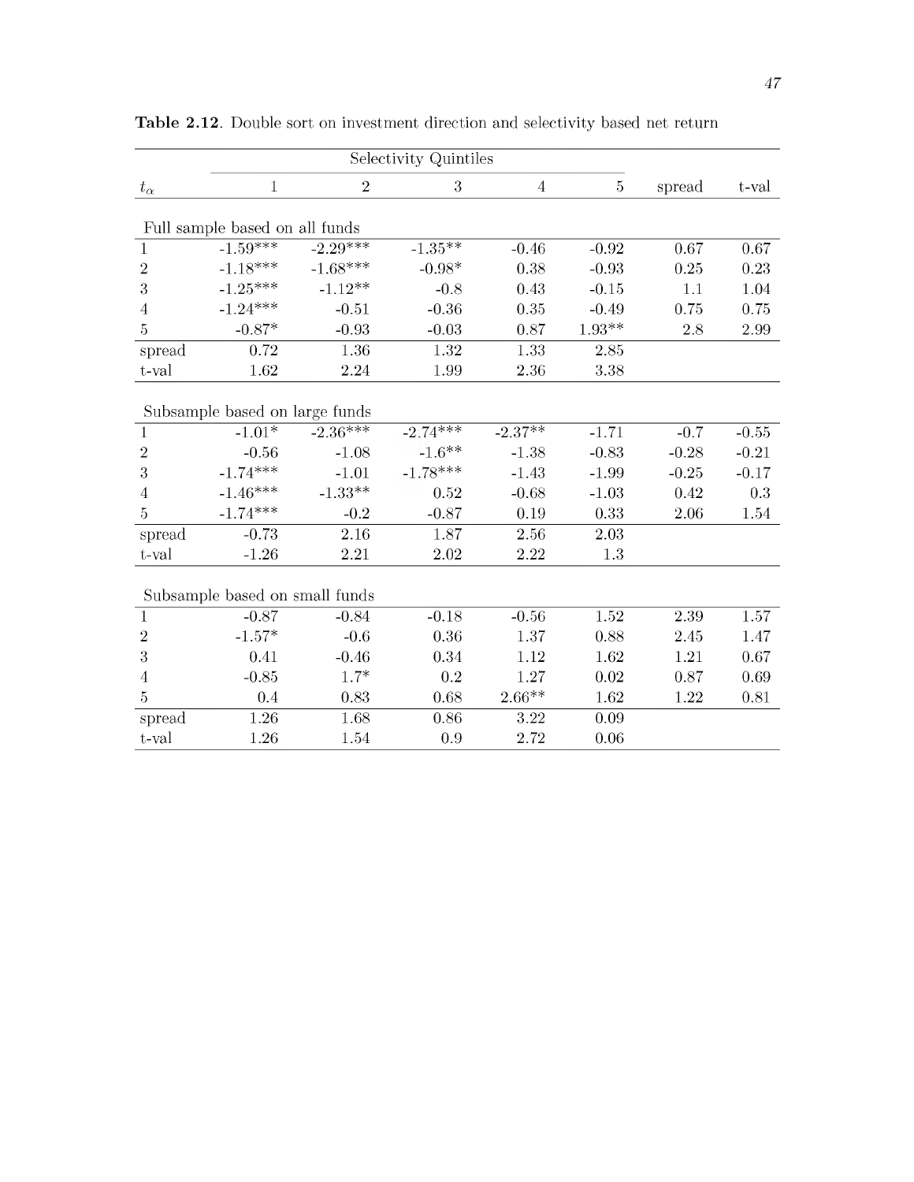**Table 2.12**. Double sort on investment direction and selectivity based net return

| $t_\alpha$ | Selectivity Quintiles 1 | 2 | 3 | 4 | 5 | spread | t-val |
|---|---|---|---|---|---|---|---|
| **Full sample based on all funds** | | | | | | | |
| 1 | -1.59*** | -2.29*** | -1.35** | -0.46 | -0.92 | 0.67 | 0.67 |
| 2 | -1.18*** | -1.68*** | -0.98* | 0.38 | -0.93 | 0.25 | 0.23 |
| 3 | -1.25*** | -1.12** | -0.8 | 0.43 | -0.15 | 1.1 | 1.04 |
| 4 | -1.24*** | -0.51 | -0.36 | 0.35 | -0.49 | 0.75 | 0.75 |
| 5 | -0.87* | -0.93 | -0.03 | 0.87 | 1.93** | 2.8 | 2.99 |
| spread | 0.72 | 1.36 | 1.32 | 1.33 | 2.85 | | |
| t-val | 1.62 | 2.24 | 1.99 | 2.36 | 3.38 | | |
| **Subsample based on large funds** | | | | | | | |
| 1 | -1.01* | -2.36*** | -2.74*** | -2.37** | -1.71 | -0.7 | -0.55 |
| 2 | -0.56 | -1.08 | -1.6** | -1.38 | -0.83 | -0.28 | -0.21 |
| 3 | -1.74*** | -1.01 | -1.78*** | -1.43 | -1.99 | -0.25 | -0.17 |
| 4 | -1.46*** | -1.33** | 0.52 | -0.68 | -1.03 | 0.42 | 0.3 |
| 5 | -1.74*** | -0.2 | -0.87 | 0.19 | 0.33 | 2.06 | 1.54 |
| spread | -0.73 | 2.16 | 1.87 | 2.56 | 2.03 | | |
| t-val | -1.26 | 2.21 | 2.02 | 2.22 | 1.3 | | |
| **Subsample based on small funds** | | | | | | | |
| 1 | -0.87 | -0.84 | -0.18 | -0.56 | 1.52 | 2.39 | 1.57 |
| 2 | -1.57* | -0.6 | 0.36 | 1.37 | 0.88 | 2.45 | 1.47 |
| 3 | 0.41 | -0.46 | 0.34 | 1.12 | 1.62 | 1.21 | 0.67 |
| 4 | -0.85 | 1.7* | 0.2 | 1.27 | 0.02 | 0.87 | 0.69 |
| 5 | 0.4 | 0.83 | 0.68 | 2.66** | 1.62 | 1.22 | 0.81 |
| spread | 1.26 | 1.68 | 0.86 | 3.22 | 0.09 | | |
| t-val | 1.26 | 1.54 | 0.9 | 2.72 | 0.06 | | |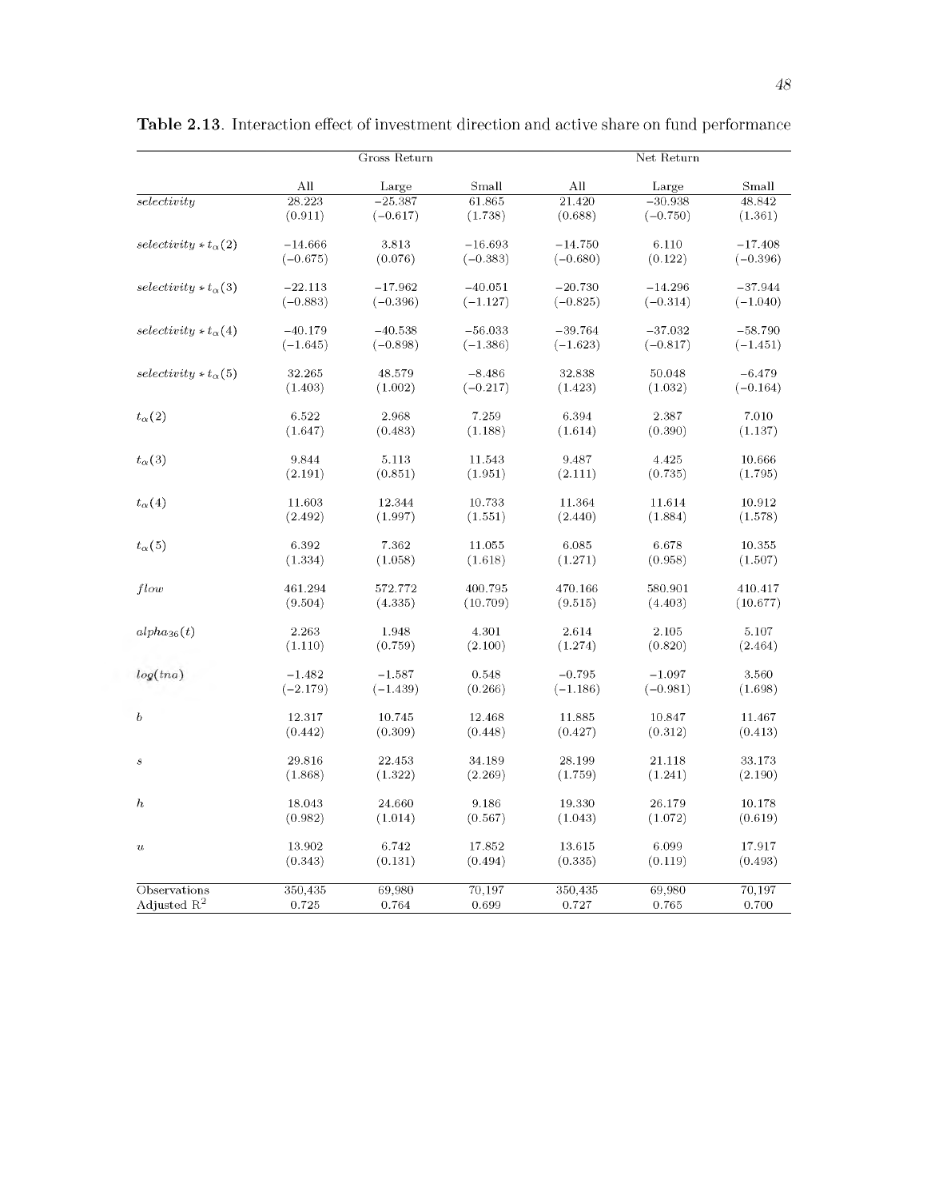**Table 2.13**. Interaction effect of investment direction and active share on fund performance

| | Gross Return | | | Net Return | | |
|---|---|---|---|---|---|---|
| | All | Large | Small | All | Large | Small |
| *selectivity* | 28.223 | −25.387 | 61.865 | 21.420 | −30.938 | 48.842 |
| | (0.911) | (−0.617) | (1.738) | (0.688) | (−0.750) | (1.361) |
| $selectivity * t_{\alpha}(2)$ | −14.666 | 3.813 | −16.693 | −14.750 | 6.110 | −17.408 |
| | (−0.675) | (0.076) | (−0.383) | (−0.680) | (0.122) | (−0.396) |
| $selectivity * t_{\alpha}(3)$ | −22.113 | −17.962 | −40.051 | −20.730 | −14.296 | −37.944 |
| | (−0.883) | (−0.396) | (−1.127) | (−0.825) | (−0.314) | (−1.040) |
| $selectivity * t_{\alpha}(4)$ | −40.179 | −40.538 | −56.033 | −39.764 | −37.032 | −58.790 |
| | (−1.645) | (−0.898) | (−1.386) | (−1.623) | (−0.817) | (−1.451) |
| $selectivity * t_{\alpha}(5)$ | 32.265 | 48.579 | −8.486 | 32.838 | 50.048 | −6.479 |
| | (1.403) | (1.002) | (−0.217) | (1.423) | (1.032) | (−0.164) |
| $t_{\alpha}(2)$ | 6.522 | 2.968 | 7.259 | 6.394 | 2.387 | 7.010 |
| | (1.647) | (0.483) | (1.188) | (1.614) | (0.390) | (1.137) |
| $t_{\alpha}(3)$ | 9.844 | 5.113 | 11.543 | 9.487 | 4.425 | 10.666 |
| | (2.191) | (0.851) | (1.951) | (2.111) | (0.735) | (1.795) |
| $t_{\alpha}(4)$ | 11.603 | 12.344 | 10.733 | 11.364 | 11.614 | 10.912 |
| | (2.492) | (1.997) | (1.551) | (2.440) | (1.884) | (1.578) |
| $t_{\alpha}(5)$ | 6.392 | 7.362 | 11.055 | 6.085 | 6.678 | 10.355 |
| | (1.334) | (1.058) | (1.618) | (1.271) | (0.958) | (1.507) |
| *flow* | 461.294 | 572.772 | 400.795 | 470.166 | 580.901 | 410.417 |
| | (9.504) | (4.335) | (10.709) | (9.515) | (4.403) | (10.677) |
| $alpha_{36}(t)$ | 2.263 | 1.948 | 4.301 | 2.614 | 2.105 | 5.107 |
| | (1.110) | (0.759) | (2.100) | (1.274) | (0.820) | (2.464) |
| $log(tna)$ | −1.482 | −1.587 | 0.548 | −0.795 | −1.097 | 3.560 |
| | (−2.179) | (−1.439) | (0.266) | (−1.186) | (−0.981) | (1.698) |
| $b$ | 12.317 | 10.745 | 12.468 | 11.885 | 10.847 | 11.467 |
| | (0.442) | (0.309) | (0.448) | (0.427) | (0.312) | (0.413) |
| $s$ | 29.816 | 22.453 | 34.189 | 28.199 | 21.118 | 33.173 |
| | (1.868) | (1.322) | (2.269) | (1.759) | (1.241) | (2.190) |
| $h$ | 18.043 | 24.660 | 9.186 | 19.330 | 26.179 | 10.178 |
| | (0.982) | (1.014) | (0.567) | (1.043) | (1.072) | (0.619) |
| $u$ | 13.902 | 6.742 | 17.852 | 13.615 | 6.099 | 17.917 |
| | (0.343) | (0.131) | (0.494) | (0.335) | (0.119) | (0.493) |
| Observations | 350,435 | 69,980 | 70,197 | 350,435 | 69,980 | 70,197 |
| Adjusted $R^2$ | 0.725 | 0.764 | 0.699 | 0.727 | 0.765 | 0.700 |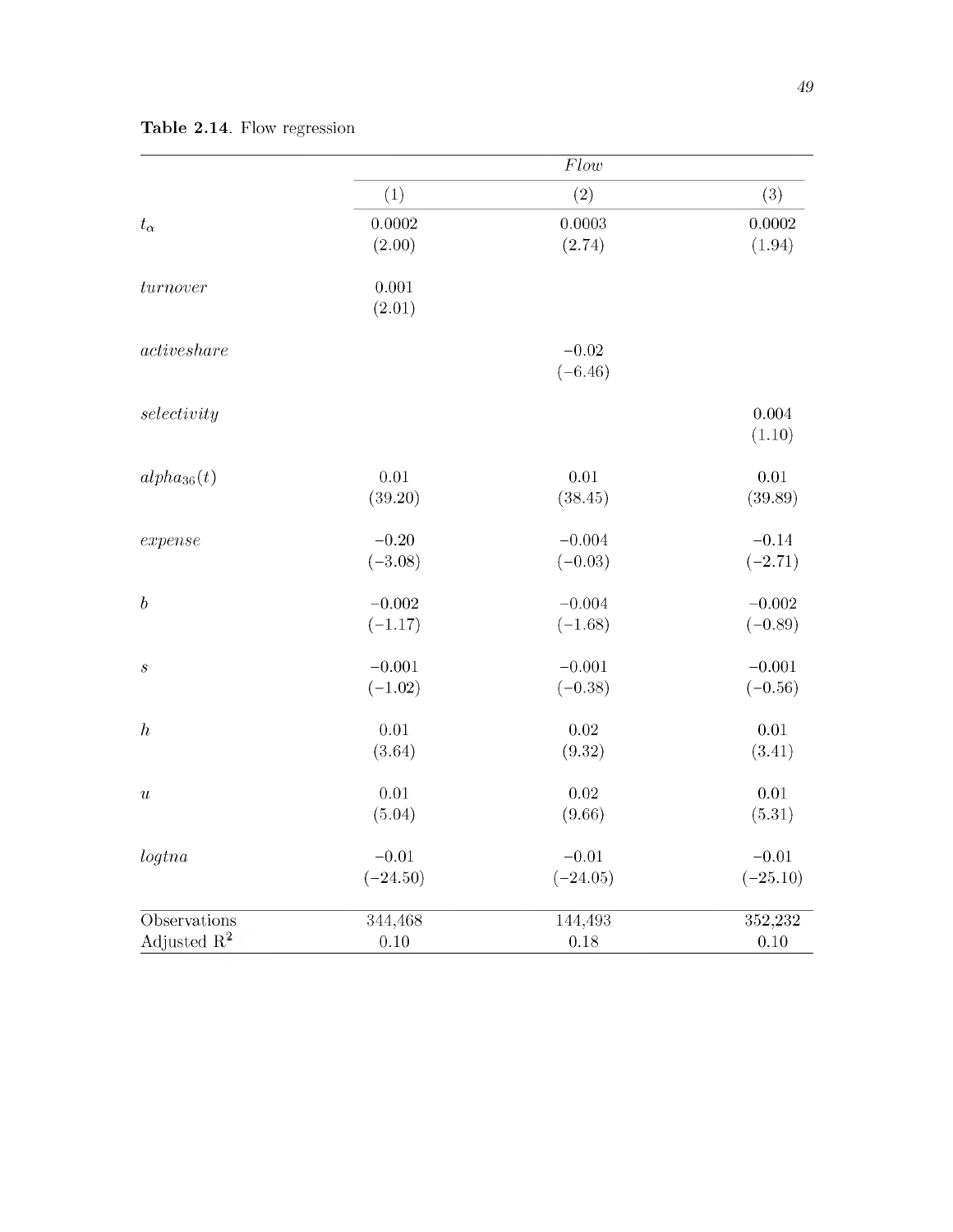**Table 2.14**. Flow regression

| | *Flow* | | |
|---|---|---|---|
| | (1) | (2) | (3) |
| $t_\alpha$ | 0.0002 | 0.0003 | 0.0002 |
| | (2.00) | (2.74) | (1.94) |
| *turnover* | 0.001 | | |
| | (2.01) | | |
| *activeshare* | | −0.02 | |
| | | (−6.46) | |
| *selectivity* | | | 0.004 |
| | | | (1.10) |
| $alpha_{36}(t)$ | 0.01 | 0.01 | 0.01 |
| | (39.20) | (38.45) | (39.89) |
| *expense* | −0.20 | −0.004 | −0.14 |
| | (−3.08) | (−0.03) | (−2.71) |
| $b$ | −0.002 | −0.004 | −0.002 |
| | (−1.17) | (−1.68) | (−0.89) |
| $s$ | −0.001 | −0.001 | −0.001 |
| | (−1.02) | (−0.38) | (−0.56) |
| $h$ | 0.01 | 0.02 | 0.01 |
| | (3.64) | (9.32) | (3.41) |
| $u$ | 0.01 | 0.02 | 0.01 |
| | (5.04) | (9.66) | (5.31) |
| *logtna* | −0.01 | −0.01 | −0.01 |
| | (−24.50) | (−24.05) | (−25.10) |
| Observations | 344,468 | 144,493 | 352,232 |
| Adjusted $R^2$ | 0.10 | 0.18 | 0.10 |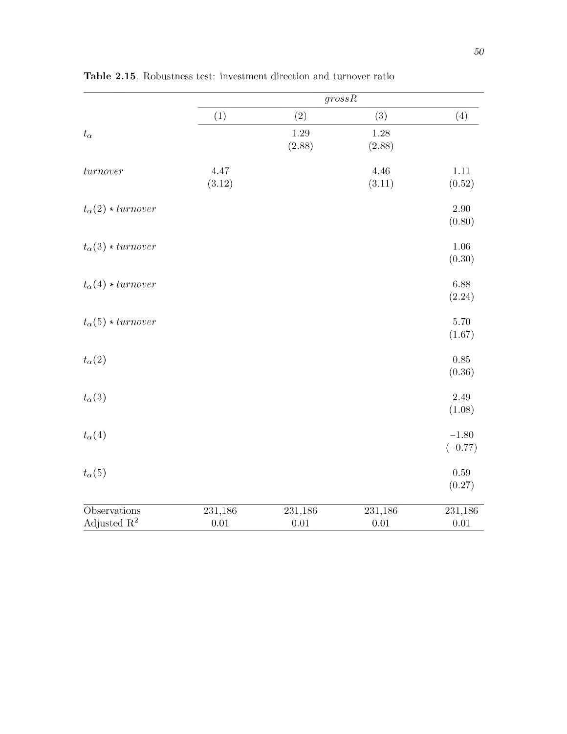**Table 2.15**. Robustness test: investment direction and turnover ratio

| | *grossR* | | | |
|---|---|---|---|---|
| | (1) | (2) | (3) | (4) |
| $t_\alpha$ | | 1.29 | 1.28 | |
| | | (2.88) | (2.88) | |
| *turnover* | 4.47 | | 4.46 | 1.11 |
| | (3.12) | | (3.11) | (0.52) |
| $t_\alpha(2) * turnover$ | | | | 2.90 |
| | | | | (0.80) |
| $t_\alpha(3) * turnover$ | | | | 1.06 |
| | | | | (0.30) |
| $t_\alpha(4) * turnover$ | | | | 6.88 |
| | | | | (2.24) |
| $t_\alpha(5) * turnover$ | | | | 5.70 |
| | | | | (1.67) |
| $t_\alpha(2)$ | | | | 0.85 |
| | | | | (0.36) |
| $t_\alpha(3)$ | | | | 2.49 |
| | | | | (1.08) |
| $t_\alpha(4)$ | | | | −1.80 |
| | | | | (−0.77) |
| $t_\alpha(5)$ | | | | 0.59 |
| | | | | (0.27) |
| Observations | 231,186 | 231,186 | 231,186 | 231,186 |
| Adjusted $R^2$ | 0.01 | 0.01 | 0.01 | 0.01 |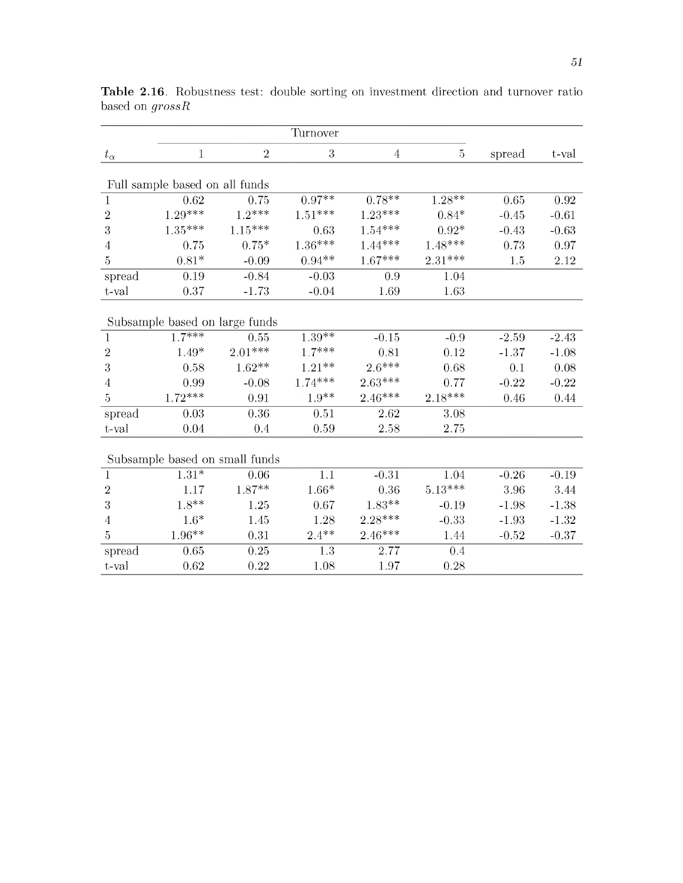**Table 2.16**. Robustness test: double sorting on investment direction and turnover ratio based on *grossR*

| | Turnover | | | | | | |
|---|---|---|---|---|---|---|---|
| $t_\alpha$ | 1 | 2 | 3 | 4 | 5 | spread | t-val |
| Full sample based on all funds | | | | | | | |
| 1 | 0.62 | 0.75 | 0.97** | 0.78** | 1.28** | 0.65 | 0.92 |
| 2 | 1.29*** | 1.2*** | 1.51*** | 1.23*** | 0.84* | -0.45 | -0.61 |
| 3 | 1.35*** | 1.15*** | 0.63 | 1.54*** | 0.92* | -0.43 | -0.63 |
| 4 | 0.75 | 0.75* | 1.36*** | 1.44*** | 1.48*** | 0.73 | 0.97 |
| 5 | 0.81* | -0.09 | 0.94** | 1.67*** | 2.31*** | 1.5 | 2.12 |
| spread | 0.19 | -0.84 | -0.03 | 0.9 | 1.04 | | |
| t-val | 0.37 | -1.73 | -0.04 | 1.69 | 1.63 | | |
| Subsample based on large funds | | | | | | | |
| 1 | 1.7*** | 0.55 | 1.39** | -0.15 | -0.9 | -2.59 | -2.43 |
| 2 | 1.49* | 2.01*** | 1.7*** | 0.81 | 0.12 | -1.37 | -1.08 |
| 3 | 0.58 | 1.62** | 1.21** | 2.6*** | 0.68 | 0.1 | 0.08 |
| 4 | 0.99 | -0.08 | 1.74*** | 2.63*** | 0.77 | -0.22 | -0.22 |
| 5 | 1.72*** | 0.91 | 1.9** | 2.46*** | 2.18*** | 0.46 | 0.44 |
| spread | 0.03 | 0.36 | 0.51 | 2.62 | 3.08 | | |
| t-val | 0.04 | 0.4 | 0.59 | 2.58 | 2.75 | | |
| Subsample based on small funds | | | | | | | |
| 1 | 1.31* | 0.06 | 1.1 | -0.31 | 1.04 | -0.26 | -0.19 |
| 2 | 1.17 | 1.87** | 1.66* | 0.36 | 5.13*** | 3.96 | 3.44 |
| 3 | 1.8** | 1.25 | 0.67 | 1.83** | -0.19 | -1.98 | -1.38 |
| 4 | 1.6* | 1.45 | 1.28 | 2.28*** | -0.33 | -1.93 | -1.32 |
| 5 | 1.96** | 0.31 | 2.4** | 2.46*** | 1.44 | -0.52 | -0.37 |
| spread | 0.65 | 0.25 | 1.3 | 2.77 | 0.4 | | |
| t-val | 0.62 | 0.22 | 1.08 | 1.97 | 0.28 | | |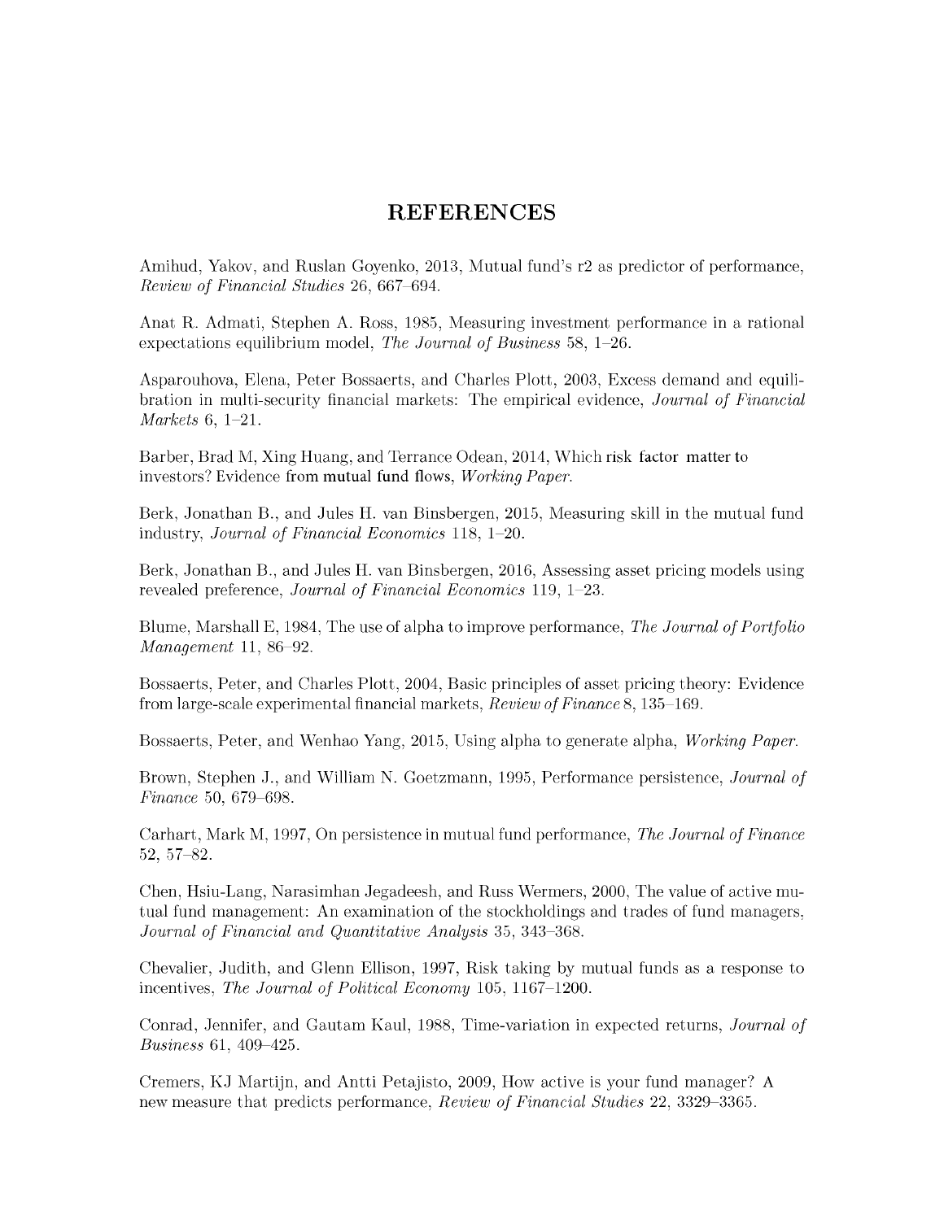# REFERENCES

Amihud, Yakov, and Ruslan Goyenko, 2013, Mutual fund's r2 as predictor of performance, *Review of Financial Studies* 26, 667–694.

Anat R. Admati, Stephen A. Ross, 1985, Measuring investment performance in a rational expectations equilibrium model, *The Journal of Business* 58, 1–26.

Asparouhova, Elena, Peter Bossaerts, and Charles Plott, 2003, Excess demand and equilibration in multi-security financial markets: The empirical evidence, *Journal of Financial Markets* 6, 1–21.

Barber, Brad M, Xing Huang, and Terrance Odean, 2014, Which risk factor matter to investors? Evidence from mutual fund flows, *Working Paper.*

Berk, Jonathan B., and Jules H. van Binsbergen, 2015, Measuring skill in the mutual fund industry, *Journal of Financial Economics* 118, 1–20.

Berk, Jonathan B., and Jules H. van Binsbergen, 2016, Assessing asset pricing models using revealed preference, *Journal of Financial Economics* 119, 1–23.

Blume, Marshall E, 1984, The use of alpha to improve performance, *The Journal of Portfolio Management* 11, 86–92.

Bossaerts, Peter, and Charles Plott, 2004, Basic principles of asset pricing theory: Evidence from large-scale experimental financial markets, *Review of Finance* 8, 135–169.

Bossaerts, Peter, and Wenhao Yang, 2015, Using alpha to generate alpha, *Working Paper.*

Brown, Stephen J., and William N. Goetzmann, 1995, Performance persistence, *Journal of Finance* 50, 679–698.

Carhart, Mark M, 1997, On persistence in mutual fund performance, *The Journal of Finance* 52, 57–82.

Chen, Hsiu-Lang, Narasimhan Jegadeesh, and Russ Wermers, 2000, The value of active mutual fund management: An examination of the stockholdings and trades of fund managers, *Journal of Financial and Quantitative Analysis* 35, 343–368.

Chevalier, Judith, and Glenn Ellison, 1997, Risk taking by mutual funds as a response to incentives, *The Journal of Political Economy* 105, 1167–1200.

Conrad, Jennifer, and Gautam Kaul, 1988, Time-variation in expected returns, *Journal of Business* 61, 409–425.

Cremers, KJ Martijn, and Antti Petajisto, 2009, How active is your fund manager? A new measure that predicts performance, *Review of Financial Studies* 22, 3329–3365.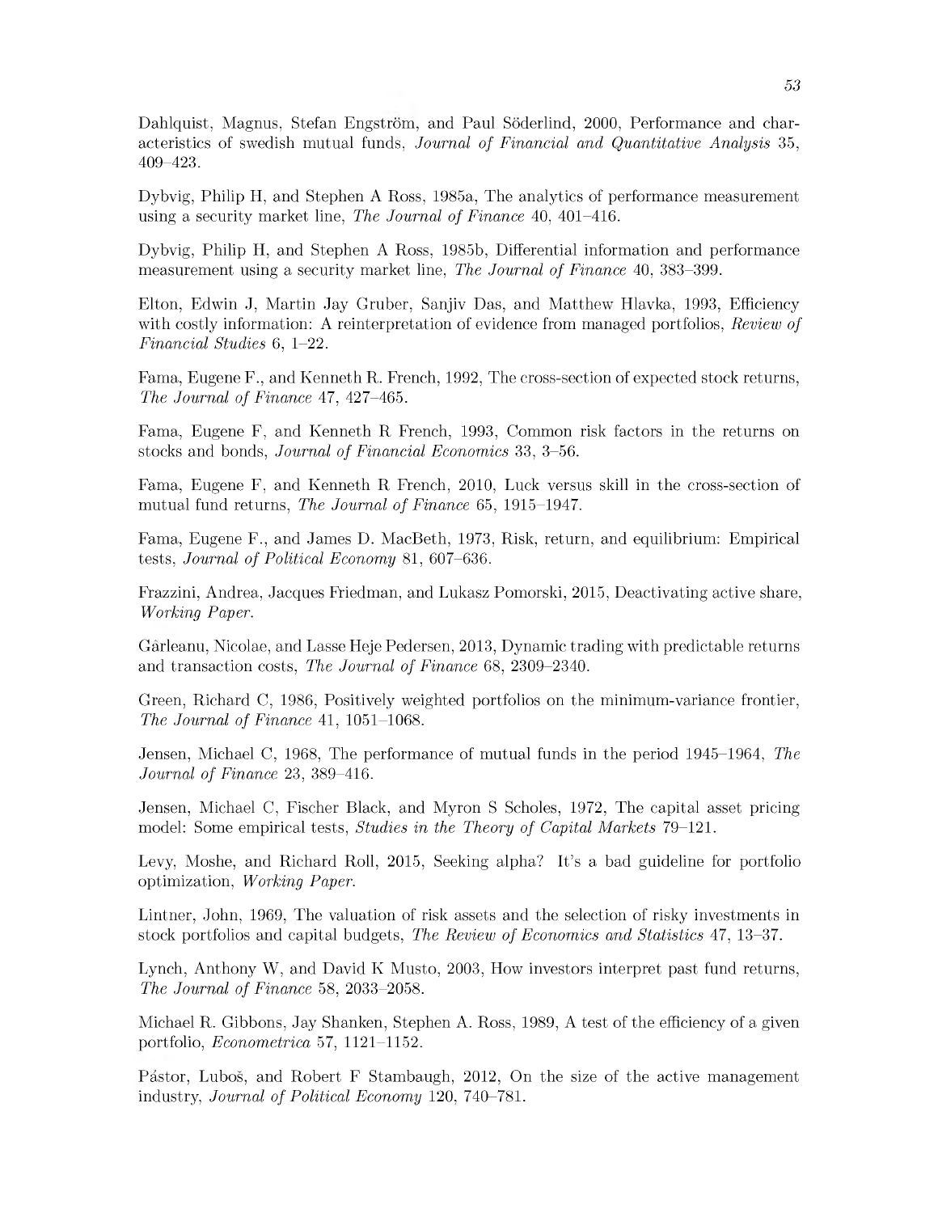Dahlquist, Magnus, Stefan Engström, and Paul Söderlind, 2000, Performance and characteristics of swedish mutual funds, *Journal of Financial and Quantitative Analysis* 35, 409–423.

Dybvig, Philip H, and Stephen A Ross, 1985a, The analytics of performance measurement using a security market line, *The Journal of Finance* 40, 401–416.

Dybvig, Philip H, and Stephen A Ross, 1985b, Differential information and performance measurement using a security market line, *The Journal of Finance* 40, 383–399.

Elton, Edwin J, Martin Jay Gruber, Sanjiv Das, and Matthew Hlavka, 1993, Efficiency with costly information: A reinterpretation of evidence from managed portfolios, *Review of Financial Studies* 6, 1–22.

Fama, Eugene F., and Kenneth R. French, 1992, The cross-section of expected stock returns, *The Journal of Finance* 47, 427–465.

Fama, Eugene F, and Kenneth R French, 1993, Common risk factors in the returns on stocks and bonds, *Journal of Financial Economics* 33, 3–56.

Fama, Eugene F, and Kenneth R French, 2010, Luck versus skill in the cross-section of mutual fund returns, *The Journal of Finance* 65, 1915–1947.

Fama, Eugene F., and James D. MacBeth, 1973, Risk, return, and equilibrium: Empirical tests, *Journal of Political Economy* 81, 607–636.

Frazzini, Andrea, Jacques Friedman, and Lukasz Pomorski, 2015, Deactivating active share, *Working Paper.*

Gârleanu, Nicolae, and Lasse Heje Pedersen, 2013, Dynamic trading with predictable returns and transaction costs, *The Journal of Finance* 68, 2309–2340.

Green, Richard C, 1986, Positively weighted portfolios on the minimum-variance frontier, *The Journal of Finance* 41, 1051–1068.

Jensen, Michael C, 1968, The performance of mutual funds in the period 1945–1964, *The Journal of Finance* 23, 389–416.

Jensen, Michael C, Fischer Black, and Myron S Scholes, 1972, The capital asset pricing model: Some empirical tests, *Studies in the Theory of Capital Markets* 79–121.

Levy, Moshe, and Richard Roll, 2015, Seeking alpha? It's a bad guideline for portfolio optimization, *Working Paper.*

Lintner, John, 1969, The valuation of risk assets and the selection of risky investments in stock portfolios and capital budgets, *The Review of Economics and Statistics* 47, 13–37.

Lynch, Anthony W, and David K Musto, 2003, How investors interpret past fund returns, *The Journal of Finance* 58, 2033–2058.

Michael R. Gibbons, Jay Shanken, Stephen A. Ross, 1989, A test of the efficiency of a given portfolio, *Econometrica* 57, 1121–1152.

Pástor, Luboš, and Robert F Stambaugh, 2012, On the size of the active management industry, *Journal of Political Economy* 120, 740–781.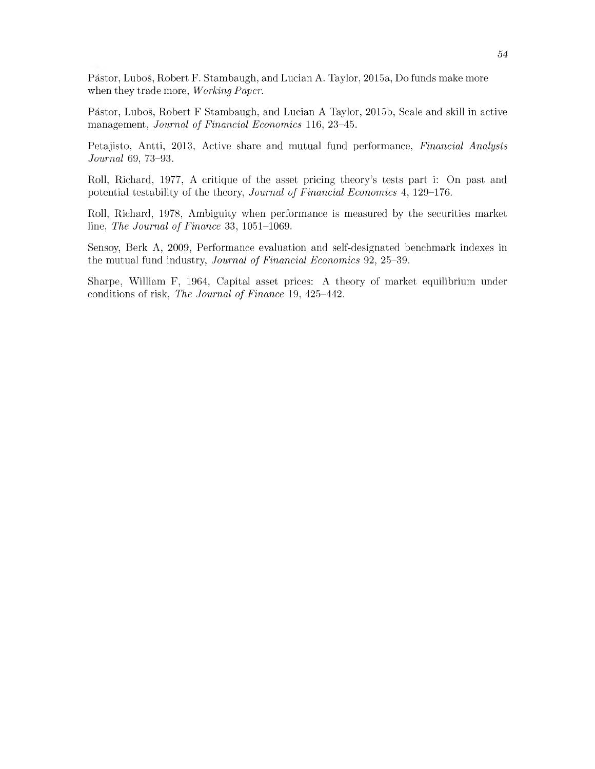Pástor, Luboš, Robert F. Stambaugh, and Lucian A. Taylor, 2015a, Do funds make more when they trade more, *Working Paper.*

Pástor, Luboš, Robert F Stambaugh, and Lucian A Taylor, 2015b, Scale and skill in active management, *Journal of Financial Economics* 116, 23–45.

Petajisto, Antti, 2013, Active share and mutual fund performance, *Financial Analysts Journal* 69, 73–93.

Roll, Richard, 1977, A critique of the asset pricing theory's tests part i: On past and potential testability of the theory, *Journal of Financial Economics* 4, 129–176.

Roll, Richard, 1978, Ambiguity when performance is measured by the securities market line, *The Journal of Finance* 33, 1051–1069.

Sensoy, Berk A, 2009, Performance evaluation and self-designated benchmark indexes in the mutual fund industry, *Journal of Financial Economics* 92, 25–39.

Sharpe, William F, 1964, Capital asset prices: A theory of market equilibrium under conditions of risk, *The Journal of Finance* 19, 425–442.